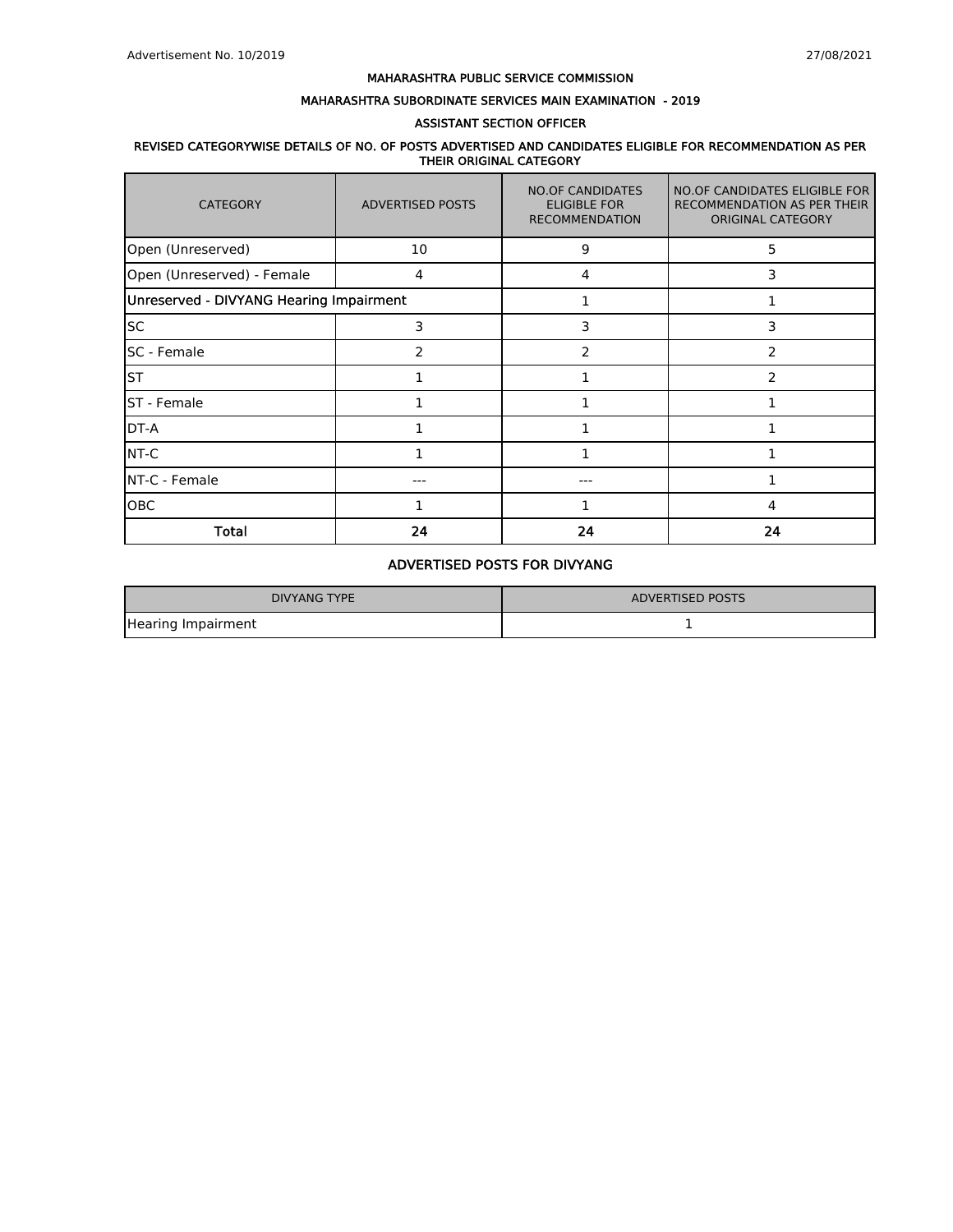Advertisement No. 10/2019 27/08/2021

# MAHARASHTRA PUBLIC SERVICE COMMISSION

## MAHARASHTRA SUBORDINATE SERVICES MAIN EXAMINATION - 2019

## ASSISTANT SECTION OFFICER

### REVISED CATEGORYWISE DETAILS OF NO. OF POSTS ADVERTISED AND CANDIDATES ELIGIBLE FOR RECOMMENDATION AS PER THEIR ORIGINAL CATEGORY

| CATEGORY | ADVERTISED POSTS | NO.OF CANDIDATES ELIGIBLE FOR RECOMMENDATION | NO.OF CANDIDATES ELIGIBLE FOR RECOMMENDATION AS PER THEIR ORIGINAL CATEGORY |
|---|---|---|---|
| Open (Unreserved) | 10 | 9 | 5 |
| Open (Unreserved) - Female | 4 | 4 | 3 |
| Unreserved - DIVYANG Hearing Impairment | | 1 | 1 |
| SC | 3 | 3 | 3 |
| SC - Female | 2 | 2 | 2 |
| ST | 1 | 1 | 2 |
| ST - Female | 1 | 1 | 1 |
| DT-A | 1 | 1 | 1 |
| NT-C | 1 | 1 | 1 |
| NT-C - Female | --- | --- | 1 |
| OBC | 1 | 1 | 4 |
| **Total** | **24** | **24** | **24** |

### ADVERTISED POSTS FOR DIVYANG

| DIVYANG TYPE | ADVERTISED POSTS |
|---|---|
| Hearing Impairment | 1 |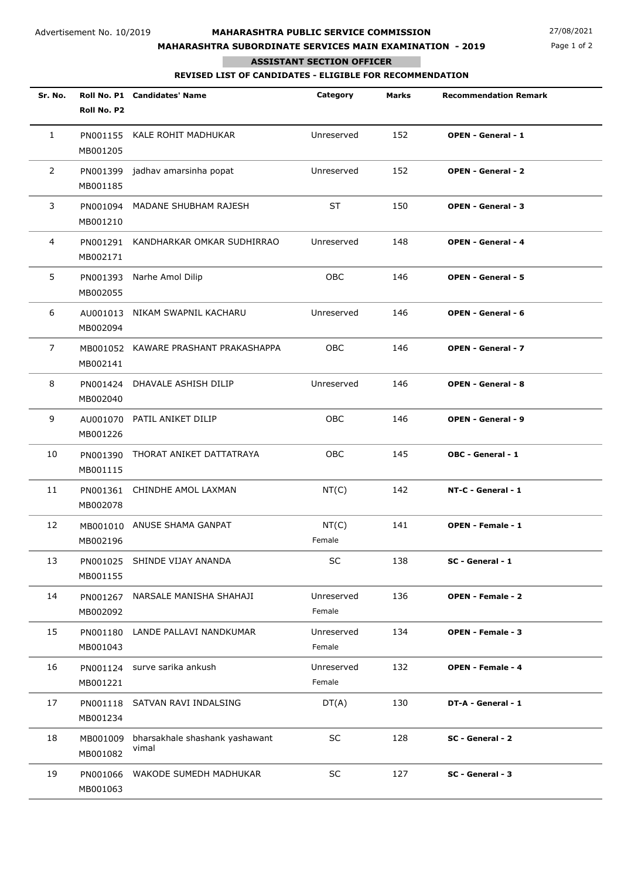Advertisement No. 10/2019

# MAHARASHTRA PUBLIC SERVICE COMMISSION

## MAHARASHTRA SUBORDINATE SERVICES MAIN EXAMINATION - 2019

27/08/2021

### ASSISTANT SECTION OFFICER

### REVISED LIST OF CANDIDATES - ELIGIBLE FOR RECOMMENDATION

| Sr. No. | Roll No. P1<br>Roll No. P2 | Candidates' Name | Category | Marks | Recommendation Remark |
|---|---|---|---|---|---|
| 1 | PN001155<br>MB001205 | KALE ROHIT MADHUKAR | Unreserved | 152 | **OPEN - General - 1** |
| 2 | PN001399<br>MB001185 | jadhav amarsinha popat | Unreserved | 152 | **OPEN - General - 2** |
| 3 | PN001094<br>MB001210 | MADANE SHUBHAM RAJESH | ST | 150 | **OPEN - General - 3** |
| 4 | PN001291<br>MB002171 | KANDHARKAR OMKAR SUDHIRRAO | Unreserved | 148 | **OPEN - General - 4** |
| 5 | PN001393<br>MB002055 | Narhe Amol Dilip | OBC | 146 | **OPEN - General - 5** |
| 6 | AU001013<br>MB002094 | NIKAM SWAPNIL KACHARU | Unreserved | 146 | **OPEN - General - 6** |
| 7 | MB001052<br>MB002141 | KAWARE PRASHANT PRAKASHAPPA | OBC | 146 | **OPEN - General - 7** |
| 8 | PN001424<br>MB002040 | DHAVALE ASHISH DILIP | Unreserved | 146 | **OPEN - General - 8** |
| 9 | AU001070<br>MB001226 | PATIL ANIKET DILIP | OBC | 146 | **OPEN - General - 9** |
| 10 | PN001390<br>MB001115 | THORAT ANIKET DATTATRAYA | OBC | 145 | **OBC - General - 1** |
| 11 | PN001361<br>MB002078 | CHINDHE AMOL LAXMAN | NT(C) | 142 | **NT-C - General - 1** |
| 12 | MB001010<br>MB002196 | ANUSE SHAMA GANPAT | NT(C)<br>Female | 141 | **OPEN - Female - 1** |
| 13 | PN001025<br>MB001155 | SHINDE VIJAY ANANDA | SC | 138 | **SC - General - 1** |
| 14 | PN001267<br>MB002092 | NARSALE MANISHA SHAHAJI | Unreserved<br>Female | 136 | **OPEN - Female - 2** |
| 15 | PN001180<br>MB001043 | LANDE PALLAVI NANDKUMAR | Unreserved<br>Female | 134 | **OPEN - Female - 3** |
| 16 | PN001124<br>MB001221 | surve sarika ankush | Unreserved<br>Female | 132 | **OPEN - Female - 4** |
| 17 | PN001118<br>MB001234 | SATVAN RAVI INDALSING | DT(A) | 130 | **DT-A - General - 1** |
| 18 | MB001009<br>MB001082 | bharsakhale shashank yashawant vimal | SC | 128 | **SC - General - 2** |
| 19 | PN001066<br>MB001063 | WAKODE SUMEDH MADHUKAR | SC | 127 | **SC - General - 3** |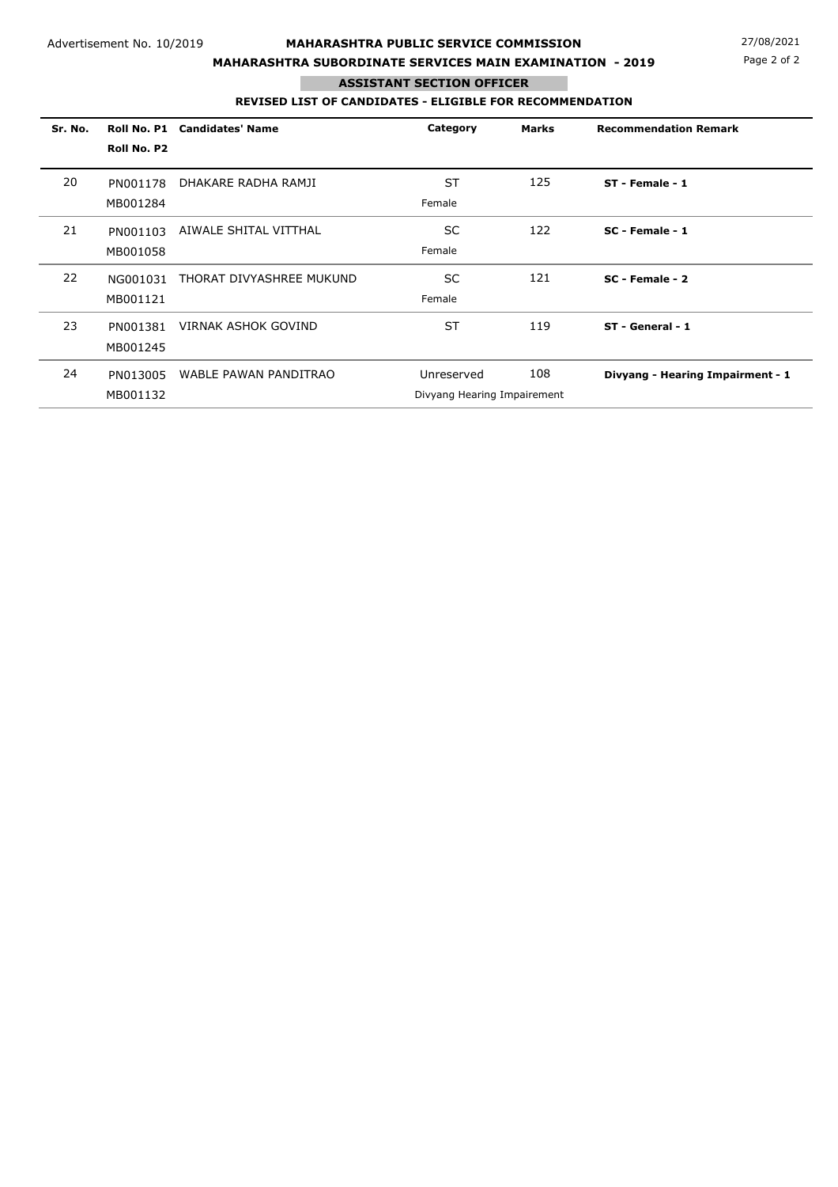Advertisement No. 10/2019

**MAHARASHTRA PUBLIC SERVICE COMMISSION**

**MAHARASHTRA SUBORDINATE SERVICES MAIN EXAMINATION - 2019**

27/08/2021

**ASSISTANT SECTION OFFICER**

**REVISED LIST OF CANDIDATES - ELIGIBLE FOR RECOMMENDATION**

| Sr. No. | Roll No. P1 / Roll No. P2 | Candidates' Name | Category | Marks | Recommendation Remark |
|---|---|---|---|---|---|
| 20 | PN001178 / MB001284 | DHAKARE RADHA RAMJI | ST / Female | 125 | **ST - Female - 1** |
| 21 | PN001103 / MB001058 | AIWALE SHITAL VITTHAL | SC / Female | 122 | **SC - Female - 1** |
| 22 | NG001031 / MB001121 | THORAT DIVYASHREE MUKUND | SC / Female | 121 | **SC - Female - 2** |
| 23 | PN001381 / MB001245 | VIRNAK ASHOK GOVIND | ST | 119 | **ST - General - 1** |
| 24 | PN013005 / MB001132 | WABLE PAWAN PANDITRAO | Unreserved / Divyang Hearing Impairement | 108 | **Divyang - Hearing Impairment - 1** |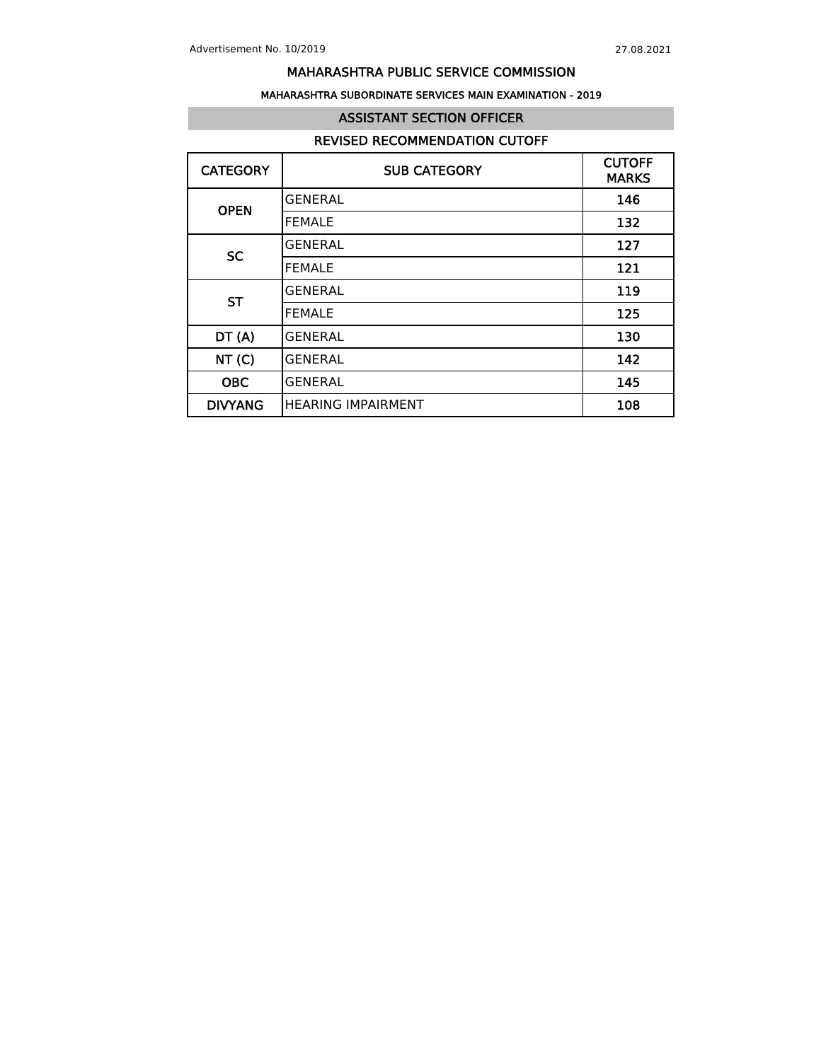Advertisement No. 10/2019

27.08.2021

# MAHARASHTRA PUBLIC SERVICE COMMISSION

## MAHARASHTRA SUBORDINATE SERVICES MAIN EXAMINATION - 2019

### ASSISTANT SECTION OFFICER

### REVISED RECOMMENDATION CUTOFF

| CATEGORY | SUB CATEGORY | CUTOFF MARKS |
|---|---|---|
| OPEN | GENERAL | 146 |
| | FEMALE | 132 |
| SC | GENERAL | 127 |
| | FEMALE | 121 |
| ST | GENERAL | 119 |
| | FEMALE | 125 |
| DT (A) | GENERAL | 130 |
| NT (C) | GENERAL | 142 |
| OBC | GENERAL | 145 |
| DIVYANG | HEARING IMPAIRMENT | 108 |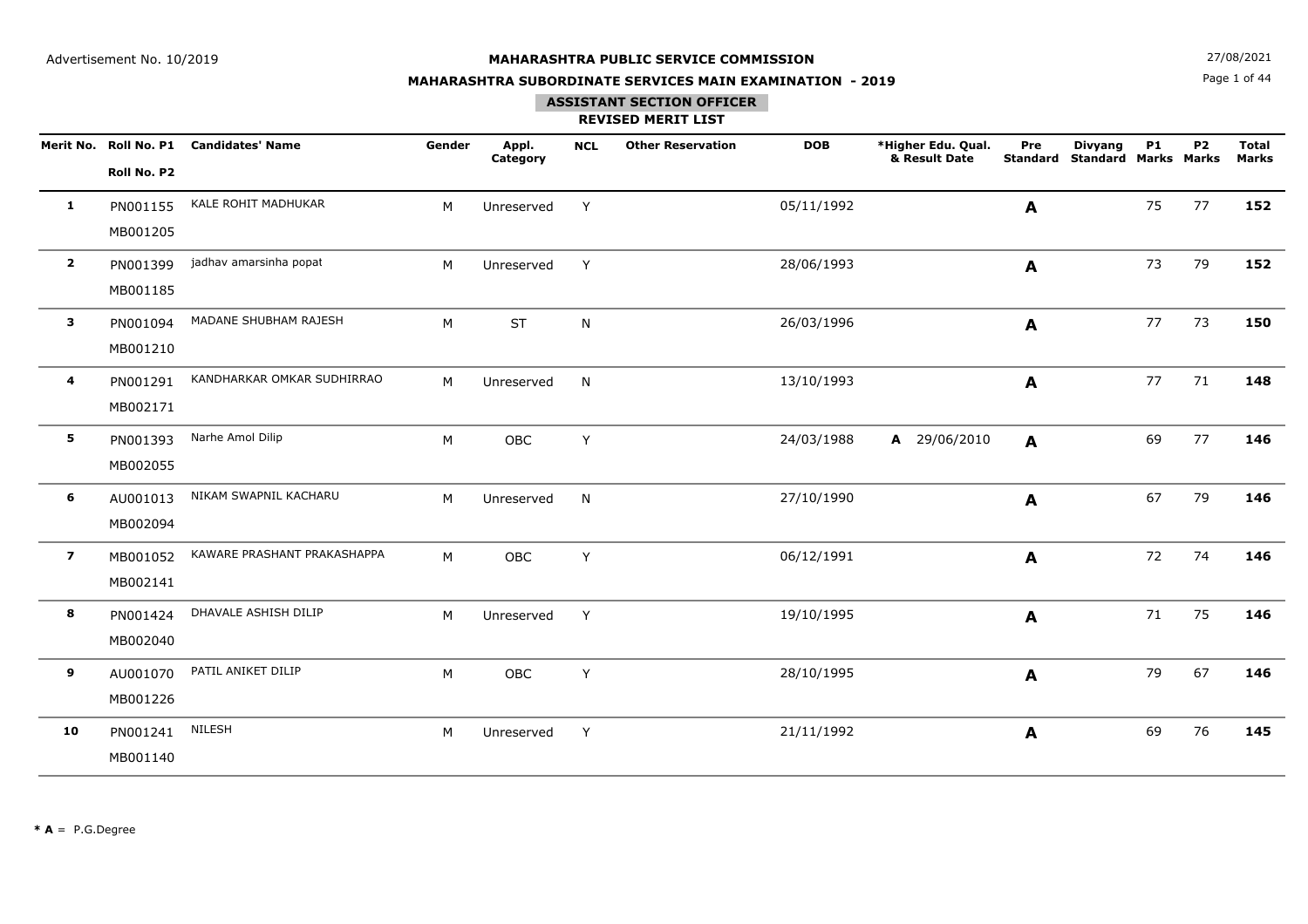Advertisement No. 10/2019

**MAHARASHTRA PUBLIC SERVICE COMMISSION**

**MAHARASHTRA SUBORDINATE SERVICES MAIN EXAMINATION - 2019**

27/08/2021

## ASSISTANT SECTION OFFICER

### REVISED MERIT LIST

| Merit No. | Roll No. P1 / Roll No. P2 | Candidates' Name | Gender | Appl. Category | NCL | Other Reservation | DOB | *Higher Edu. Qual. & Result Date | Pre Standard | Divyang Standard | P1 Marks | P2 Marks | Total Marks |
|---|---|---|---|---|---|---|---|---|---|---|---|---|---|
| **1** | PN001155 MB001205 | KALE ROHIT MADHUKAR | M | Unreserved | Y | | 05/11/1992 | | **A** | | 75 | 77 | **152** |
| **2** | PN001399 MB001185 | jadhav amarsinha popat | M | Unreserved | Y | | 28/06/1993 | | **A** | | 73 | 79 | **152** |
| **3** | PN001094 MB001210 | MADANE SHUBHAM RAJESH | M | ST | N | | 26/03/1996 | | **A** | | 77 | 73 | **150** |
| **4** | PN001291 MB002171 | KANDHARKAR OMKAR SUDHIRRAO | M | Unreserved | N | | 13/10/1993 | | **A** | | 77 | 71 | **148** |
| **5** | PN001393 MB002055 | Narhe Amol Dilip | M | OBC | Y | | 24/03/1988 | **A** 29/06/2010 | **A** | | 69 | 77 | **146** |
| **6** | AU001013 MB002094 | NIKAM SWAPNIL KACHARU | M | Unreserved | N | | 27/10/1990 | | **A** | | 67 | 79 | **146** |
| **7** | MB001052 MB002141 | KAWARE PRASHANT PRAKASHAPPA | M | OBC | Y | | 06/12/1991 | | **A** | | 72 | 74 | **146** |
| **8** | PN001424 MB002040 | DHAVALE ASHISH DILIP | M | Unreserved | Y | | 19/10/1995 | | **A** | | 71 | 75 | **146** |
| **9** | AU001070 MB001226 | PATIL ANIKET DILIP | M | OBC | Y | | 28/10/1995 | | **A** | | 79 | 67 | **146** |
| **10** | PN001241 MB001140 | NILESH | M | Unreserved | Y | | 21/11/1992 | | **A** | | 69 | 76 | **145** |

**\* A** = P.G.Degree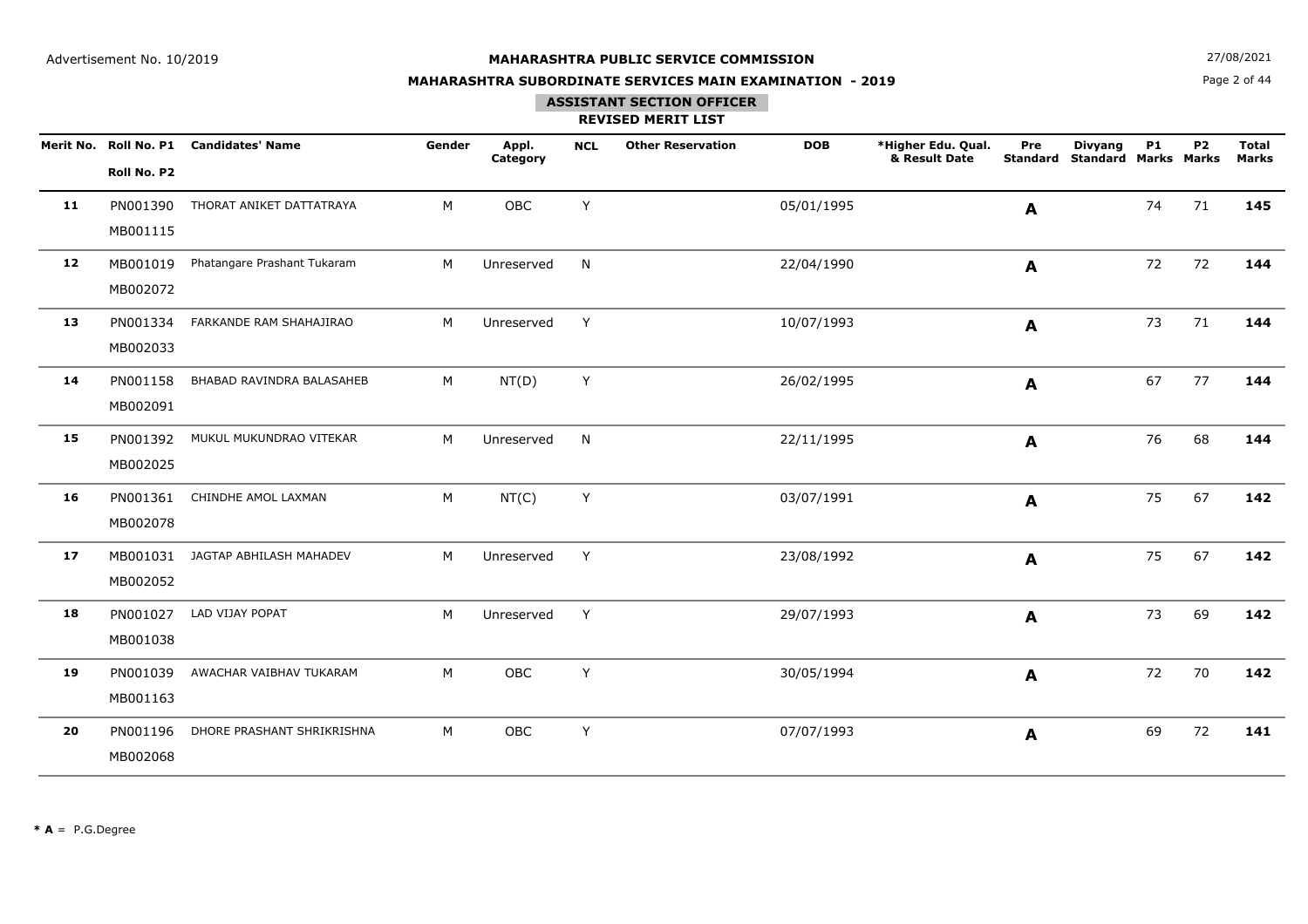Advertisement No. 10/2019

**MAHARASHTRA PUBLIC SERVICE COMMISSION**

**MAHARASHTRA SUBORDINATE SERVICES MAIN EXAMINATION - 2019**

27/08/2021

**ASSISTANT SECTION OFFICER**

**REVISED MERIT LIST**

| Merit No. | Roll No. P1 / Roll No. P2 | Candidates' Name | Gender | Appl. Category | NCL | Other Reservation | DOB | *Higher Edu. Qual. & Result Date | Pre Standard | Divyang Standard | P1 Marks | P2 Marks | Total Marks |
|---|---|---|---|---|---|---|---|---|---|---|---|---|---|
| **11** | PN001390 MB001115 | THORAT ANIKET DATTATRAYA | M | OBC | Y | | 05/01/1995 | | **A** | | 74 | 71 | **145** |
| **12** | MB001019 MB002072 | Phatangare Prashant Tukaram | M | Unreserved | N | | 22/04/1990 | | **A** | | 72 | 72 | **144** |
| **13** | PN001334 MB002033 | FARKANDE RAM SHAHAJIRAO | M | Unreserved | Y | | 10/07/1993 | | **A** | | 73 | 71 | **144** |
| **14** | PN001158 MB002091 | BHABAD RAVINDRA BALASAHEB | M | NT(D) | Y | | 26/02/1995 | | **A** | | 67 | 77 | **144** |
| **15** | PN001392 MB002025 | MUKUL MUKUNDRAO VITEKAR | M | Unreserved | N | | 22/11/1995 | | **A** | | 76 | 68 | **144** |
| **16** | PN001361 MB002078 | CHINDHE AMOL LAXMAN | M | NT(C) | Y | | 03/07/1991 | | **A** | | 75 | 67 | **142** |
| **17** | MB001031 MB002052 | JAGTAP ABHILASH MAHADEV | M | Unreserved | Y | | 23/08/1992 | | **A** | | 75 | 67 | **142** |
| **18** | PN001027 MB001038 | LAD VIJAY POPAT | M | Unreserved | Y | | 29/07/1993 | | **A** | | 73 | 69 | **142** |
| **19** | PN001039 MB001163 | AWACHAR VAIBHAV TUKARAM | M | OBC | Y | | 30/05/1994 | | **A** | | 72 | 70 | **142** |
| **20** | PN001196 MB002068 | DHORE PRASHANT SHRIKRISHNA | M | OBC | Y | | 07/07/1993 | | **A** | | 69 | 72 | **141** |

**\* A** = P.G.Degree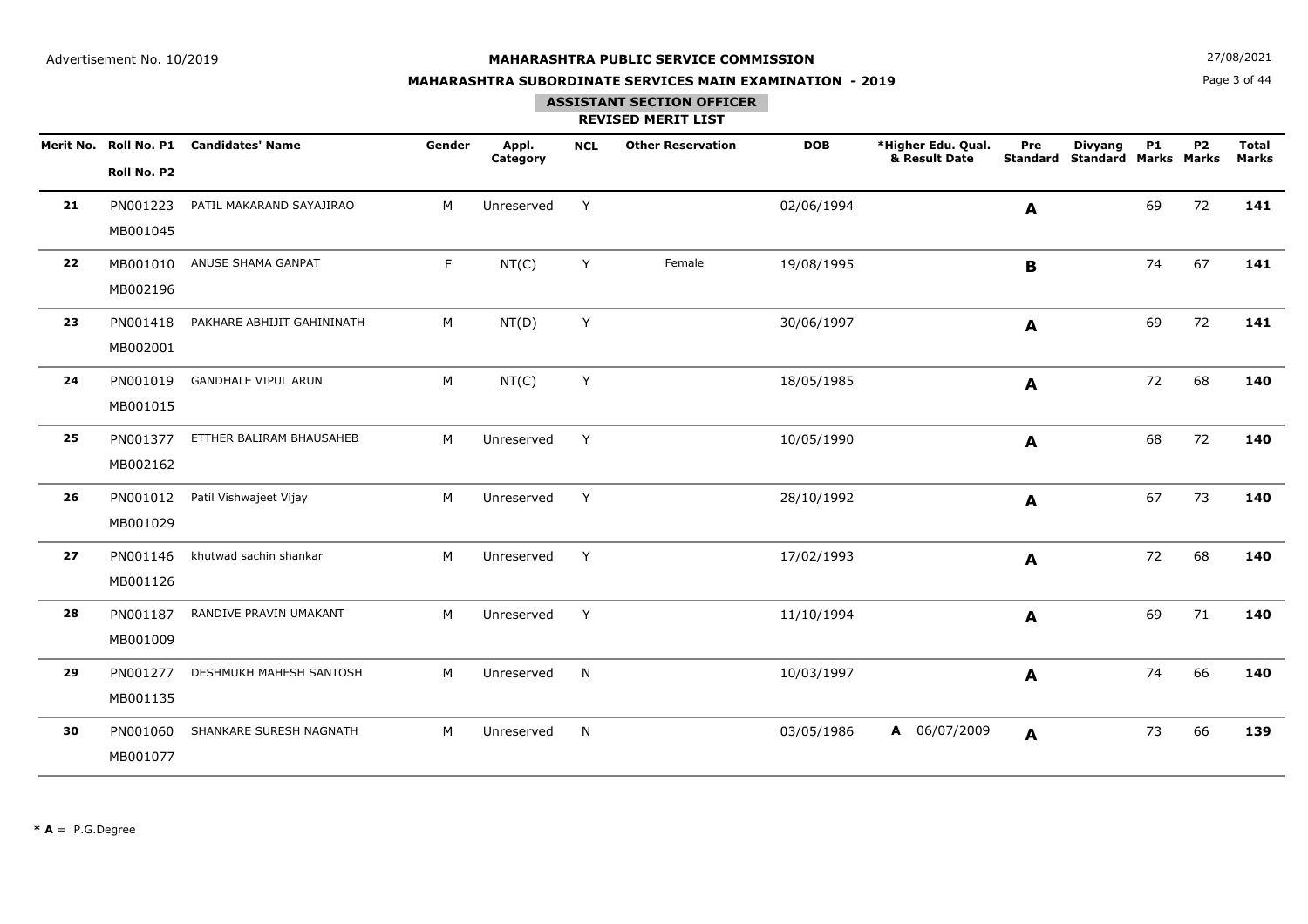Advertisement No. 10/2019

**MAHARASHTRA PUBLIC SERVICE COMMISSION**

**MAHARASHTRA SUBORDINATE SERVICES MAIN EXAMINATION - 2019**

**ASSISTANT SECTION OFFICER**

**REVISED MERIT LIST**

27/08/2021

| Merit No. | Roll No. P1 / Roll No. P2 | Candidates' Name | Gender | Appl. Category | NCL | Other Reservation | DOB | *Higher Edu. Qual. & Result Date | Pre Standard | Divyang Standard | P1 Marks | P2 Marks | Total Marks |
|---|---|---|---|---|---|---|---|---|---|---|---|---|---|
| **21** | PN001223 MB001045 | PATIL MAKARAND SAYAJIRAO | M | Unreserved | Y | | 02/06/1994 | | **A** | | 69 | 72 | **141** |
| **22** | MB001010 MB002196 | ANUSE SHAMA GANPAT | F | NT(C) | Y | Female | 19/08/1995 | | **B** | | 74 | 67 | **141** |
| **23** | PN001418 MB002001 | PAKHARE ABHIJIT GAHININATH | M | NT(D) | Y | | 30/06/1997 | | **A** | | 69 | 72 | **141** |
| **24** | PN001019 MB001015 | GANDHALE VIPUL ARUN | M | NT(C) | Y | | 18/05/1985 | | **A** | | 72 | 68 | **140** |
| **25** | PN001377 MB002162 | ETTHER BALIRAM BHAUSAHEB | M | Unreserved | Y | | 10/05/1990 | | **A** | | 68 | 72 | **140** |
| **26** | PN001012 MB001029 | Patil Vishwajeet Vijay | M | Unreserved | Y | | 28/10/1992 | | **A** | | 67 | 73 | **140** |
| **27** | PN001146 MB001126 | khutwad sachin shankar | M | Unreserved | Y | | 17/02/1993 | | **A** | | 72 | 68 | **140** |
| **28** | PN001187 MB001009 | RANDIVE PRAVIN UMAKANT | M | Unreserved | Y | | 11/10/1994 | | **A** | | 69 | 71 | **140** |
| **29** | PN001277 MB001135 | DESHMUKH MAHESH SANTOSH | M | Unreserved | N | | 10/03/1997 | | **A** | | 74 | 66 | **140** |
| **30** | PN001060 MB001077 | SHANKARE SURESH NAGNATH | M | Unreserved | N | | 03/05/1986 | **A** 06/07/2009 | **A** | | 73 | 66 | **139** |

*** A** = P.G.Degree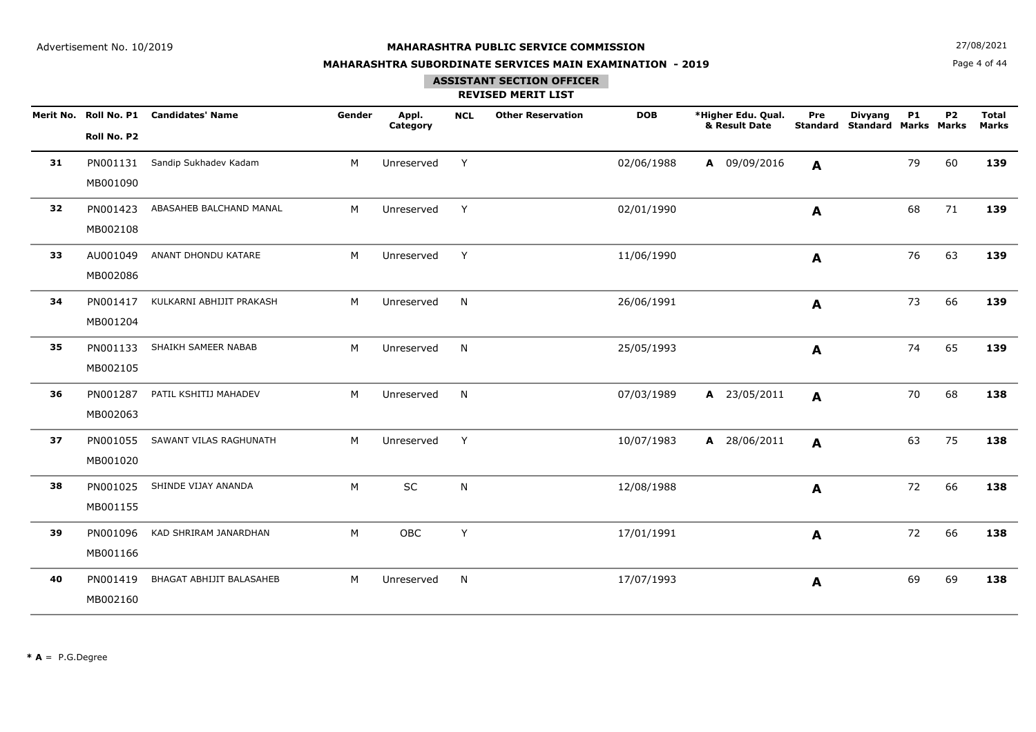Advertisement No. 10/2019

27/08/2021

# MAHARASHTRA PUBLIC SERVICE COMMISSION

## MAHARASHTRA SUBORDINATE SERVICES MAIN EXAMINATION - 2019

### ASSISTANT SECTION OFFICER

### REVISED MERIT LIST

| Merit No. | Roll No. P1 / Roll No. P2 | Candidates' Name | Gender | Appl. Category | NCL | Other Reservation | DOB | *Higher Edu. Qual. & Result Date | Pre Standard | Divyang Standard | P1 Marks | P2 Marks | Total Marks |
|---|---|---|---|---|---|---|---|---|---|---|---|---|---|
| **31** | PN001131 MB001090 | Sandip Sukhadev Kadam | M | Unreserved | Y | | 02/06/1988 | **A** 09/09/2016 | **A** | | 79 | 60 | **139** |
| **32** | PN001423 MB002108 | ABASAHEB BALCHAND MANAL | M | Unreserved | Y | | 02/01/1990 | | **A** | | 68 | 71 | **139** |
| **33** | AU001049 MB002086 | ANANT DHONDU KATARE | M | Unreserved | Y | | 11/06/1990 | | **A** | | 76 | 63 | **139** |
| **34** | PN001417 MB001204 | KULKARNI ABHIJIT PRAKASH | M | Unreserved | N | | 26/06/1991 | | **A** | | 73 | 66 | **139** |
| **35** | PN001133 MB002105 | SHAIKH SAMEER NABAB | M | Unreserved | N | | 25/05/1993 | | **A** | | 74 | 65 | **139** |
| **36** | PN001287 MB002063 | PATIL KSHITIJ MAHADEV | M | Unreserved | N | | 07/03/1989 | **A** 23/05/2011 | **A** | | 70 | 68 | **138** |
| **37** | PN001055 MB001020 | SAWANT VILAS RAGHUNATH | M | Unreserved | Y | | 10/07/1983 | **A** 28/06/2011 | **A** | | 63 | 75 | **138** |
| **38** | PN001025 MB001155 | SHINDE VIJAY ANANDA | M | SC | N | | 12/08/1988 | | **A** | | 72 | 66 | **138** |
| **39** | PN001096 MB001166 | KAD SHRIRAM JANARDHAN | M | OBC | Y | | 17/01/1991 | | **A** | | 72 | 66 | **138** |
| **40** | PN001419 MB002160 | BHAGAT ABHIJIT BALASAHEB | M | Unreserved | N | | 17/07/1993 | | **A** | | 69 | 69 | **138** |

**\* A** = P.G.Degree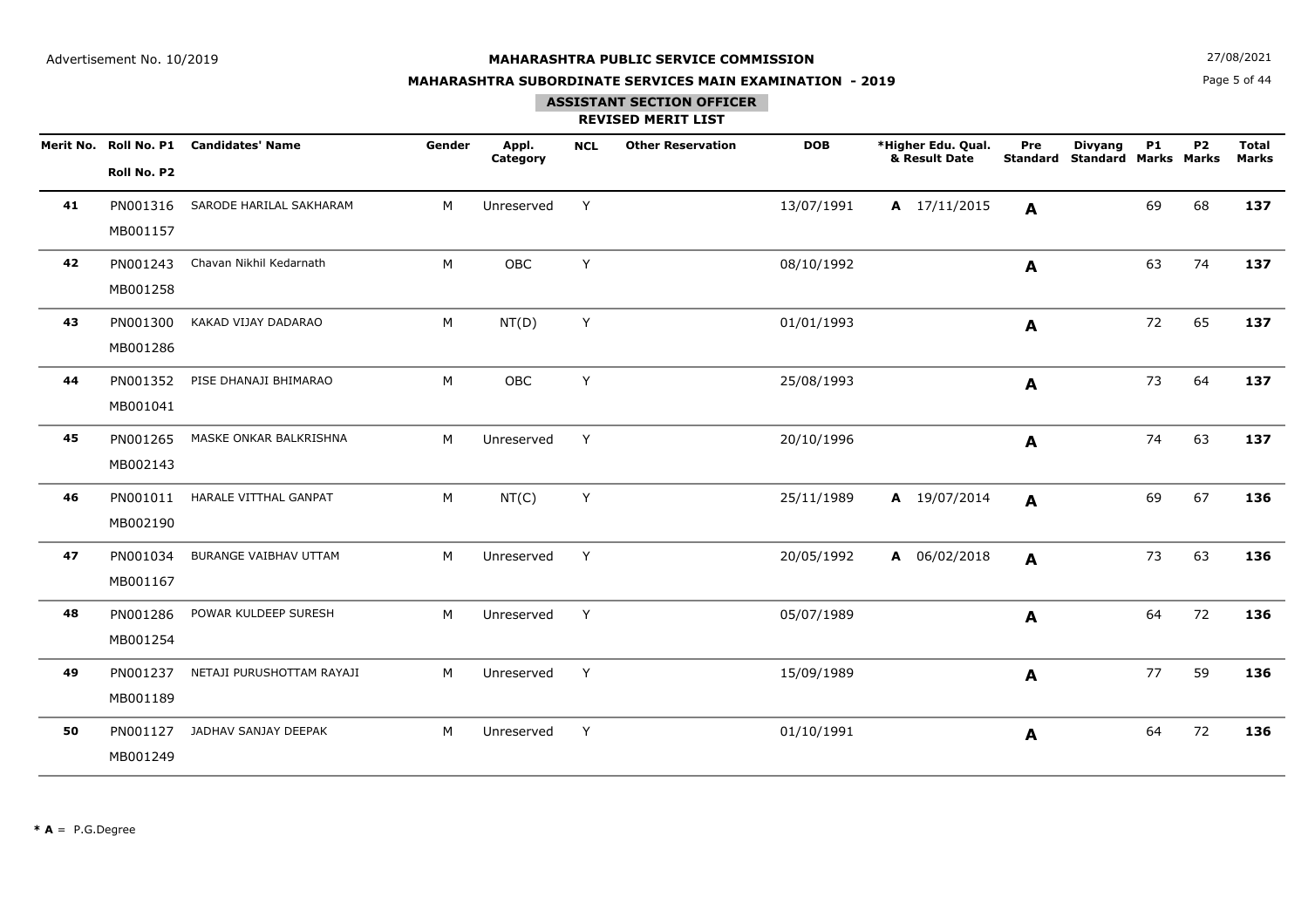Advertisement No. 10/2019

27/08/2021

# MAHARASHTRA PUBLIC SERVICE COMMISSION

## MAHARASHTRA SUBORDINATE SERVICES MAIN EXAMINATION - 2019

### ASSISTANT SECTION OFFICER

### REVISED MERIT LIST

| Merit No. | Roll No. P1 / Roll No. P2 | Candidates' Name | Gender | Appl. Category | NCL | Other Reservation | DOB | *Higher Edu. Qual. & Result Date | Pre Standard | Divyang Standard | P1 Marks | P2 Marks | Total Marks |
|---|---|---|---|---|---|---|---|---|---|---|---|---|---|
| **41** | PN001316 MB001157 | SARODE HARILAL SAKHARAM | M | Unreserved | Y | | 13/07/1991 | **A** 17/11/2015 | **A** | | 69 | 68 | **137** |
| **42** | PN001243 MB001258 | Chavan Nikhil Kedarnath | M | OBC | Y | | 08/10/1992 | | **A** | | 63 | 74 | **137** |
| **43** | PN001300 MB001286 | KAKAD VIJAY DADARAO | M | NT(D) | Y | | 01/01/1993 | | **A** | | 72 | 65 | **137** |
| **44** | PN001352 MB001041 | PISE DHANAJI BHIMARAO | M | OBC | Y | | 25/08/1993 | | **A** | | 73 | 64 | **137** |
| **45** | PN001265 MB002143 | MASKE ONKAR BALKRISHNA | M | Unreserved | Y | | 20/10/1996 | | **A** | | 74 | 63 | **137** |
| **46** | PN001011 MB002190 | HARALE VITTHAL GANPAT | M | NT(C) | Y | | 25/11/1989 | **A** 19/07/2014 | **A** | | 69 | 67 | **136** |
| **47** | PN001034 MB001167 | BURANGE VAIBHAV UTTAM | M | Unreserved | Y | | 20/05/1992 | **A** 06/02/2018 | **A** | | 73 | 63 | **136** |
| **48** | PN001286 MB001254 | POWAR KULDEEP SURESH | M | Unreserved | Y | | 05/07/1989 | | **A** | | 64 | 72 | **136** |
| **49** | PN001237 MB001189 | NETAJI PURUSHOTTAM RAYAJI | M | Unreserved | Y | | 15/09/1989 | | **A** | | 77 | 59 | **136** |
| **50** | PN001127 MB001249 | JADHAV SANJAY DEEPAK | M | Unreserved | Y | | 01/10/1991 | | **A** | | 64 | 72 | **136** |

**\* A** = P.G.Degree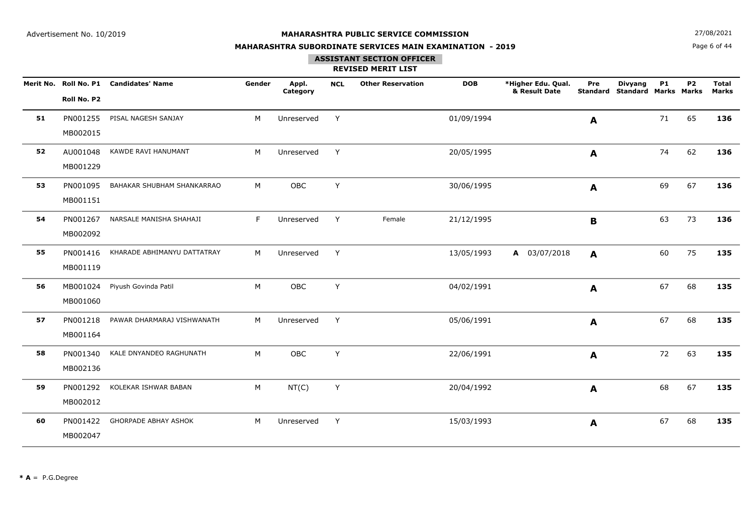Advertisement No. 10/2019

**MAHARASHTRA PUBLIC SERVICE COMMISSION**

**MAHARASHTRA SUBORDINATE SERVICES MAIN EXAMINATION - 2019**

27/08/2021

**ASSISTANT SECTION OFFICER**

**REVISED MERIT LIST**

| Merit No. | Roll No. P1 / Roll No. P2 | Candidates' Name | Gender | Appl. Category | NCL | Other Reservation | DOB | *Higher Edu. Qual. & Result Date | Pre Standard | Divyang Standard | P1 Marks | P2 Marks | Total Marks |
|---|---|---|---|---|---|---|---|---|---|---|---|---|---|
| **51** | PN001255 MB002015 | PISAL NAGESH SANJAY | M | Unreserved | Y | | 01/09/1994 | | **A** | | 71 | 65 | **136** |
| **52** | AU001048 MB001229 | KAWDE RAVI HANUMANT | M | Unreserved | Y | | 20/05/1995 | | **A** | | 74 | 62 | **136** |
| **53** | PN001095 MB001151 | BAHAKAR SHUBHAM SHANKARRAO | M | OBC | Y | | 30/06/1995 | | **A** | | 69 | 67 | **136** |
| **54** | PN001267 MB002092 | NARSALE MANISHA SHAHAJI | F | Unreserved | Y | Female | 21/12/1995 | | **B** | | 63 | 73 | **136** |
| **55** | PN001416 MB001119 | KHARADE ABHIMANYU DATTATRAY | M | Unreserved | Y | | 13/05/1993 | **A** 03/07/2018 | **A** | | 60 | 75 | **135** |
| **56** | MB001024 MB001060 | Piyush Govinda Patil | M | OBC | Y | | 04/02/1991 | | **A** | | 67 | 68 | **135** |
| **57** | PN001218 MB001164 | PAWAR DHARMARAJ VISHWANATH | M | Unreserved | Y | | 05/06/1991 | | **A** | | 67 | 68 | **135** |
| **58** | PN001340 MB002136 | KALE DNYANDEO RAGHUNATH | M | OBC | Y | | 22/06/1991 | | **A** | | 72 | 63 | **135** |
| **59** | PN001292 MB002012 | KOLEKAR ISHWAR BABAN | M | NT(C) | Y | | 20/04/1992 | | **A** | | 68 | 67 | **135** |
| **60** | PN001422 MB002047 | GHORPADE ABHAY ASHOK | M | Unreserved | Y | | 15/03/1993 | | **A** | | 67 | 68 | **135** |

**\* A** = P.G.Degree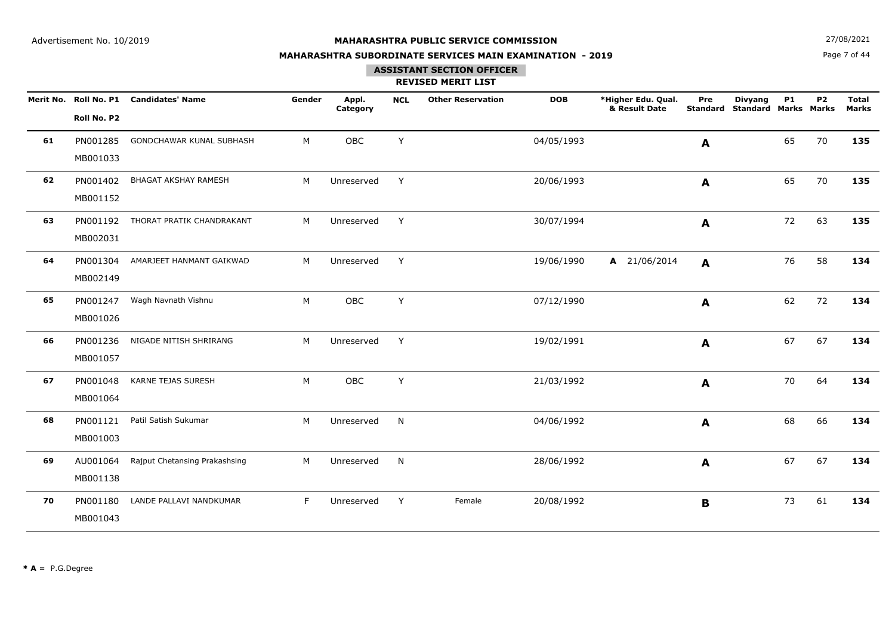Advertisement No. 10/2019

# MAHARASHTRA PUBLIC SERVICE COMMISSION

## MAHARASHTRA SUBORDINATE SERVICES MAIN EXAMINATION - 2019

### ASSISTANT SECTION OFFICER

### REVISED MERIT LIST

27/08/2021

| Merit No. | Roll No. P1 / Roll No. P2 | Candidates' Name | Gender | Appl. Category | NCL | Other Reservation | DOB | *Higher Edu. Qual. & Result Date | Pre Standard | Divyang Standard | P1 Marks | P2 Marks | Total Marks |
|---|---|---|---|---|---|---|---|---|---|---|---|---|---|
| 61 | PN001285 MB001033 | GONDCHAWAR KUNAL SUBHASH | M | OBC | Y | | 04/05/1993 | | **A** | | 65 | 70 | **135** |
| 62 | PN001402 MB001152 | BHAGAT AKSHAY RAMESH | M | Unreserved | Y | | 20/06/1993 | | **A** | | 65 | 70 | **135** |
| 63 | PN001192 MB002031 | THORAT PRATIK CHANDRAKANT | M | Unreserved | Y | | 30/07/1994 | | **A** | | 72 | 63 | **135** |
| 64 | PN001304 MB002149 | AMARJEET HANMANT GAIKWAD | M | Unreserved | Y | | 19/06/1990 | **A** 21/06/2014 | **A** | | 76 | 58 | **134** |
| 65 | PN001247 MB001026 | Wagh Navnath Vishnu | M | OBC | Y | | 07/12/1990 | | **A** | | 62 | 72 | **134** |
| 66 | PN001236 MB001057 | NIGADE NITISH SHRIRANG | M | Unreserved | Y | | 19/02/1991 | | **A** | | 67 | 67 | **134** |
| 67 | PN001048 MB001064 | KARNE TEJAS SURESH | M | OBC | Y | | 21/03/1992 | | **A** | | 70 | 64 | **134** |
| 68 | PN001121 MB001003 | Patil Satish Sukumar | M | Unreserved | N | | 04/06/1992 | | **A** | | 68 | 66 | **134** |
| 69 | AU001064 MB001138 | Rajput Chetansing Prakashsing | M | Unreserved | N | | 28/06/1992 | | **A** | | 67 | 67 | **134** |
| 70 | PN001180 MB001043 | LANDE PALLAVI NANDKUMAR | F | Unreserved | Y | Female | 20/08/1992 | | **B** | | 73 | 61 | **134** |

**\* A** = P.G.Degree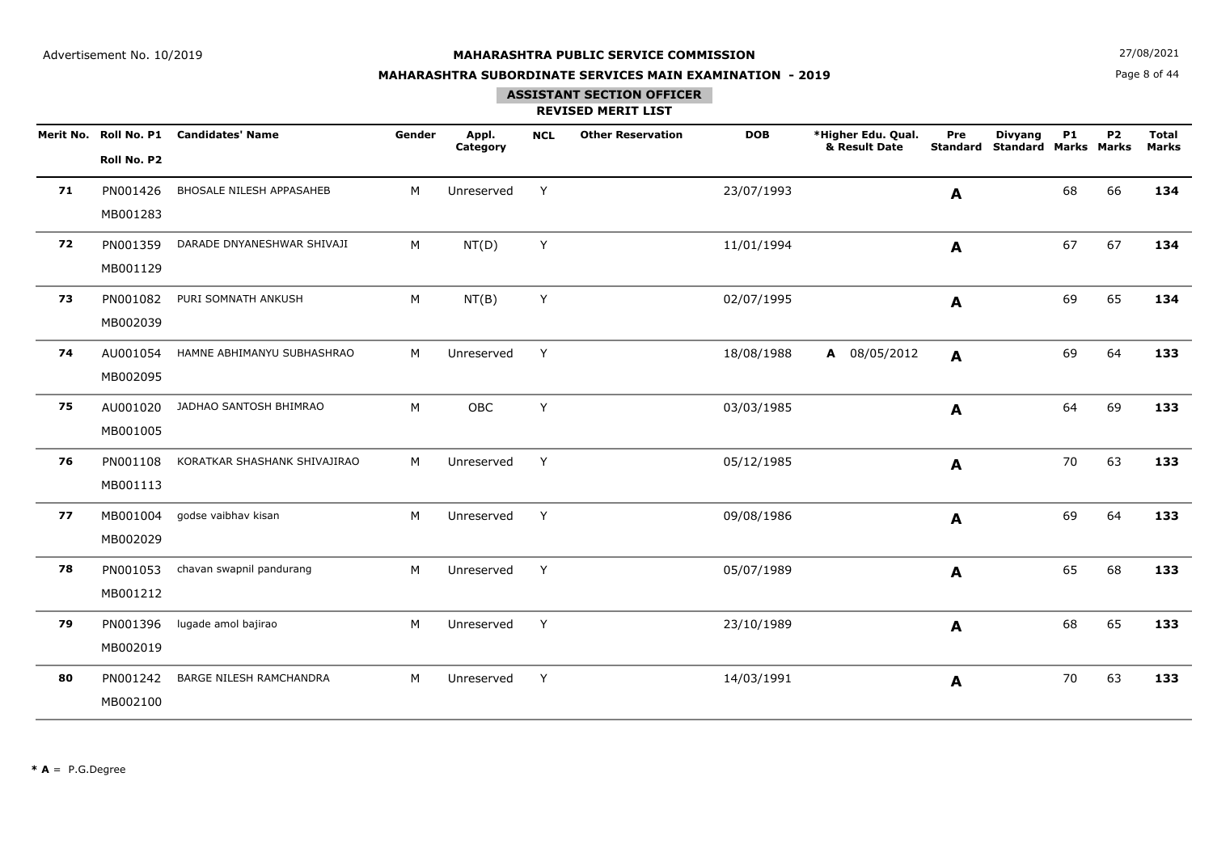Advertisement No. 10/2019

# MAHARASHTRA PUBLIC SERVICE COMMISSION

## MAHARASHTRA SUBORDINATE SERVICES MAIN EXAMINATION - 2019

### ASSISTANT SECTION OFFICER

### REVISED MERIT LIST

27/08/2021

| Merit No. | Roll No. P1 / Roll No. P2 | Candidates' Name | Gender | Appl. Category | NCL | Other Reservation | DOB | *Higher Edu. Qual. & Result Date | Pre Standard | Divyang Standard | P1 Marks | P2 Marks | Total Marks |
|---|---|---|---|---|---|---|---|---|---|---|---|---|---|
| **71** | PN001426 / MB001283 | BHOSALE NILESH APPASAHEB | M | Unreserved | Y | | 23/07/1993 | | **A** | | 68 | 66 | **134** |
| **72** | PN001359 / MB001129 | DARADE DNYANESHWAR SHIVAJI | M | NT(D) | Y | | 11/01/1994 | | **A** | | 67 | 67 | **134** |
| **73** | PN001082 / MB002039 | PURI SOMNATH ANKUSH | M | NT(B) | Y | | 02/07/1995 | | **A** | | 69 | 65 | **134** |
| **74** | AU001054 / MB002095 | HAMNE ABHIMANYU SUBHASHRAO | M | Unreserved | Y | | 18/08/1988 | **A** 08/05/2012 | **A** | | 69 | 64 | **133** |
| **75** | AU001020 / MB001005 | JADHAO SANTOSH BHIMRAO | M | OBC | Y | | 03/03/1985 | | **A** | | 64 | 69 | **133** |
| **76** | PN001108 / MB001113 | KORATKAR SHASHANK SHIVAJIRAO | M | Unreserved | Y | | 05/12/1985 | | **A** | | 70 | 63 | **133** |
| **77** | MB001004 / MB002029 | godse vaibhav kisan | M | Unreserved | Y | | 09/08/1986 | | **A** | | 69 | 64 | **133** |
| **78** | PN001053 / MB001212 | chavan swapnil pandurang | M | Unreserved | Y | | 05/07/1989 | | **A** | | 65 | 68 | **133** |
| **79** | PN001396 / MB002019 | lugade amol bajirao | M | Unreserved | Y | | 23/10/1989 | | **A** | | 68 | 65 | **133** |
| **80** | PN001242 / MB002100 | BARGE NILESH RAMCHANDRA | M | Unreserved | Y | | 14/03/1991 | | **A** | | 70 | 63 | **133** |

**\* A** = P.G.Degree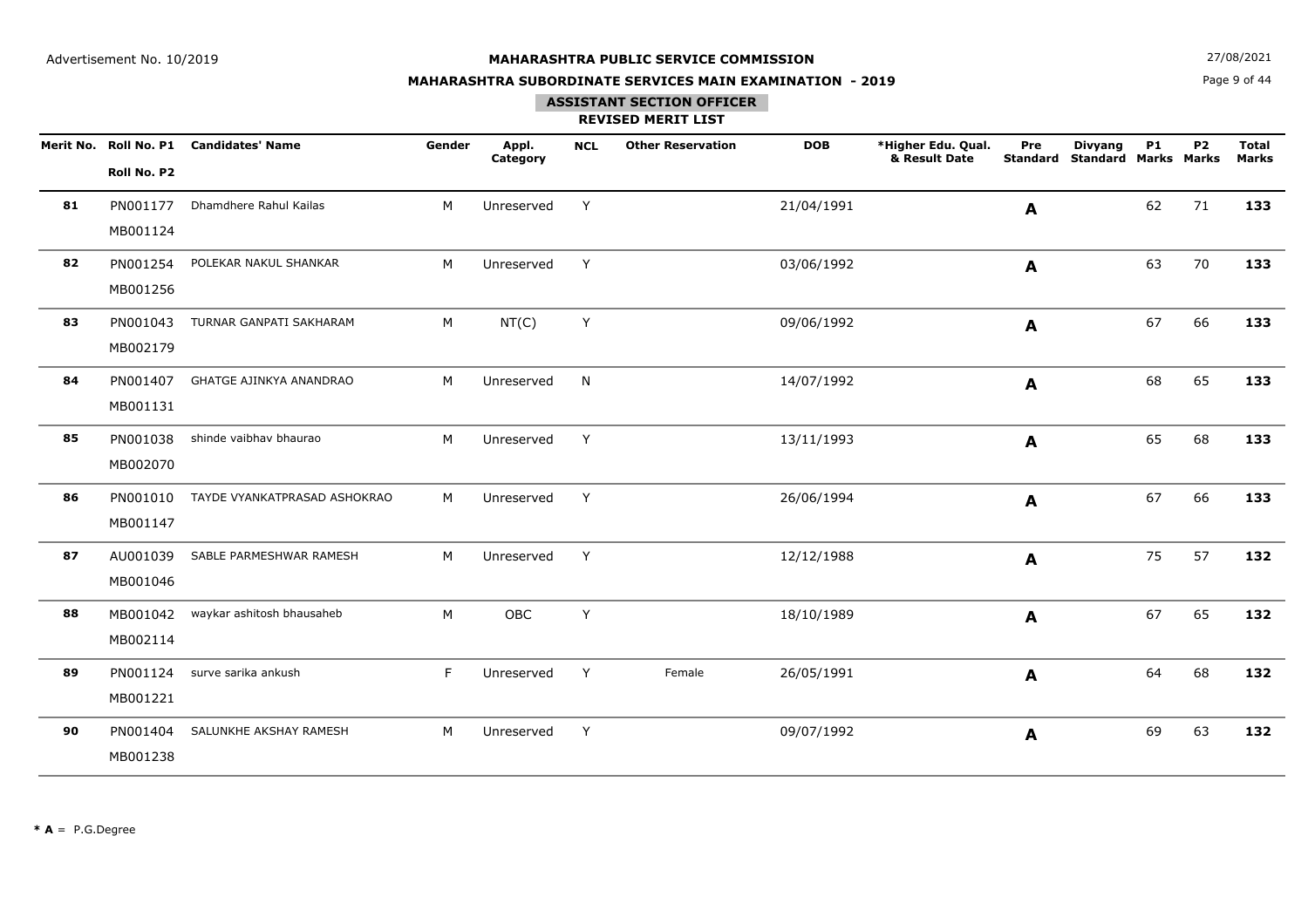Advertisement No. 10/2019

**MAHARASHTRA PUBLIC SERVICE COMMISSION**

**MAHARASHTRA SUBORDINATE SERVICES MAIN EXAMINATION - 2019**

27/08/2021

## ASSISTANT SECTION OFFICER

### REVISED MERIT LIST

| Merit No. | Roll No. P1 / Roll No. P2 | Candidates' Name | Gender | Appl. Category | NCL | Other Reservation | DOB | *Higher Edu. Qual. & Result Date | Pre Standard | Divyang Standard | P1 Marks | P2 Marks | Total Marks |
|---|---|---|---|---|---|---|---|---|---|---|---|---|---|
| **81** | PN001177 MB001124 | Dhamdhere Rahul Kailas | M | Unreserved | Y | | 21/04/1991 | | **A** | | 62 | 71 | **133** |
| **82** | PN001254 MB001256 | POLEKAR NAKUL SHANKAR | M | Unreserved | Y | | 03/06/1992 | | **A** | | 63 | 70 | **133** |
| **83** | PN001043 MB002179 | TURNAR GANPATI SAKHARAM | M | NT(C) | Y | | 09/06/1992 | | **A** | | 67 | 66 | **133** |
| **84** | PN001407 MB001131 | GHATGE AJINKYA ANANDRAO | M | Unreserved | N | | 14/07/1992 | | **A** | | 68 | 65 | **133** |
| **85** | PN001038 MB002070 | shinde vaibhav bhaurao | M | Unreserved | Y | | 13/11/1993 | | **A** | | 65 | 68 | **133** |
| **86** | PN001010 MB001147 | TAYDE VYANKATPRASAD ASHOKRAO | M | Unreserved | Y | | 26/06/1994 | | **A** | | 67 | 66 | **133** |
| **87** | AU001039 MB001046 | SABLE PARMESHWAR RAMESH | M | Unreserved | Y | | 12/12/1988 | | **A** | | 75 | 57 | **132** |
| **88** | MB001042 MB002114 | waykar ashitosh bhausaheb | M | OBC | Y | | 18/10/1989 | | **A** | | 67 | 65 | **132** |
| **89** | PN001124 MB001221 | surve sarika ankush | F | Unreserved | Y | Female | 26/05/1991 | | **A** | | 64 | 68 | **132** |
| **90** | PN001404 MB001238 | SALUNKHE AKSHAY RAMESH | M | Unreserved | Y | | 09/07/1992 | | **A** | | 69 | 63 | **132** |

**\* A** = P.G.Degree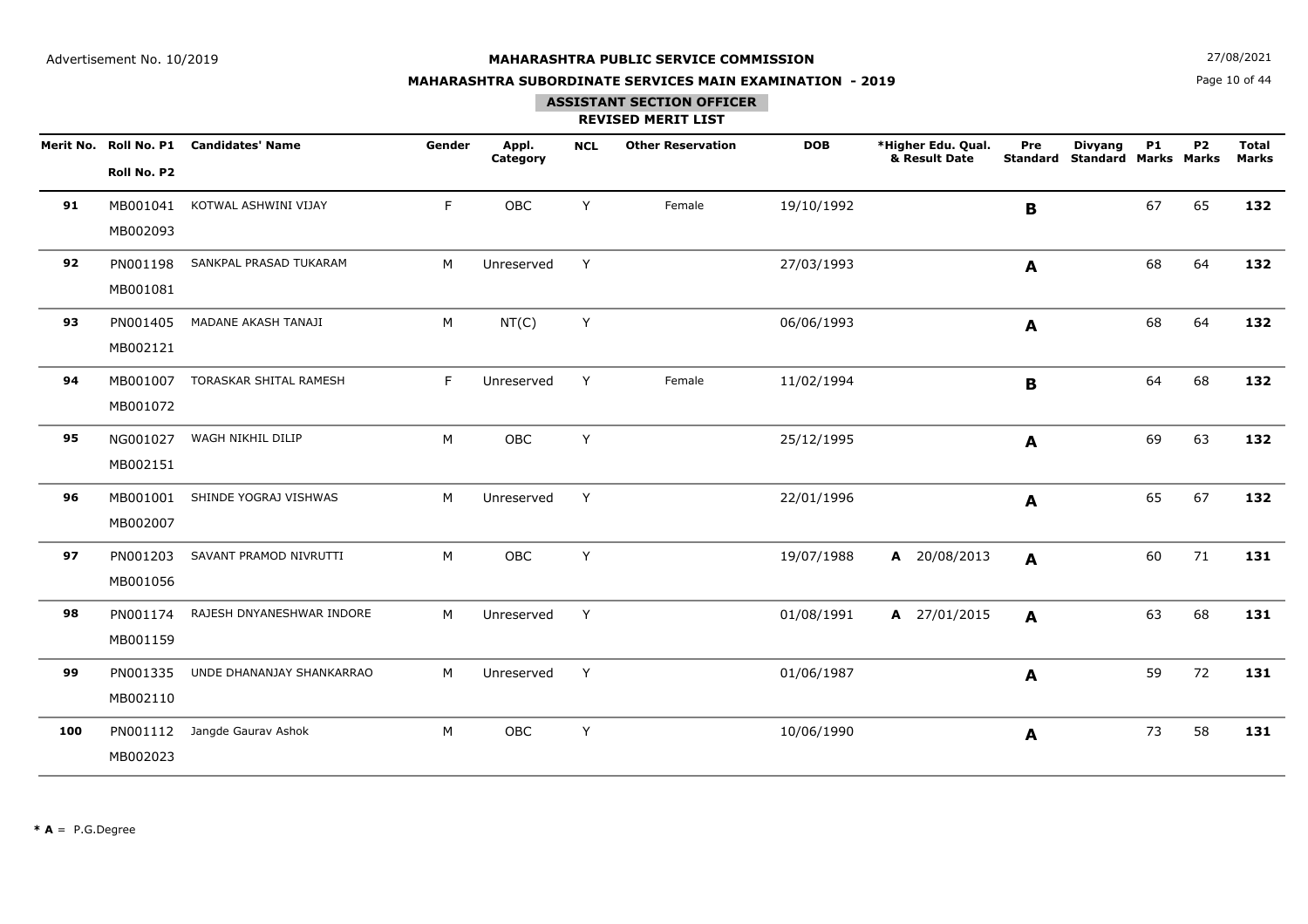Advertisement No. 10/2019

**MAHARASHTRA PUBLIC SERVICE COMMISSION**

27/08/2021

**MAHARASHTRA SUBORDINATE SERVICES MAIN EXAMINATION - 2019**

## ASSISTANT SECTION OFFICER

### REVISED MERIT LIST

| Merit No. | Roll No. P1 / Roll No. P2 | Candidates' Name | Gender | Appl. Category | NCL | Other Reservation | DOB | *Higher Edu. Qual. & Result Date | Pre Standard | Divyang Standard | P1 Marks | P2 Marks | Total Marks |
|---|---|---|---|---|---|---|---|---|---|---|---|---|---|
| **91** | MB001041 / MB002093 | KOTWAL ASHWINI VIJAY | F | OBC | Y | Female | 19/10/1992 | | **B** | | 67 | 65 | **132** |
| **92** | PN001198 / MB001081 | SANKPAL PRASAD TUKARAM | M | Unreserved | Y | | 27/03/1993 | | **A** | | 68 | 64 | **132** |
| **93** | PN001405 / MB002121 | MADANE AKASH TANAJI | M | NT(C) | Y | | 06/06/1993 | | **A** | | 68 | 64 | **132** |
| **94** | MB001007 / MB001072 | TORASKAR SHITAL RAMESH | F | Unreserved | Y | Female | 11/02/1994 | | **B** | | 64 | 68 | **132** |
| **95** | NG001027 / MB002151 | WAGH NIKHIL DILIP | M | OBC | Y | | 25/12/1995 | | **A** | | 69 | 63 | **132** |
| **96** | MB001001 / MB002007 | SHINDE YOGRAJ VISHWAS | M | Unreserved | Y | | 22/01/1996 | | **A** | | 65 | 67 | **132** |
| **97** | PN001203 / MB001056 | SAVANT PRAMOD NIVRUTTI | M | OBC | Y | | 19/07/1988 | **A** 20/08/2013 | **A** | | 60 | 71 | **131** |
| **98** | PN001174 / MB001159 | RAJESH DNYANESHWAR INDORE | M | Unreserved | Y | | 01/08/1991 | **A** 27/01/2015 | **A** | | 63 | 68 | **131** |
| **99** | PN001335 / MB002110 | UNDE DHANANJAY SHANKARRAO | M | Unreserved | Y | | 01/06/1987 | | **A** | | 59 | 72 | **131** |
| **100** | PN001112 / MB002023 | Jangde Gaurav Ashok | M | OBC | Y | | 10/06/1990 | | **A** | | 73 | 58 | **131** |

**\* A** = P.G.Degree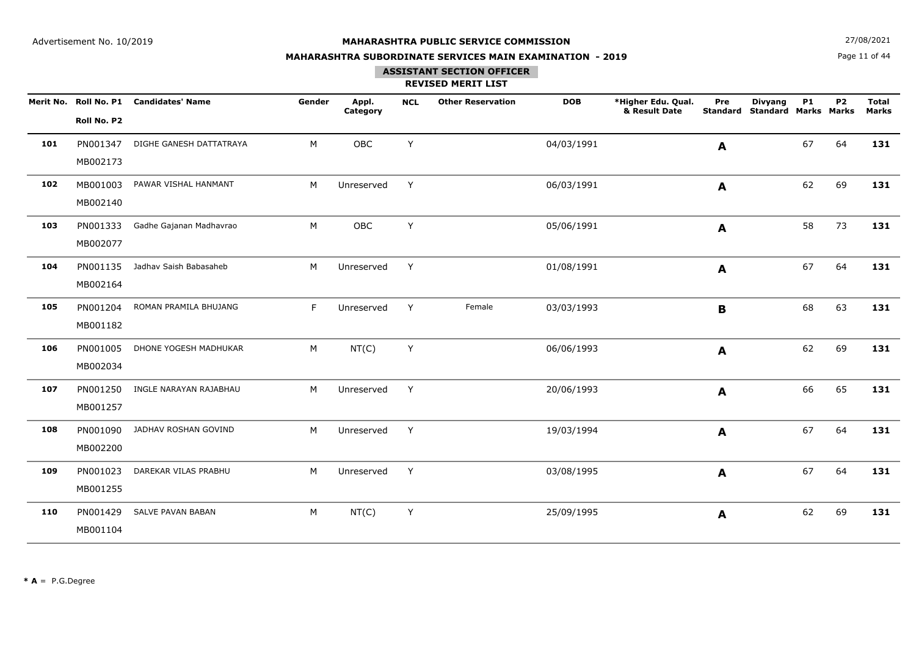Advertisement No. 10/2019

# MAHARASHTRA PUBLIC SERVICE COMMISSION

## MAHARASHTRA SUBORDINATE SERVICES MAIN EXAMINATION - 2019

### ASSISTANT SECTION OFFICER

### REVISED MERIT LIST

27/08/2021

| Merit No. | Roll No. P1 / Roll No. P2 | Candidates' Name | Gender | Appl. Category | NCL | Other Reservation | DOB | *Higher Edu. Qual. & Result Date | Pre Standard | Divyang Standard | P1 Marks | P2 Marks | Total Marks |
|---|---|---|---|---|---|---|---|---|---|---|---|---|---|
| **101** | PN001347 MB002173 | DIGHE GANESH DATTATRAYA | M | OBC | Y | | 04/03/1991 | | **A** | | 67 | 64 | **131** |
| **102** | MB001003 MB002140 | PAWAR VISHAL HANMANT | M | Unreserved | Y | | 06/03/1991 | | **A** | | 62 | 69 | **131** |
| **103** | PN001333 MB002077 | Gadhe Gajanan Madhavrao | M | OBC | Y | | 05/06/1991 | | **A** | | 58 | 73 | **131** |
| **104** | PN001135 MB002164 | Jadhav Saish Babasaheb | M | Unreserved | Y | | 01/08/1991 | | **A** | | 67 | 64 | **131** |
| **105** | PN001204 MB001182 | ROMAN PRAMILA BHUJANG | F | Unreserved | Y | Female | 03/03/1993 | | **B** | | 68 | 63 | **131** |
| **106** | PN001005 MB002034 | DHONE YOGESH MADHUKAR | M | NT(C) | Y | | 06/06/1993 | | **A** | | 62 | 69 | **131** |
| **107** | PN001250 MB001257 | INGLE NARAYAN RAJABHAU | M | Unreserved | Y | | 20/06/1993 | | **A** | | 66 | 65 | **131** |
| **108** | PN001090 MB002200 | JADHAV ROSHAN GOVIND | M | Unreserved | Y | | 19/03/1994 | | **A** | | 67 | 64 | **131** |
| **109** | PN001023 MB001255 | DAREKAR VILAS PRABHU | M | Unreserved | Y | | 03/08/1995 | | **A** | | 67 | 64 | **131** |
| **110** | PN001429 MB001104 | SALVE PAVAN BABAN | M | NT(C) | Y | | 25/09/1995 | | **A** | | 62 | 69 | **131** |

**\* A** = P.G.Degree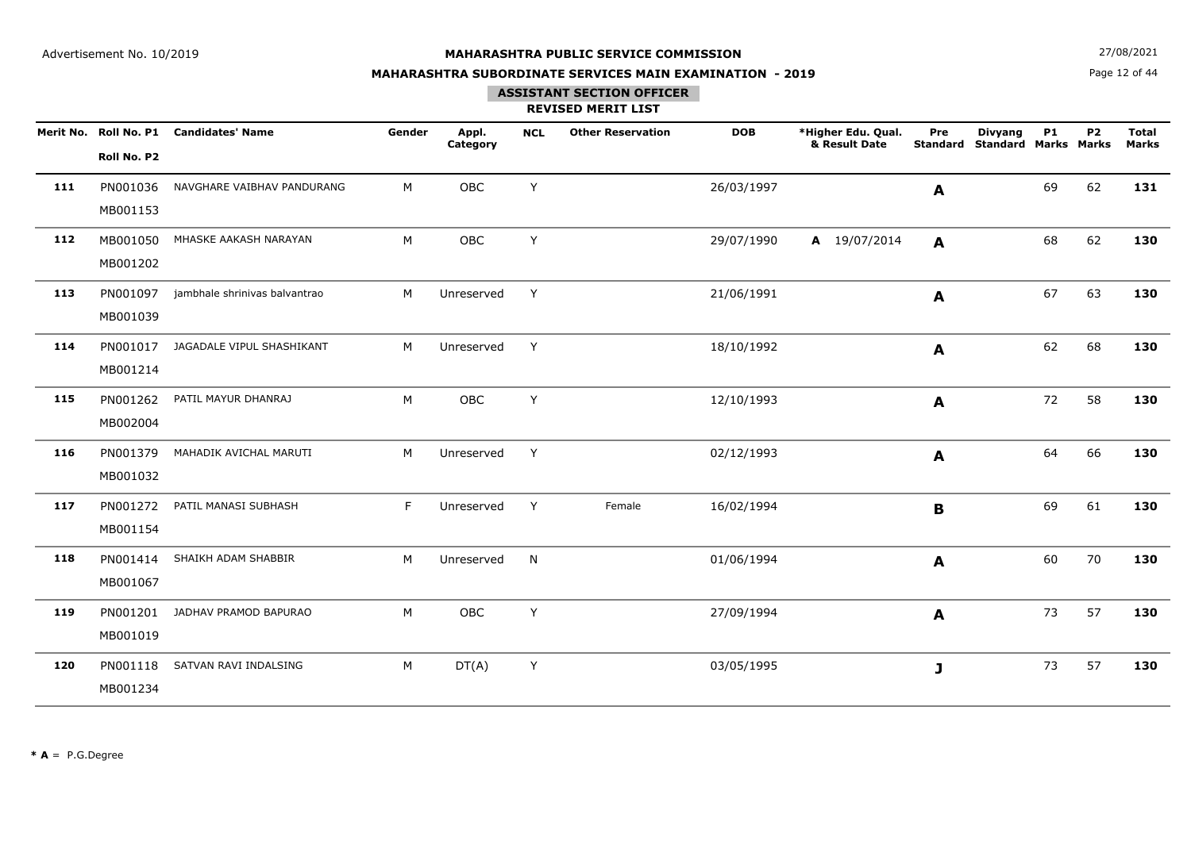Advertisement No. 10/2019

**MAHARASHTRA PUBLIC SERVICE COMMISSION**

**MAHARASHTRA SUBORDINATE SERVICES MAIN EXAMINATION - 2019**

27/08/2021

**ASSISTANT SECTION OFFICER**

**REVISED MERIT LIST**

| Merit No. | Roll No. P1 / Roll No. P2 | Candidates' Name | Gender | Appl. Category | NCL | Other Reservation | DOB | *Higher Edu. Qual. & Result Date | Pre Standard | Divyang Standard | P1 Marks | P2 Marks | Total Marks |
|---|---|---|---|---|---|---|---|---|---|---|---|---|---|
| **111** | PN001036 MB001153 | NAVGHARE VAIBHAV PANDURANG | M | OBC | Y | | 26/03/1997 | | **A** | | 69 | 62 | **131** |
| **112** | MB001050 MB001202 | MHASKE AAKASH NARAYAN | M | OBC | Y | | 29/07/1990 | **A** 19/07/2014 | **A** | | 68 | 62 | **130** |
| **113** | PN001097 MB001039 | jambhale shrinivas balvantrao | M | Unreserved | Y | | 21/06/1991 | | **A** | | 67 | 63 | **130** |
| **114** | PN001017 MB001214 | JAGADALE VIPUL SHASHIKANT | M | Unreserved | Y | | 18/10/1992 | | **A** | | 62 | 68 | **130** |
| **115** | PN001262 MB002004 | PATIL MAYUR DHANRAJ | M | OBC | Y | | 12/10/1993 | | **A** | | 72 | 58 | **130** |
| **116** | PN001379 MB001032 | MAHADIK AVICHAL MARUTI | M | Unreserved | Y | | 02/12/1993 | | **A** | | 64 | 66 | **130** |
| **117** | PN001272 MB001154 | PATIL MANASI SUBHASH | F | Unreserved | Y | Female | 16/02/1994 | | **B** | | 69 | 61 | **130** |
| **118** | PN001414 MB001067 | SHAIKH ADAM SHABBIR | M | Unreserved | N | | 01/06/1994 | | **A** | | 60 | 70 | **130** |
| **119** | PN001201 MB001019 | JADHAV PRAMOD BAPURAO | M | OBC | Y | | 27/09/1994 | | **A** | | 73 | 57 | **130** |
| **120** | PN001118 MB001234 | SATVAN RAVI INDALSING | M | DT(A) | Y | | 03/05/1995 | | **J** | | 73 | 57 | **130** |

**\* A** = P.G.Degree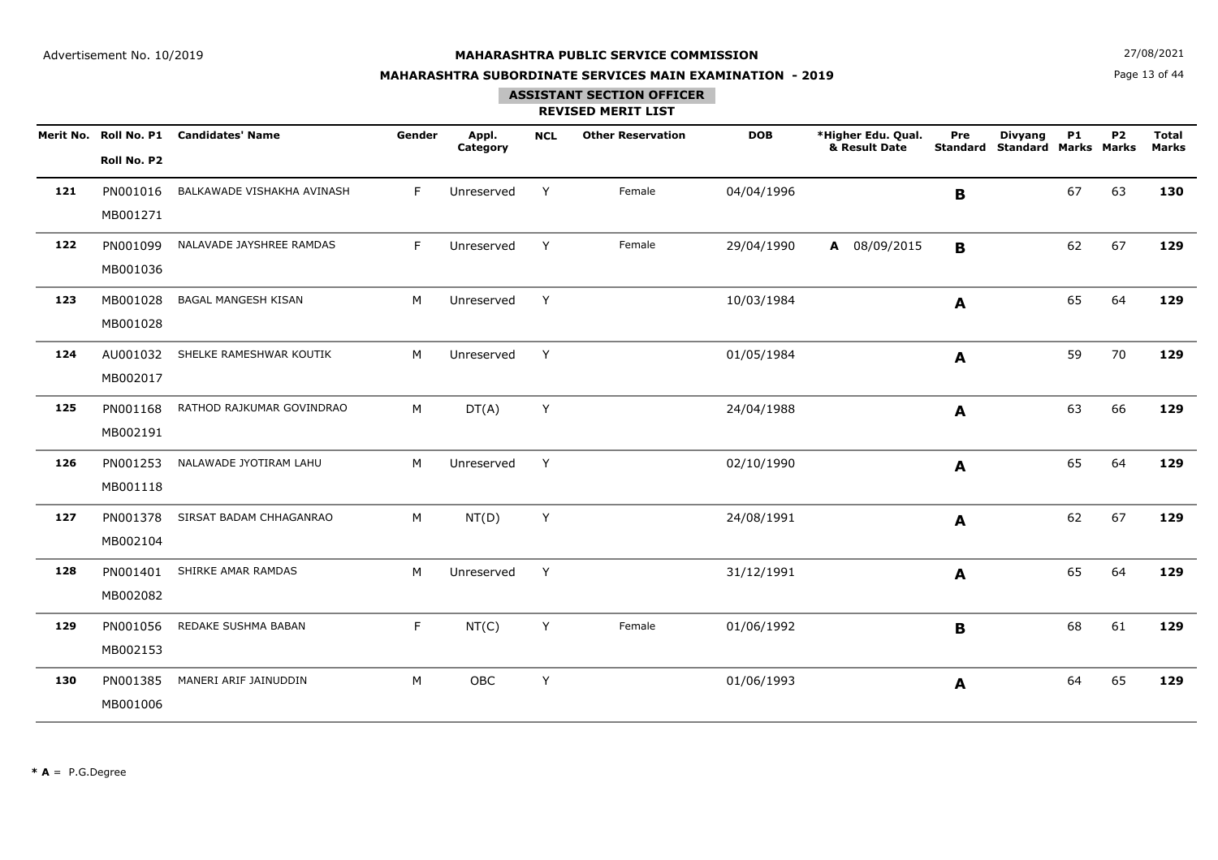Advertisement No. 10/2019

# MAHARASHTRA PUBLIC SERVICE COMMISSION

## MAHARASHTRA SUBORDINATE SERVICES MAIN EXAMINATION - 2019

### ASSISTANT SECTION OFFICER

### REVISED MERIT LIST

27/08/2021

| Merit No. | Roll No. P1 / Roll No. P2 | Candidates' Name | Gender | Appl. Category | NCL | Other Reservation | DOB | *Higher Edu. Qual. & Result Date | Pre Standard | Divyang Standard | P1 Marks | P2 Marks | Total Marks |
|---|---|---|---|---|---|---|---|---|---|---|---|---|---|
| **121** | PN001016 MB001271 | BALKAWADE VISHAKHA AVINASH | F | Unreserved | Y | Female | 04/04/1996 | | **B** | | 67 | 63 | **130** |
| **122** | PN001099 MB001036 | NALAVADE JAYSHREE RAMDAS | F | Unreserved | Y | Female | 29/04/1990 | **A** 08/09/2015 | **B** | | 62 | 67 | **129** |
| **123** | MB001028 MB001028 | BAGAL MANGESH KISAN | M | Unreserved | Y | | 10/03/1984 | | **A** | | 65 | 64 | **129** |
| **124** | AU001032 MB002017 | SHELKE RAMESHWAR KOUTIK | M | Unreserved | Y | | 01/05/1984 | | **A** | | 59 | 70 | **129** |
| **125** | PN001168 MB002191 | RATHOD RAJKUMAR GOVINDRAO | M | DT(A) | Y | | 24/04/1988 | | **A** | | 63 | 66 | **129** |
| **126** | PN001253 MB001118 | NALAWADE JYOTIRAM LAHU | M | Unreserved | Y | | 02/10/1990 | | **A** | | 65 | 64 | **129** |
| **127** | PN001378 MB002104 | SIRSAT BADAM CHHAGANRAO | M | NT(D) | Y | | 24/08/1991 | | **A** | | 62 | 67 | **129** |
| **128** | PN001401 MB002082 | SHIRKE AMAR RAMDAS | M | Unreserved | Y | | 31/12/1991 | | **A** | | 65 | 64 | **129** |
| **129** | PN001056 MB002153 | REDAKE SUSHMA BABAN | F | NT(C) | Y | Female | 01/06/1992 | | **B** | | 68 | 61 | **129** |
| **130** | PN001385 MB001006 | MANERI ARIF JAINUDDIN | M | OBC | Y | | 01/06/1993 | | **A** | | 64 | 65 | **129** |

**\* A** = P.G.Degree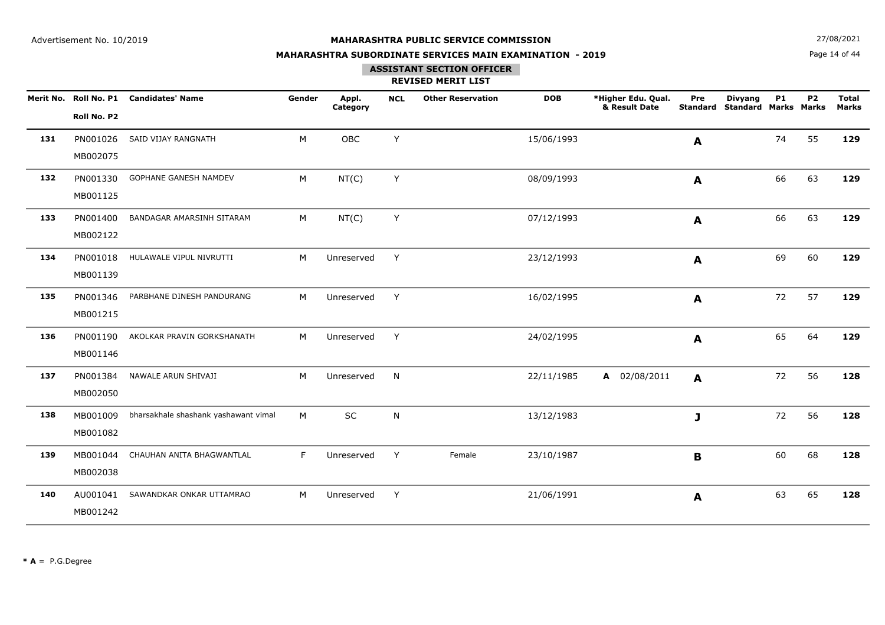Advertisement No. 10/2019

**MAHARASHTRA PUBLIC SERVICE COMMISSION**

**MAHARASHTRA SUBORDINATE SERVICES MAIN EXAMINATION - 2019**

27/08/2021

**ASSISTANT SECTION OFFICER**

**REVISED MERIT LIST**

| Merit No. | Roll No. P1 / Roll No. P2 | Candidates' Name | Gender | Appl. Category | NCL | Other Reservation | DOB | *Higher Edu. Qual. & Result Date | Pre Standard | Divyang Standard | P1 Marks | P2 Marks | Total Marks |
|---|---|---|---|---|---|---|---|---|---|---|---|---|---|
| **131** | PN001026 MB002075 | SAID VIJAY RANGNATH | M | OBC | Y | | 15/06/1993 | | **A** | | 74 | 55 | **129** |
| **132** | PN001330 MB001125 | GOPHANE GANESH NAMDEV | M | NT(C) | Y | | 08/09/1993 | | **A** | | 66 | 63 | **129** |
| **133** | PN001400 MB002122 | BANDAGAR AMARSINH SITARAM | M | NT(C) | Y | | 07/12/1993 | | **A** | | 66 | 63 | **129** |
| **134** | PN001018 MB001139 | HULAWALE VIPUL NIVRUTTI | M | Unreserved | Y | | 23/12/1993 | | **A** | | 69 | 60 | **129** |
| **135** | PN001346 MB001215 | PARBHANE DINESH PANDURANG | M | Unreserved | Y | | 16/02/1995 | | **A** | | 72 | 57 | **129** |
| **136** | PN001190 MB001146 | AKOLKAR PRAVIN GORKSHANATH | M | Unreserved | Y | | 24/02/1995 | | **A** | | 65 | 64 | **129** |
| **137** | PN001384 MB002050 | NAWALE ARUN SHIVAJI | M | Unreserved | N | | 22/11/1985 | **A** 02/08/2011 | **A** | | 72 | 56 | **128** |
| **138** | MB001009 MB001082 | bharsakhale shashank yashawant vimal | M | SC | N | | 13/12/1983 | | **J** | | 72 | 56 | **128** |
| **139** | MB001044 MB002038 | CHAUHAN ANITA BHAGWANTLAL | F | Unreserved | Y | Female | 23/10/1987 | | **B** | | 60 | 68 | **128** |
| **140** | AU001041 MB001242 | SAWANDKAR ONKAR UTTAMRAO | M | Unreserved | Y | | 21/06/1991 | | **A** | | 63 | 65 | **128** |

**\* A** = P.G.Degree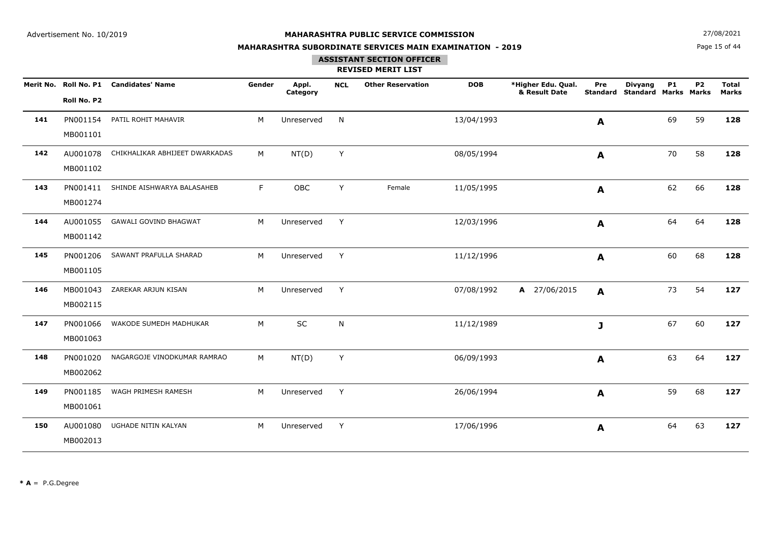Advertisement No. 10/2019

# MAHARASHTRA PUBLIC SERVICE COMMISSION

## MAHARASHTRA SUBORDINATE SERVICES MAIN EXAMINATION - 2019

27/08/2021

### ASSISTANT SECTION OFFICER

### REVISED MERIT LIST

| Merit No. | Roll No. P1 / Roll No. P2 | Candidates' Name | Gender | Appl. Category | NCL | Other Reservation | DOB | *Higher Edu. Qual. & Result Date | Pre Standard | Divyang Standard | P1 Marks | P2 Marks | Total Marks |
|---|---|---|---|---|---|---|---|---|---|---|---|---|---|
| **141** | PN001154 MB001101 | PATIL ROHIT MAHAVIR | M | Unreserved | N | | 13/04/1993 | | **A** | | 69 | 59 | **128** |
| **142** | AU001078 MB001102 | CHIKHALIKAR ABHIJEET DWARKADAS | M | NT(D) | Y | | 08/05/1994 | | **A** | | 70 | 58 | **128** |
| **143** | PN001411 MB001274 | SHINDE AISHWARYA BALASAHEB | F | OBC | Y | Female | 11/05/1995 | | **A** | | 62 | 66 | **128** |
| **144** | AU001055 MB001142 | GAWALI GOVIND BHAGWAT | M | Unreserved | Y | | 12/03/1996 | | **A** | | 64 | 64 | **128** |
| **145** | PN001206 MB001105 | SAWANT PRAFULLA SHARAD | M | Unreserved | Y | | 11/12/1996 | | **A** | | 60 | 68 | **128** |
| **146** | MB001043 MB002115 | ZAREKAR ARJUN KISAN | M | Unreserved | Y | | 07/08/1992 | **A** 27/06/2015 | **A** | | 73 | 54 | **127** |
| **147** | PN001066 MB001063 | WAKODE SUMEDH MADHUKAR | M | SC | N | | 11/12/1989 | | **J** | | 67 | 60 | **127** |
| **148** | PN001020 MB002062 | NAGARGOJE VINODKUMAR RAMRAO | M | NT(D) | Y | | 06/09/1993 | | **A** | | 63 | 64 | **127** |
| **149** | PN001185 MB001061 | WAGH PRIMESH RAMESH | M | Unreserved | Y | | 26/06/1994 | | **A** | | 59 | 68 | **127** |
| **150** | AU001080 MB002013 | UGHADE NITIN KALYAN | M | Unreserved | Y | | 17/06/1996 | | **A** | | 64 | 63 | **127** |

**\* A** = P.G.Degree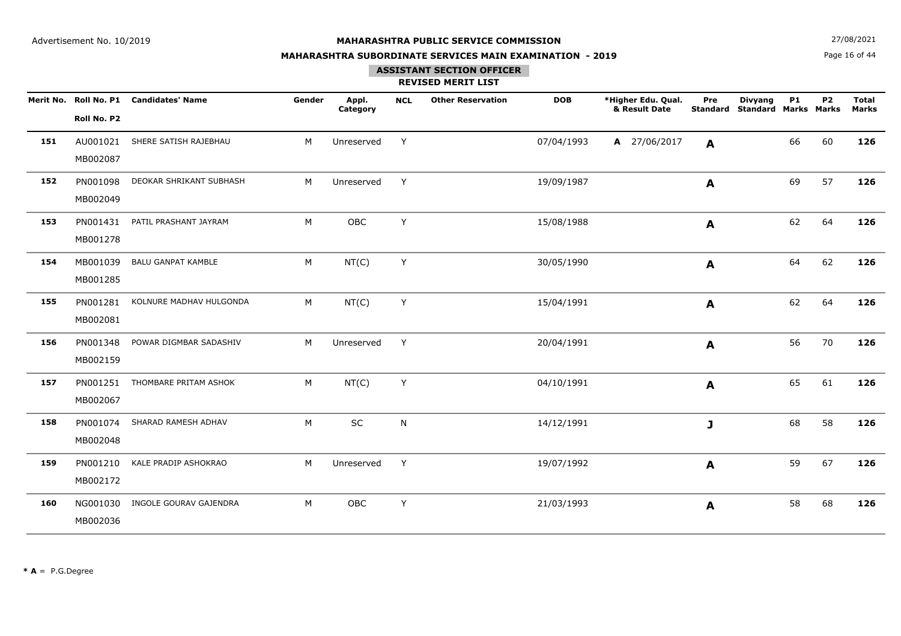Advertisement No. 10/2019

**MAHARASHTRA PUBLIC SERVICE COMMISSION**

**MAHARASHTRA SUBORDINATE SERVICES MAIN EXAMINATION - 2019**

27/08/2021

## ASSISTANT SECTION OFFICER

### REVISED MERIT LIST

| Merit No. | Roll No. P1 / Roll No. P2 | Candidates' Name | Gender | Appl. Category | NCL | Other Reservation | DOB | *Higher Edu. Qual. & Result Date | Pre Standard | Divyang Standard | P1 Marks | P2 Marks | Total Marks |
|---|---|---|---|---|---|---|---|---|---|---|---|---|---|
| **151** | AU001021 MB002087 | SHERE SATISH RAJEBHAU | M | Unreserved | Y | | 07/04/1993 | **A** 27/06/2017 | **A** | | 66 | 60 | **126** |
| **152** | PN001098 MB002049 | DEOKAR SHRIKANT SUBHASH | M | Unreserved | Y | | 19/09/1987 | | **A** | | 69 | 57 | **126** |
| **153** | PN001431 MB001278 | PATIL PRASHANT JAYRAM | M | OBC | Y | | 15/08/1988 | | **A** | | 62 | 64 | **126** |
| **154** | MB001039 MB001285 | BALU GANPAT KAMBLE | M | NT(C) | Y | | 30/05/1990 | | **A** | | 64 | 62 | **126** |
| **155** | PN001281 MB002081 | KOLNURE MADHAV HULGONDA | M | NT(C) | Y | | 15/04/1991 | | **A** | | 62 | 64 | **126** |
| **156** | PN001348 MB002159 | POWAR DIGMBAR SADASHIV | M | Unreserved | Y | | 20/04/1991 | | **A** | | 56 | 70 | **126** |
| **157** | PN001251 MB002067 | THOMBARE PRITAM ASHOK | M | NT(C) | Y | | 04/10/1991 | | **A** | | 65 | 61 | **126** |
| **158** | PN001074 MB002048 | SHARAD RAMESH ADHAV | M | SC | N | | 14/12/1991 | | **J** | | 68 | 58 | **126** |
| **159** | PN001210 MB002172 | KALE PRADIP ASHOKRAO | M | Unreserved | Y | | 19/07/1992 | | **A** | | 59 | 67 | **126** |
| **160** | NG001030 MB002036 | INGOLE GOURAV GAJENDRA | M | OBC | Y | | 21/03/1993 | | **A** | | 58 | 68 | **126** |

* **A** = P.G.Degree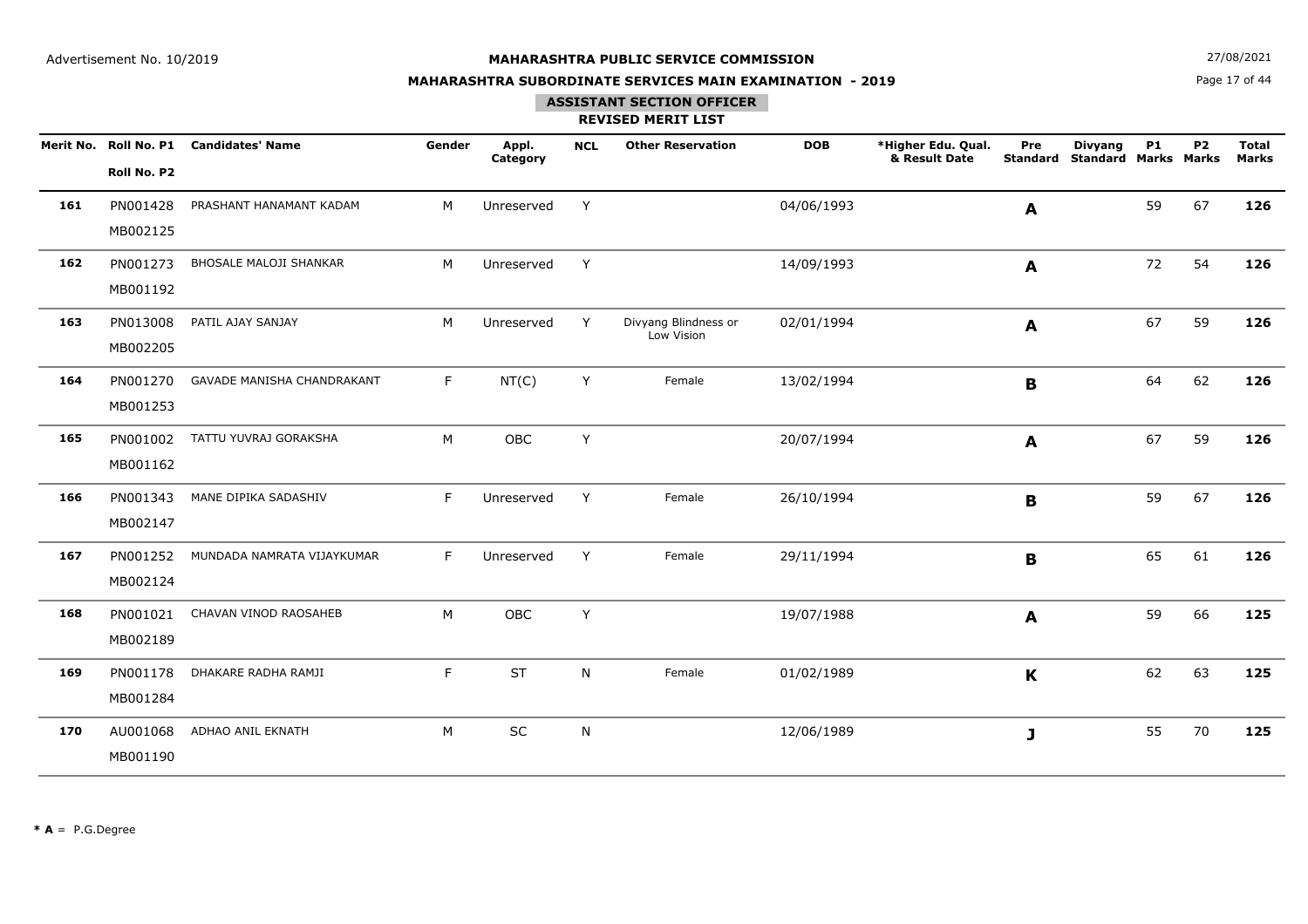Advertisement No. 10/2019

**MAHARASHTRA PUBLIC SERVICE COMMISSION**

**MAHARASHTRA SUBORDINATE SERVICES MAIN EXAMINATION - 2019**

27/08/2021

## ASSISTANT SECTION OFFICER

### REVISED MERIT LIST

| Merit No. | Roll No. P1 / Roll No. P2 | Candidates' Name | Gender | Appl. Category | NCL | Other Reservation | DOB | *Higher Edu. Qual. & Result Date | Pre Standard | Divyang Standard | P1 Marks | P2 Marks | Total Marks |
|---|---|---|---|---|---|---|---|---|---|---|---|---|---|
| **161** | PN001428 MB002125 | PRASHANT HANAMANT KADAM | M | Unreserved | Y | | 04/06/1993 | | **A** | | 59 | 67 | **126** |
| **162** | PN001273 MB001192 | BHOSALE MALOJI SHANKAR | M | Unreserved | Y | | 14/09/1993 | | **A** | | 72 | 54 | **126** |
| **163** | PN013008 MB002205 | PATIL AJAY SANJAY | M | Unreserved | Y | Divyang Blindness or Low Vision | 02/01/1994 | | **A** | | 67 | 59 | **126** |
| **164** | PN001270 MB001253 | GAVADE MANISHA CHANDRAKANT | F | NT(C) | Y | Female | 13/02/1994 | | **B** | | 64 | 62 | **126** |
| **165** | PN001002 MB001162 | TATTU YUVRAJ GORAKSHA | M | OBC | Y | | 20/07/1994 | | **A** | | 67 | 59 | **126** |
| **166** | PN001343 MB002147 | MANE DIPIKA SADASHIV | F | Unreserved | Y | Female | 26/10/1994 | | **B** | | 59 | 67 | **126** |
| **167** | PN001252 MB002124 | MUNDADA NAMRATA VIJAYKUMAR | F | Unreserved | Y | Female | 29/11/1994 | | **B** | | 65 | 61 | **126** |
| **168** | PN001021 MB002189 | CHAVAN VINOD RAOSAHEB | M | OBC | Y | | 19/07/1988 | | **A** | | 59 | 66 | **125** |
| **169** | PN001178 MB001284 | DHAKARE RADHA RAMJI | F | ST | N | Female | 01/02/1989 | | **K** | | 62 | 63 | **125** |
| **170** | AU001068 MB001190 | ADHAO ANIL EKNATH | M | SC | N | | 12/06/1989 | | **J** | | 55 | 70 | **125** |

*** A** = P.G.Degree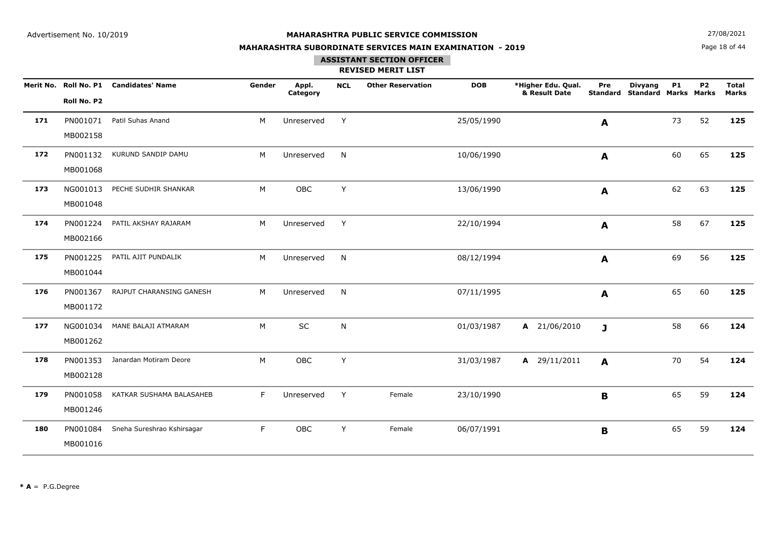Advertisement No. 10/2019

**MAHARASHTRA PUBLIC SERVICE COMMISSION**

**MAHARASHTRA SUBORDINATE SERVICES MAIN EXAMINATION - 2019**

27/08/2021

**ASSISTANT SECTION OFFICER**

**REVISED MERIT LIST**

| Merit No. | Roll No. P1 / Roll No. P2 | Candidates' Name | Gender | Appl. Category | NCL | Other Reservation | DOB | *Higher Edu. Qual. & Result Date | Pre Standard | Divyang Standard | P1 Marks | P2 Marks | Total Marks |
|---|---|---|---|---|---|---|---|---|---|---|---|---|---|
| **171** | PN001071 MB002158 | Patil Suhas Anand | M | Unreserved | Y | | 25/05/1990 | | **A** | | 73 | 52 | **125** |
| **172** | PN001132 MB001068 | KURUND SANDIP DAMU | M | Unreserved | N | | 10/06/1990 | | **A** | | 60 | 65 | **125** |
| **173** | NG001013 MB001048 | PECHE SUDHIR SHANKAR | M | OBC | Y | | 13/06/1990 | | **A** | | 62 | 63 | **125** |
| **174** | PN001224 MB002166 | PATIL AKSHAY RAJARAM | M | Unreserved | Y | | 22/10/1994 | | **A** | | 58 | 67 | **125** |
| **175** | PN001225 MB001044 | PATIL AJIT PUNDALIK | M | Unreserved | N | | 08/12/1994 | | **A** | | 69 | 56 | **125** |
| **176** | PN001367 MB001172 | RAJPUT CHARANSING GANESH | M | Unreserved | N | | 07/11/1995 | | **A** | | 65 | 60 | **125** |
| **177** | NG001034 MB001262 | MANE BALAJI ATMARAM | M | SC | N | | 01/03/1987 | **A** 21/06/2010 | **J** | | 58 | 66 | **124** |
| **178** | PN001353 MB002128 | Janardan Motiram Deore | M | OBC | Y | | 31/03/1987 | **A** 29/11/2011 | **A** | | 70 | 54 | **124** |
| **179** | PN001058 MB001246 | KATKAR SUSHAMA BALASAHEB | F | Unreserved | Y | Female | 23/10/1990 | | **B** | | 65 | 59 | **124** |
| **180** | PN001084 MB001016 | Sneha Sureshrao Kshirsagar | F | OBC | Y | Female | 06/07/1991 | | **B** | | 65 | 59 | **124** |

*** A** = P.G.Degree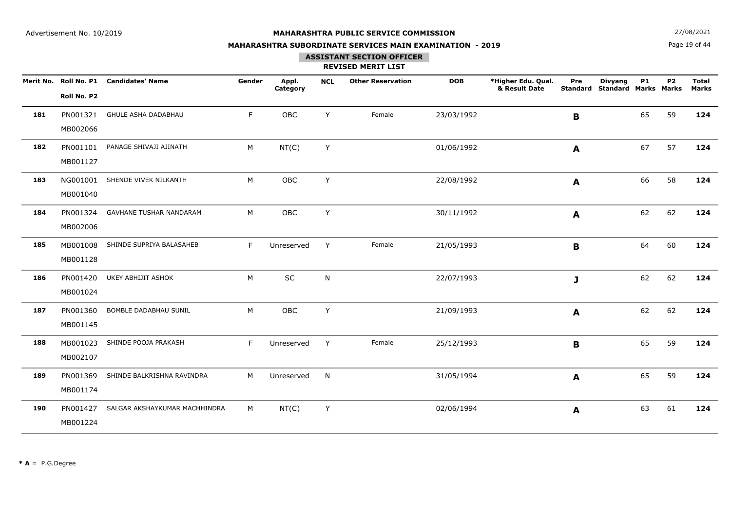Advertisement No. 10/2019

**MAHARASHTRA PUBLIC SERVICE COMMISSION**

**MAHARASHTRA SUBORDINATE SERVICES MAIN EXAMINATION - 2019**

27/08/2021

## ASSISTANT SECTION OFFICER

### REVISED MERIT LIST

| Merit No. | Roll No. P1 / Roll No. P2 | Candidates' Name | Gender | Appl. Category | NCL | Other Reservation | DOB | *Higher Edu. Qual. & Result Date | Pre Standard | Divyang Standard | P1 Marks | P2 Marks | Total Marks |
|---|---|---|---|---|---|---|---|---|---|---|---|---|---|
| **181** | PN001321 MB002066 | GHULE ASHA DADABHAU | F | OBC | Y | Female | 23/03/1992 | | **B** | | 65 | 59 | **124** |
| **182** | PN001101 MB001127 | PANAGE SHIVAJI AJINATH | M | NT(C) | Y | | 01/06/1992 | | **A** | | 67 | 57 | **124** |
| **183** | NG001001 MB001040 | SHENDE VIVEK NILKANTH | M | OBC | Y | | 22/08/1992 | | **A** | | 66 | 58 | **124** |
| **184** | PN001324 MB002006 | GAVHANE TUSHAR NANDARAM | M | OBC | Y | | 30/11/1992 | | **A** | | 62 | 62 | **124** |
| **185** | MB001008 MB001128 | SHINDE SUPRIYA BALASAHEB | F | Unreserved | Y | Female | 21/05/1993 | | **B** | | 64 | 60 | **124** |
| **186** | PN001420 MB001024 | UKEY ABHIJIT ASHOK | M | SC | N | | 22/07/1993 | | **J** | | 62 | 62 | **124** |
| **187** | PN001360 MB001145 | BOMBLE DADABHAU SUNIL | M | OBC | Y | | 21/09/1993 | | **A** | | 62 | 62 | **124** |
| **188** | MB001023 MB002107 | SHINDE POOJA PRAKASH | F | Unreserved | Y | Female | 25/12/1993 | | **B** | | 65 | 59 | **124** |
| **189** | PN001369 MB001174 | SHINDE BALKRISHNA RAVINDRA | M | Unreserved | N | | 31/05/1994 | | **A** | | 65 | 59 | **124** |
| **190** | PN001427 MB001224 | SALGAR AKSHAYKUMAR MACHHINDRA | M | NT(C) | Y | | 02/06/1994 | | **A** | | 63 | 61 | **124** |

*** A** = P.G.Degree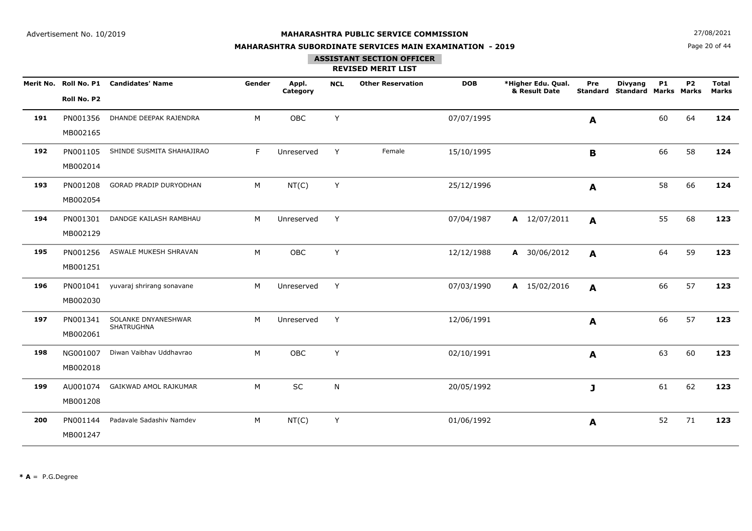Advertisement No. 10/2019

27/08/2021

# MAHARASHTRA PUBLIC SERVICE COMMISSION

## MAHARASHTRA SUBORDINATE SERVICES MAIN EXAMINATION - 2019

### ASSISTANT SECTION OFFICER

### REVISED MERIT LIST

| Merit No. | Roll No. P1 / Roll No. P2 | Candidates' Name | Gender | Appl. Category | NCL | Other Reservation | DOB | *Higher Edu. Qual. & Result Date | Pre Standard | Divyang Standard | P1 Marks | P2 Marks | Total Marks |
|---|---|---|---|---|---|---|---|---|---|---|---|---|---|
| **191** | PN001356 MB002165 | DHANDE DEEPAK RAJENDRA | M | OBC | Y | | 07/07/1995 | | **A** | | 60 | 64 | **124** |
| **192** | PN001105 MB002014 | SHINDE SUSMITA SHAHAJIRAO | F | Unreserved | Y | Female | 15/10/1995 | | **B** | | 66 | 58 | **124** |
| **193** | PN001208 MB002054 | GORAD PRADIP DURYODHAN | M | NT(C) | Y | | 25/12/1996 | | **A** | | 58 | 66 | **124** |
| **194** | PN001301 MB002129 | DANDGE KAILASH RAMBHAU | M | Unreserved | Y | | 07/04/1987 | **A** 12/07/2011 | **A** | | 55 | 68 | **123** |
| **195** | PN001256 MB001251 | ASWALE MUKESH SHRAVAN | M | OBC | Y | | 12/12/1988 | **A** 30/06/2012 | **A** | | 64 | 59 | **123** |
| **196** | PN001041 MB002030 | yuvaraj shrirang sonavane | M | Unreserved | Y | | 07/03/1990 | **A** 15/02/2016 | **A** | | 66 | 57 | **123** |
| **197** | PN001341 MB002061 | SOLANKE DNYANESHWAR SHATRUGHNA | M | Unreserved | Y | | 12/06/1991 | | **A** | | 66 | 57 | **123** |
| **198** | NG001007 MB002018 | Diwan Vaibhav Uddhavrao | M | OBC | Y | | 02/10/1991 | | **A** | | 63 | 60 | **123** |
| **199** | AU001074 MB001208 | GAIKWAD AMOL RAJKUMAR | M | SC | N | | 20/05/1992 | | **J** | | 61 | 62 | **123** |
| **200** | PN001144 MB001247 | Padavale Sadashiv Namdev | M | NT(C) | Y | | 01/06/1992 | | **A** | | 52 | 71 | **123** |

*** A** = P.G.Degree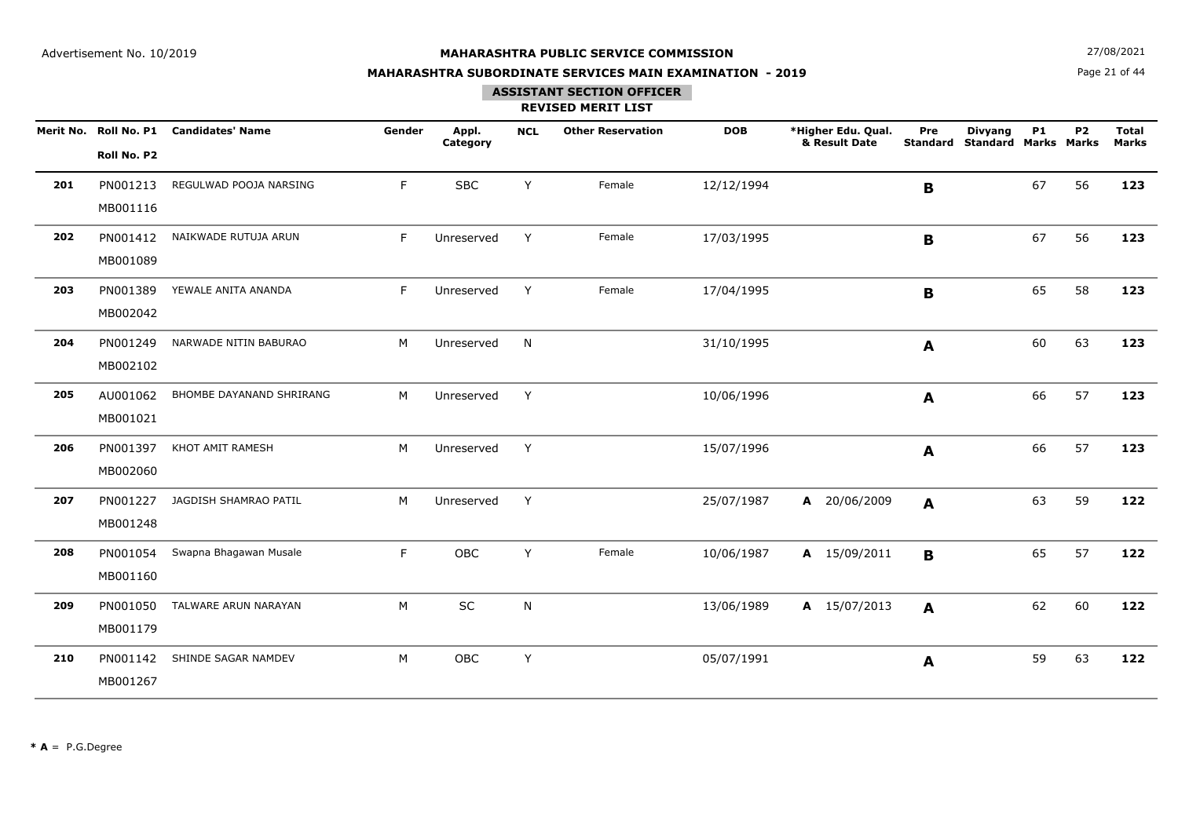Advertisement No. 10/2019

**MAHARASHTRA PUBLIC SERVICE COMMISSION**

**MAHARASHTRA SUBORDINATE SERVICES MAIN EXAMINATION - 2019**

27/08/2021

**ASSISTANT SECTION OFFICER**

**REVISED MERIT LIST**

| Merit No. | Roll No. P1 / Roll No. P2 | Candidates' Name | Gender | Appl. Category | NCL | Other Reservation | DOB | *Higher Edu. Qual. & Result Date | Pre Standard | Divyang Standard | P1 Marks | P2 Marks | Total Marks |
|---|---|---|---|---|---|---|---|---|---|---|---|---|---|
| **201** | PN001213 / MB001116 | REGULWAD POOJA NARSING | F | SBC | Y | Female | 12/12/1994 | | **B** | | 67 | 56 | **123** |
| **202** | PN001412 / MB001089 | NAIKWADE RUTUJA ARUN | F | Unreserved | Y | Female | 17/03/1995 | | **B** | | 67 | 56 | **123** |
| **203** | PN001389 / MB002042 | YEWALE ANITA ANANDA | F | Unreserved | Y | Female | 17/04/1995 | | **B** | | 65 | 58 | **123** |
| **204** | PN001249 / MB002102 | NARWADE NITIN BABURAO | M | Unreserved | N | | 31/10/1995 | | **A** | | 60 | 63 | **123** |
| **205** | AU001062 / MB001021 | BHOMBE DAYANAND SHRIRANG | M | Unreserved | Y | | 10/06/1996 | | **A** | | 66 | 57 | **123** |
| **206** | PN001397 / MB002060 | KHOT AMIT RAMESH | M | Unreserved | Y | | 15/07/1996 | | **A** | | 66 | 57 | **123** |
| **207** | PN001227 / MB001248 | JAGDISH SHAMRAO PATIL | M | Unreserved | Y | | 25/07/1987 | **A** 20/06/2009 | **A** | | 63 | 59 | **122** |
| **208** | PN001054 / MB001160 | Swapna Bhagawan Musale | F | OBC | Y | Female | 10/06/1987 | **A** 15/09/2011 | **B** | | 65 | 57 | **122** |
| **209** | PN001050 / MB001179 | TALWARE ARUN NARAYAN | M | SC | N | | 13/06/1989 | **A** 15/07/2013 | **A** | | 62 | 60 | **122** |
| **210** | PN001142 / MB001267 | SHINDE SAGAR NAMDEV | M | OBC | Y | | 05/07/1991 | | **A** | | 59 | 63 | **122** |

*** A** = P.G.Degree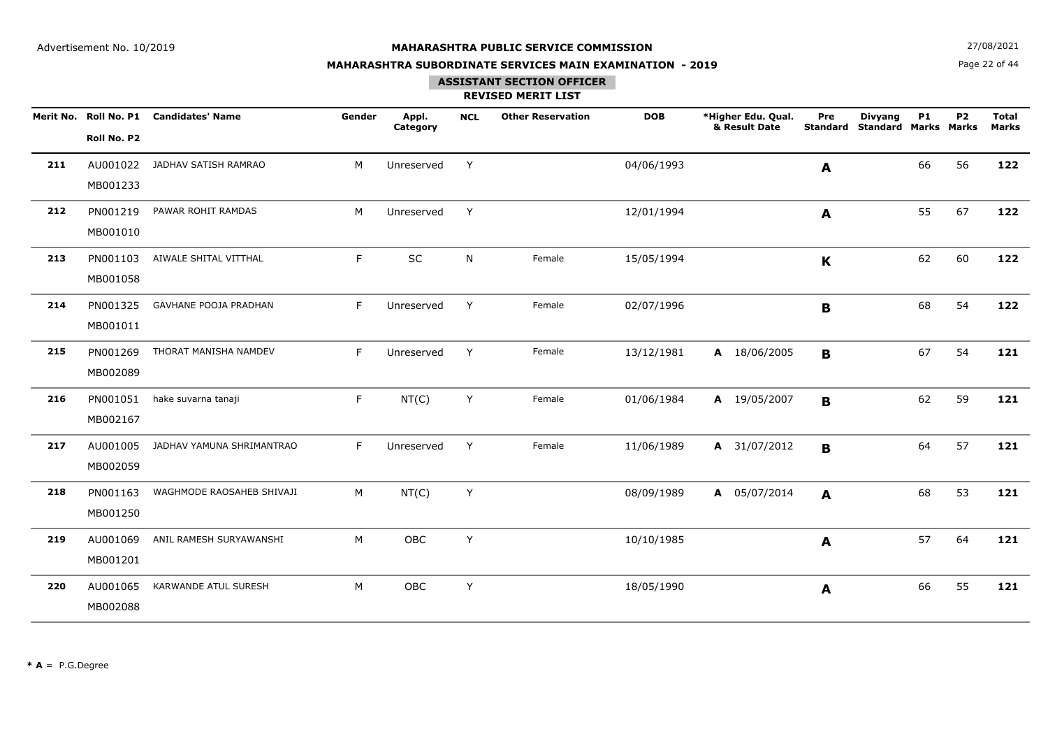Advertisement No. 10/2019

# MAHARASHTRA PUBLIC SERVICE COMMISSION

## MAHARASHTRA SUBORDINATE SERVICES MAIN EXAMINATION - 2019

### ASSISTANT SECTION OFFICER

### REVISED MERIT LIST

27/08/2021

| Merit No. | Roll No. P1 / Roll No. P2 | Candidates' Name | Gender | Appl. Category | NCL | Other Reservation | DOB | *Higher Edu. Qual. & Result Date | Pre Standard | Divyang Standard | P1 Marks | P2 Marks | Total Marks |
|---|---|---|---|---|---|---|---|---|---|---|---|---|---|
| **211** | AU001022 MB001233 | JADHAV SATISH RAMRAO | M | Unreserved | Y | | 04/06/1993 | | **A** | | 66 | 56 | **122** |
| **212** | PN001219 MB001010 | PAWAR ROHIT RAMDAS | M | Unreserved | Y | | 12/01/1994 | | **A** | | 55 | 67 | **122** |
| **213** | PN001103 MB001058 | AIWALE SHITAL VITTHAL | F | SC | N | Female | 15/05/1994 | | **K** | | 62 | 60 | **122** |
| **214** | PN001325 MB001011 | GAVHANE POOJA PRADHAN | F | Unreserved | Y | Female | 02/07/1996 | | **B** | | 68 | 54 | **122** |
| **215** | PN001269 MB002089 | THORAT MANISHA NAMDEV | F | Unreserved | Y | Female | 13/12/1981 | **A** 18/06/2005 | **B** | | 67 | 54 | **121** |
| **216** | PN001051 MB002167 | hake suvarna tanaji | F | NT(C) | Y | Female | 01/06/1984 | **A** 19/05/2007 | **B** | | 62 | 59 | **121** |
| **217** | AU001005 MB002059 | JADHAV YAMUNA SHRIMANTRAO | F | Unreserved | Y | Female | 11/06/1989 | **A** 31/07/2012 | **B** | | 64 | 57 | **121** |
| **218** | PN001163 MB001250 | WAGHMODE RAOSAHEB SHIVAJI | M | NT(C) | Y | | 08/09/1989 | **A** 05/07/2014 | **A** | | 68 | 53 | **121** |
| **219** | AU001069 MB001201 | ANIL RAMESH SURYAWANSHI | M | OBC | Y | | 10/10/1985 | | **A** | | 57 | 64 | **121** |
| **220** | AU001065 MB002088 | KARWANDE ATUL SURESH | M | OBC | Y | | 18/05/1990 | | **A** | | 66 | 55 | **121** |

* **A** = P.G.Degree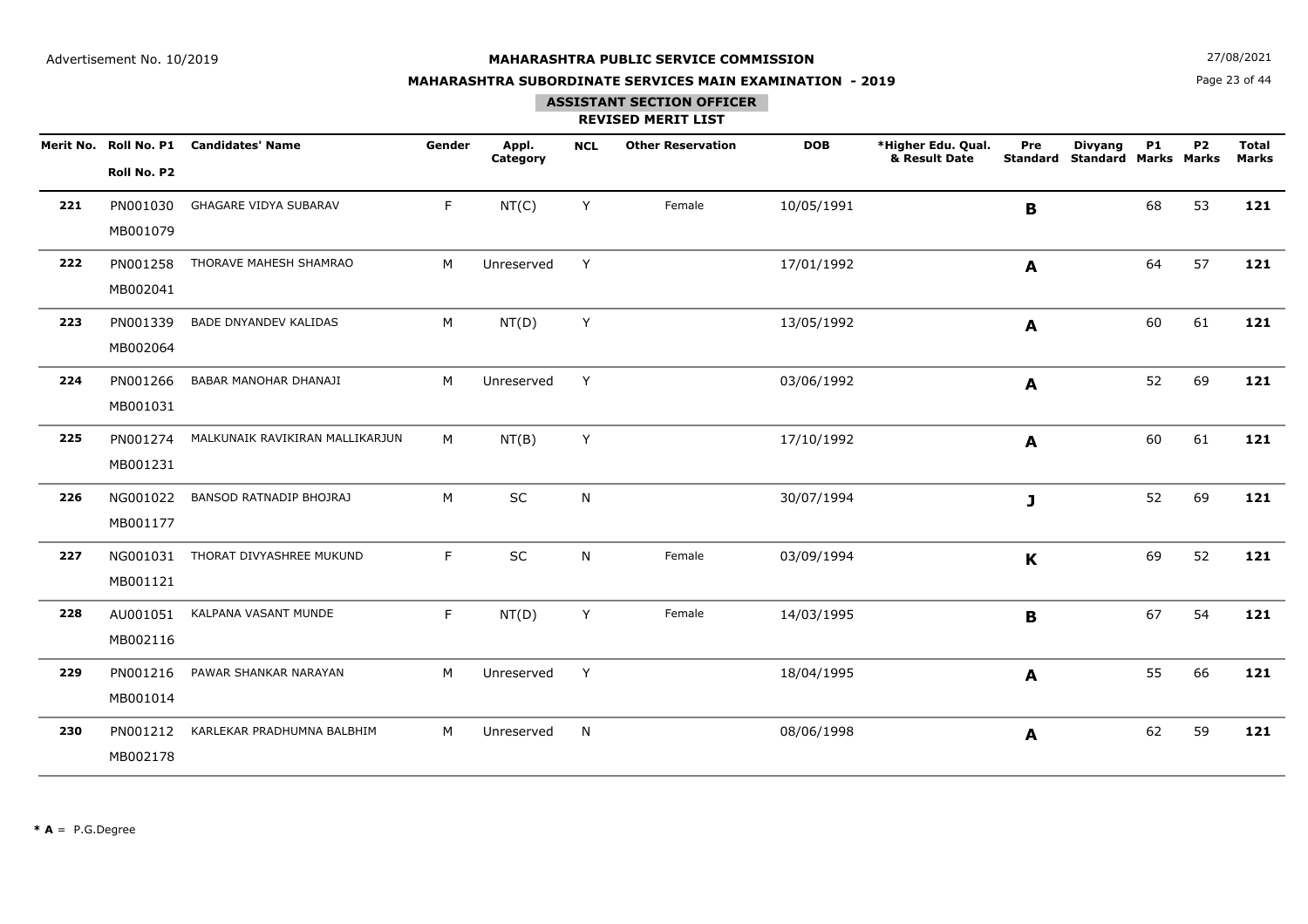Advertisement No. 10/2019

**MAHARASHTRA PUBLIC SERVICE COMMISSION**

**MAHARASHTRA SUBORDINATE SERVICES MAIN EXAMINATION - 2019**

27/08/2021

**ASSISTANT SECTION OFFICER**

**REVISED MERIT LIST**

| Merit No. | Roll No. P1 / Roll No. P2 | Candidates' Name | Gender | Appl. Category | NCL | Other Reservation | DOB | *Higher Edu. Qual. & Result Date | Pre Standard | Divyang Standard | P1 Marks | P2 Marks | Total Marks |
|---|---|---|---|---|---|---|---|---|---|---|---|---|---|
| **221** | PN001030 MB001079 | GHAGARE VIDYA SUBARAV | F | NT(C) | Y | Female | 10/05/1991 | | **B** | | 68 | 53 | **121** |
| **222** | PN001258 MB002041 | THORAVE MAHESH SHAMRAO | M | Unreserved | Y | | 17/01/1992 | | **A** | | 64 | 57 | **121** |
| **223** | PN001339 MB002064 | BADE DNYANDEV KALIDAS | M | NT(D) | Y | | 13/05/1992 | | **A** | | 60 | 61 | **121** |
| **224** | PN001266 MB001031 | BABAR MANOHAR DHANAJI | M | Unreserved | Y | | 03/06/1992 | | **A** | | 52 | 69 | **121** |
| **225** | PN001274 MB001231 | MALKUNAIK RAVIKIRAN MALLIKARJUN | M | NT(B) | Y | | 17/10/1992 | | **A** | | 60 | 61 | **121** |
| **226** | NG001022 MB001177 | BANSOD RATNADIP BHOJRAJ | M | SC | N | | 30/07/1994 | | **J** | | 52 | 69 | **121** |
| **227** | NG001031 MB001121 | THORAT DIVYASHREE MUKUND | F | SC | N | Female | 03/09/1994 | | **K** | | 69 | 52 | **121** |
| **228** | AU001051 MB002116 | KALPANA VASANT MUNDE | F | NT(D) | Y | Female | 14/03/1995 | | **B** | | 67 | 54 | **121** |
| **229** | PN001216 MB001014 | PAWAR SHANKAR NARAYAN | M | Unreserved | Y | | 18/04/1995 | | **A** | | 55 | 66 | **121** |
| **230** | PN001212 MB002178 | KARLEKAR PRADHUMNA BALBHIM | M | Unreserved | N | | 08/06/1998 | | **A** | | 62 | 59 | **121** |

**\* A** = P.G.Degree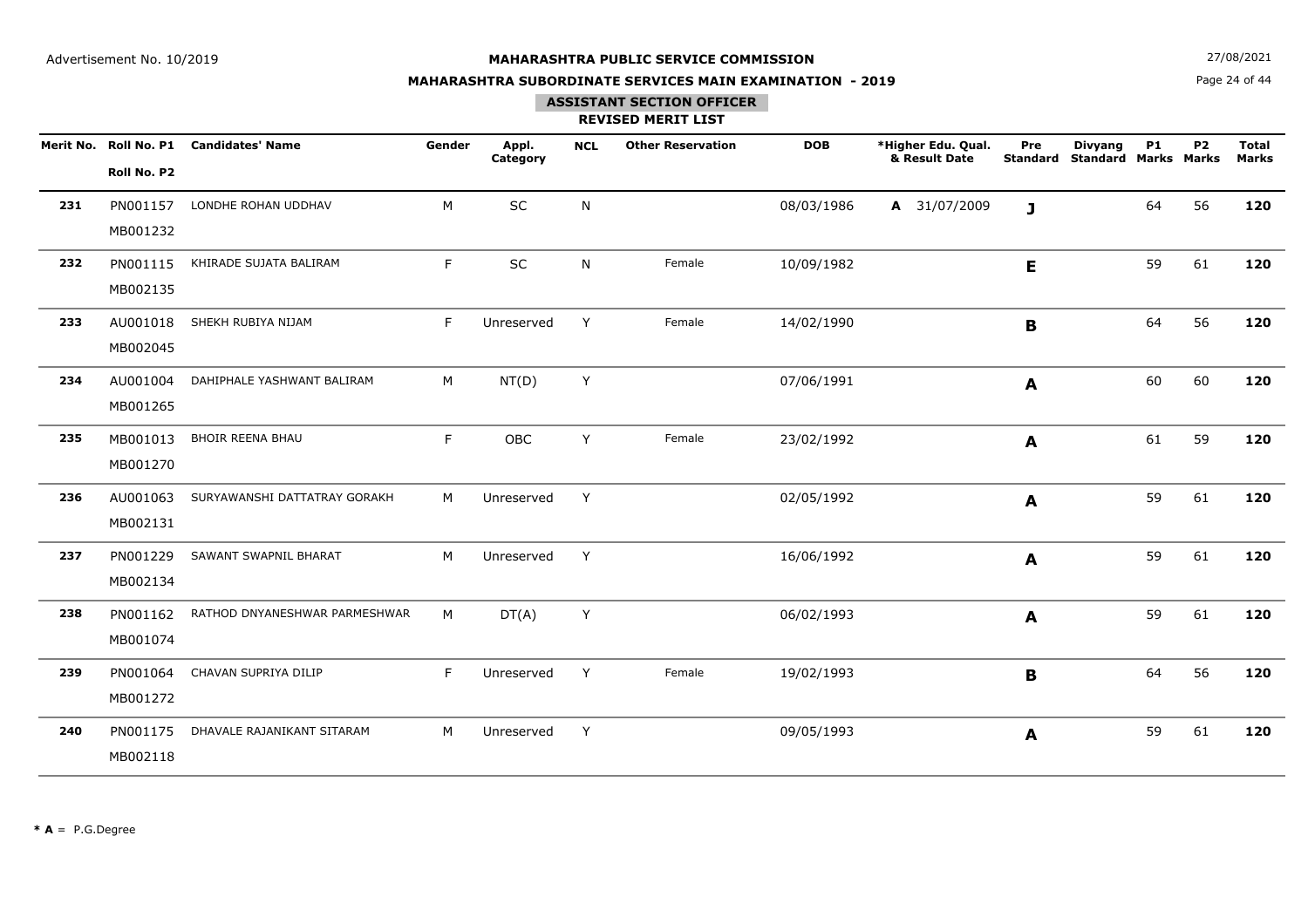Advertisement No. 10/2019

# MAHARASHTRA PUBLIC SERVICE COMMISSION

## MAHARASHTRA SUBORDINATE SERVICES MAIN EXAMINATION - 2019

### ASSISTANT SECTION OFFICER

### REVISED MERIT LIST

| Merit No. | Roll No. P1 / Roll No. P2 | Candidates' Name | Gender | Appl. Category | NCL | Other Reservation | DOB | *Higher Edu. Qual. & Result Date | Pre Standard | Divyang Standard | P1 Marks | P2 Marks | Total Marks |
|---|---|---|---|---|---|---|---|---|---|---|---|---|---|
| **231** | PN001157 MB001232 | LONDHE ROHAN UDDHAV | M | SC | N | | 08/03/1986 | **A** 31/07/2009 | **J** | | 64 | 56 | **120** |
| **232** | PN001115 MB002135 | KHIRADE SUJATA BALIRAM | F | SC | N | Female | 10/09/1982 | | **E** | | 59 | 61 | **120** |
| **233** | AU001018 MB002045 | SHEKH RUBIYA NIJAM | F | Unreserved | Y | Female | 14/02/1990 | | **B** | | 64 | 56 | **120** |
| **234** | AU001004 MB001265 | DAHIPHALE YASHWANT BALIRAM | M | NT(D) | Y | | 07/06/1991 | | **A** | | 60 | 60 | **120** |
| **235** | MB001013 MB001270 | BHOIR REENA BHAU | F | OBC | Y | Female | 23/02/1992 | | **A** | | 61 | 59 | **120** |
| **236** | AU001063 MB002131 | SURYAWANSHI DATTATRAY GORAKH | M | Unreserved | Y | | 02/05/1992 | | **A** | | 59 | 61 | **120** |
| **237** | PN001229 MB002134 | SAWANT SWAPNIL BHARAT | M | Unreserved | Y | | 16/06/1992 | | **A** | | 59 | 61 | **120** |
| **238** | PN001162 MB001074 | RATHOD DNYANESHWAR PARMESHWAR | M | DT(A) | Y | | 06/02/1993 | | **A** | | 59 | 61 | **120** |
| **239** | PN001064 MB001272 | CHAVAN SUPRIYA DILIP | F | Unreserved | Y | Female | 19/02/1993 | | **B** | | 64 | 56 | **120** |
| **240** | PN001175 MB002118 | DHAVALE RAJANIKANT SITARAM | M | Unreserved | Y | | 09/05/1993 | | **A** | | 59 | 61 | **120** |

**\* A** = P.G.Degree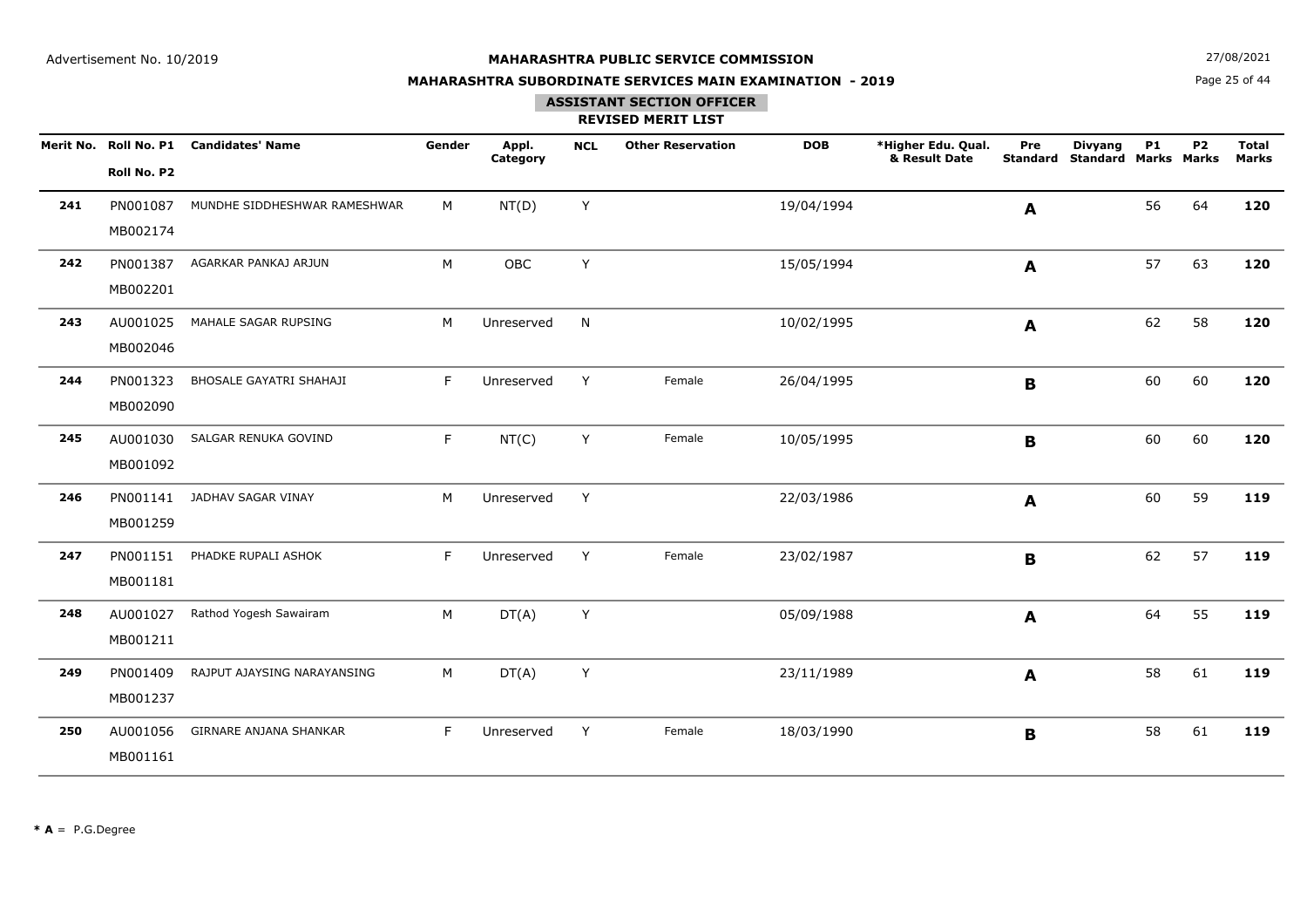Advertisement No. 10/2019

**MAHARASHTRA PUBLIC SERVICE COMMISSION**

**MAHARASHTRA SUBORDINATE SERVICES MAIN EXAMINATION - 2019**

27/08/2021

**ASSISTANT SECTION OFFICER**

**REVISED MERIT LIST**

| Merit No. | Roll No. P1 / Roll No. P2 | Candidates' Name | Gender | Appl. Category | NCL | Other Reservation | DOB | *Higher Edu. Qual. & Result Date | Pre Standard | Divyang Standard | P1 Marks | P2 Marks | Total Marks |
|---|---|---|---|---|---|---|---|---|---|---|---|---|---|
| **241** | PN001087 MB002174 | MUNDHE SIDDHESHWAR RAMESHWAR | M | NT(D) | Y | | 19/04/1994 | | **A** | | 56 | 64 | **120** |
| **242** | PN001387 MB002201 | AGARKAR PANKAJ ARJUN | M | OBC | Y | | 15/05/1994 | | **A** | | 57 | 63 | **120** |
| **243** | AU001025 MB002046 | MAHALE SAGAR RUPSING | M | Unreserved | N | | 10/02/1995 | | **A** | | 62 | 58 | **120** |
| **244** | PN001323 MB002090 | BHOSALE GAYATRI SHAHAJI | F | Unreserved | Y | Female | 26/04/1995 | | **B** | | 60 | 60 | **120** |
| **245** | AU001030 MB001092 | SALGAR RENUKA GOVIND | F | NT(C) | Y | Female | 10/05/1995 | | **B** | | 60 | 60 | **120** |
| **246** | PN001141 MB001259 | JADHAV SAGAR VINAY | M | Unreserved | Y | | 22/03/1986 | | **A** | | 60 | 59 | **119** |
| **247** | PN001151 MB001181 | PHADKE RUPALI ASHOK | F | Unreserved | Y | Female | 23/02/1987 | | **B** | | 62 | 57 | **119** |
| **248** | AU001027 MB001211 | Rathod Yogesh Sawairam | M | DT(A) | Y | | 05/09/1988 | | **A** | | 64 | 55 | **119** |
| **249** | PN001409 MB001237 | RAJPUT AJAYSING NARAYANSING | M | DT(A) | Y | | 23/11/1989 | | **A** | | 58 | 61 | **119** |
| **250** | AU001056 MB001161 | GIRNARE ANJANA SHANKAR | F | Unreserved | Y | Female | 18/03/1990 | | **B** | | 58 | 61 | **119** |

*** A** = P.G.Degree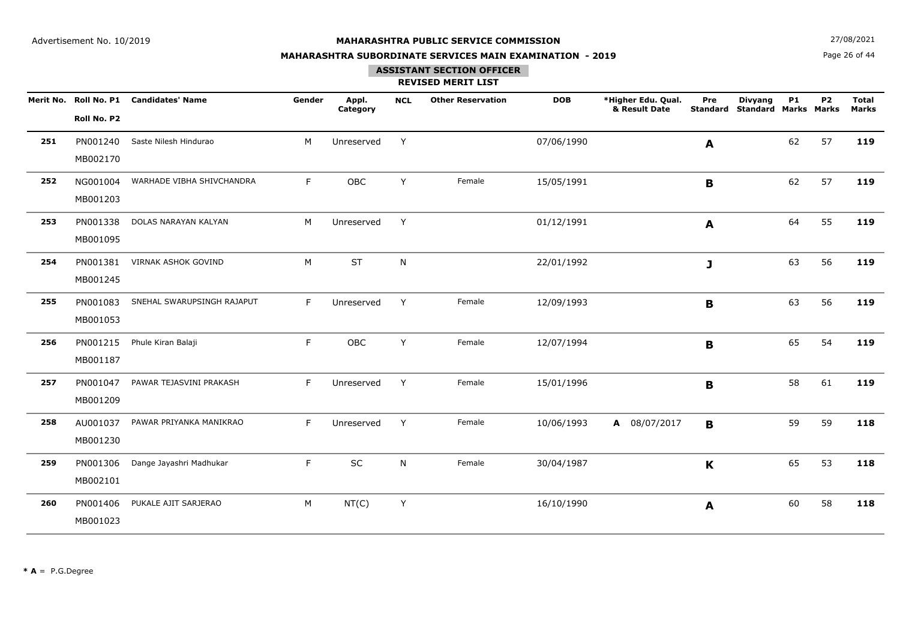Advertisement No. 10/2019

**MAHARASHTRA PUBLIC SERVICE COMMISSION**

**MAHARASHTRA SUBORDINATE SERVICES MAIN EXAMINATION - 2019**

27/08/2021

## ASSISTANT SECTION OFFICER

### REVISED MERIT LIST

| Merit No. | Roll No. P1 / Roll No. P2 | Candidates' Name | Gender | Appl. Category | NCL | Other Reservation | DOB | *Higher Edu. Qual. & Result Date | Pre Standard | Divyang Standard | P1 Marks | P2 Marks | Total Marks |
|---|---|---|---|---|---|---|---|---|---|---|---|---|---|
| **251** | PN001240 MB002170 | Saste Nilesh Hindurao | M | Unreserved | Y | | 07/06/1990 | | **A** | | 62 | 57 | **119** |
| **252** | NG001004 MB001203 | WARHADE VIBHA SHIVCHANDRA | F | OBC | Y | Female | 15/05/1991 | | **B** | | 62 | 57 | **119** |
| **253** | PN001338 MB001095 | DOLAS NARAYAN KALYAN | M | Unreserved | Y | | 01/12/1991 | | **A** | | 64 | 55 | **119** |
| **254** | PN001381 MB001245 | VIRNAK ASHOK GOVIND | M | ST | N | | 22/01/1992 | | **J** | | 63 | 56 | **119** |
| **255** | PN001083 MB001053 | SNEHAL SWARUPSINGH RAJAPUT | F | Unreserved | Y | Female | 12/09/1993 | | **B** | | 63 | 56 | **119** |
| **256** | PN001215 MB001187 | Phule Kiran Balaji | F | OBC | Y | Female | 12/07/1994 | | **B** | | 65 | 54 | **119** |
| **257** | PN001047 MB001209 | PAWAR TEJASVINI PRAKASH | F | Unreserved | Y | Female | 15/01/1996 | | **B** | | 58 | 61 | **119** |
| **258** | AU001037 MB001230 | PAWAR PRIYANKA MANIKRAO | F | Unreserved | Y | Female | 10/06/1993 | **A** 08/07/2017 | **B** | | 59 | 59 | **118** |
| **259** | PN001306 MB002101 | Dange Jayashri Madhukar | F | SC | N | Female | 30/04/1987 | | **K** | | 65 | 53 | **118** |
| **260** | PN001406 MB001023 | PUKALE AJIT SARJERAO | M | NT(C) | Y | | 16/10/1990 | | **A** | | 60 | 58 | **118** |

**\* A** = P.G.Degree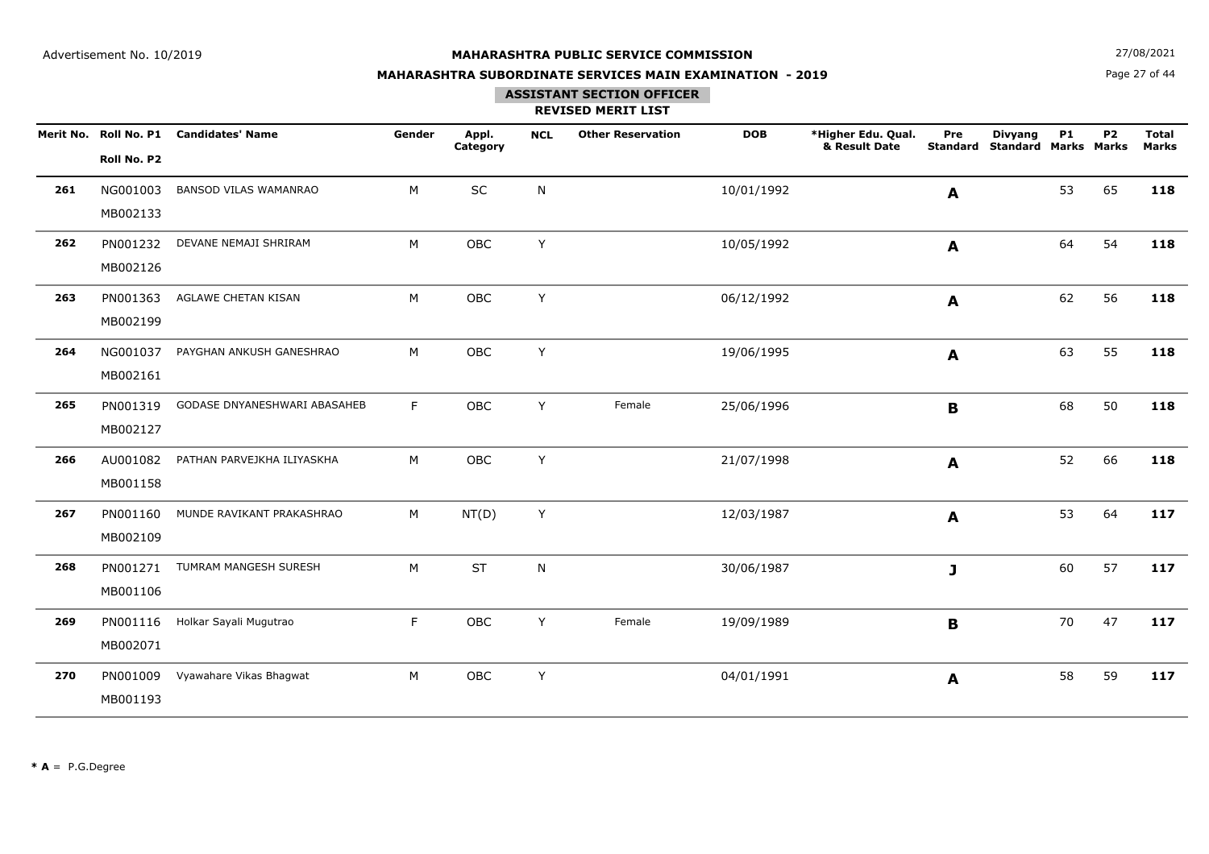Advertisement No. 10/2019

**MAHARASHTRA PUBLIC SERVICE COMMISSION**

**MAHARASHTRA SUBORDINATE SERVICES MAIN EXAMINATION - 2019**

27/08/2021

## ASSISTANT SECTION OFFICER

### REVISED MERIT LIST

| Merit No. | Roll No. P1 / Roll No. P2 | Candidates' Name | Gender | Appl. Category | NCL | Other Reservation | DOB | *Higher Edu. Qual. & Result Date | Pre Standard | Divyang Standard | P1 Marks | P2 Marks | Total Marks |
|---|---|---|---|---|---|---|---|---|---|---|---|---|---|
| **261** | NG001003 MB002133 | BANSOD VILAS WAMANRAO | M | SC | N | | 10/01/1992 | | **A** | | 53 | 65 | **118** |
| **262** | PN001232 MB002126 | DEVANE NEMAJI SHRIRAM | M | OBC | Y | | 10/05/1992 | | **A** | | 64 | 54 | **118** |
| **263** | PN001363 MB002199 | AGLAWE CHETAN KISAN | M | OBC | Y | | 06/12/1992 | | **A** | | 62 | 56 | **118** |
| **264** | NG001037 MB002161 | PAYGHAN ANKUSH GANESHRAO | M | OBC | Y | | 19/06/1995 | | **A** | | 63 | 55 | **118** |
| **265** | PN001319 MB002127 | GODASE DNYANESHWARI ABASAHEB | F | OBC | Y | Female | 25/06/1996 | | **B** | | 68 | 50 | **118** |
| **266** | AU001082 MB001158 | PATHAN PARVEJKHA ILIYASKHA | M | OBC | Y | | 21/07/1998 | | **A** | | 52 | 66 | **118** |
| **267** | PN001160 MB002109 | MUNDE RAVIKANT PRAKASHRAO | M | NT(D) | Y | | 12/03/1987 | | **A** | | 53 | 64 | **117** |
| **268** | PN001271 MB001106 | TUMRAM MANGESH SURESH | M | ST | N | | 30/06/1987 | | **J** | | 60 | 57 | **117** |
| **269** | PN001116 MB002071 | Holkar Sayali Mugutrao | F | OBC | Y | Female | 19/09/1989 | | **B** | | 70 | 47 | **117** |
| **270** | PN001009 MB001193 | Vyawahare Vikas Bhagwat | M | OBC | Y | | 04/01/1991 | | **A** | | 58 | 59 | **117** |

**\* A** = P.G.Degree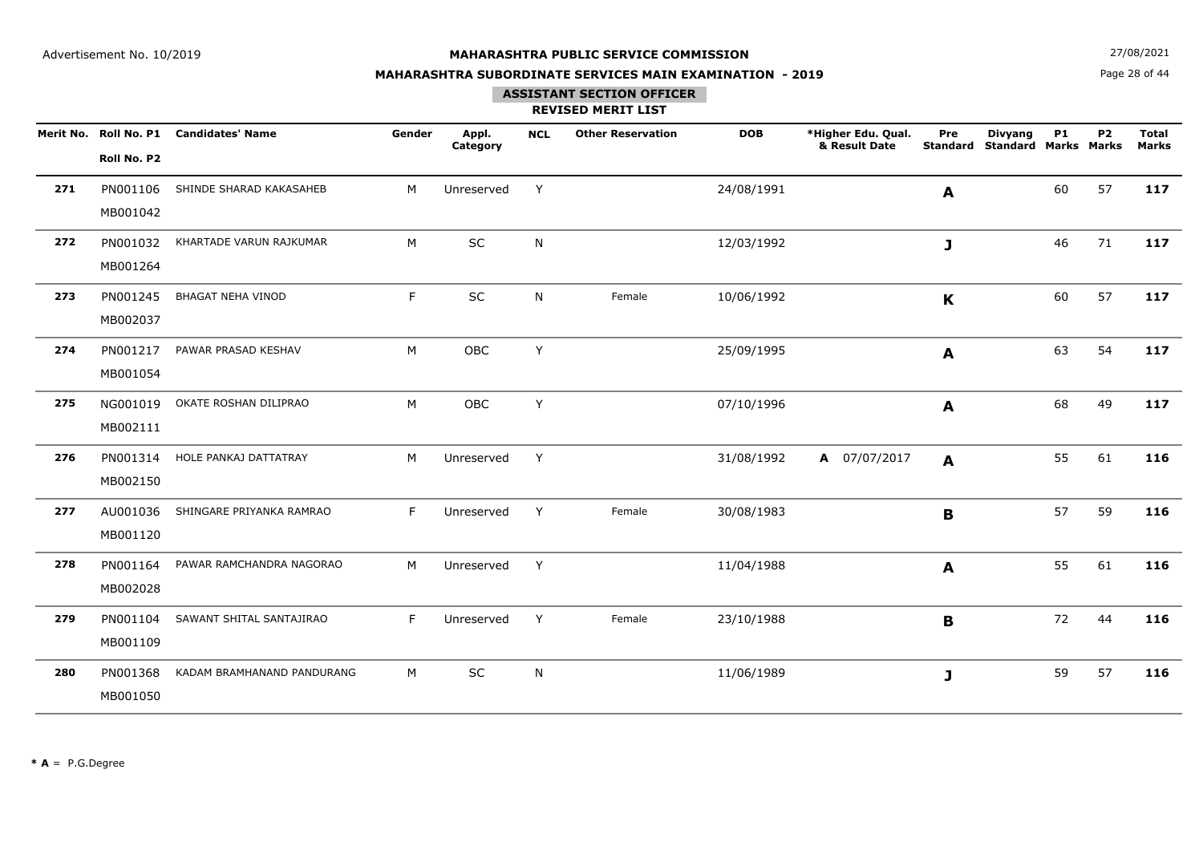Advertisement No. 10/2019

**MAHARASHTRA PUBLIC SERVICE COMMISSION**

**MAHARASHTRA SUBORDINATE SERVICES MAIN EXAMINATION - 2019**

27/08/2021

**ASSISTANT SECTION OFFICER**

**REVISED MERIT LIST**

| Merit No. | Roll No. P1 / Roll No. P2 | Candidates' Name | Gender | Appl. Category | NCL | Other Reservation | DOB | *Higher Edu. Qual. & Result Date | Pre Standard | Divyang Standard | P1 Marks | P2 Marks | Total Marks |
|---|---|---|---|---|---|---|---|---|---|---|---|---|---|
| **271** | PN001106 / MB001042 | SHINDE SHARAD KAKASAHEB | M | Unreserved | Y | | 24/08/1991 | | **A** | | 60 | 57 | **117** |
| **272** | PN001032 / MB001264 | KHARTADE VARUN RAJKUMAR | M | SC | N | | 12/03/1992 | | **J** | | 46 | 71 | **117** |
| **273** | PN001245 / MB002037 | BHAGAT NEHA VINOD | F | SC | N | Female | 10/06/1992 | | **K** | | 60 | 57 | **117** |
| **274** | PN001217 / MB001054 | PAWAR PRASAD KESHAV | M | OBC | Y | | 25/09/1995 | | **A** | | 63 | 54 | **117** |
| **275** | NG001019 / MB002111 | OKATE ROSHAN DILIPRAO | M | OBC | Y | | 07/10/1996 | | **A** | | 68 | 49 | **117** |
| **276** | PN001314 / MB002150 | HOLE PANKAJ DATTATRAY | M | Unreserved | Y | | 31/08/1992 | **A** 07/07/2017 | **A** | | 55 | 61 | **116** |
| **277** | AU001036 / MB001120 | SHINGARE PRIYANKA RAMRAO | F | Unreserved | Y | Female | 30/08/1983 | | **B** | | 57 | 59 | **116** |
| **278** | PN001164 / MB002028 | PAWAR RAMCHANDRA NAGORAO | M | Unreserved | Y | | 11/04/1988 | | **A** | | 55 | 61 | **116** |
| **279** | PN001104 / MB001109 | SAWANT SHITAL SANTAJIRAO | F | Unreserved | Y | Female | 23/10/1988 | | **B** | | 72 | 44 | **116** |
| **280** | PN001368 / MB001050 | KADAM BRAMHANAND PANDURANG | M | SC | N | | 11/06/1989 | | **J** | | 59 | 57 | **116** |

*** A** = P.G.Degree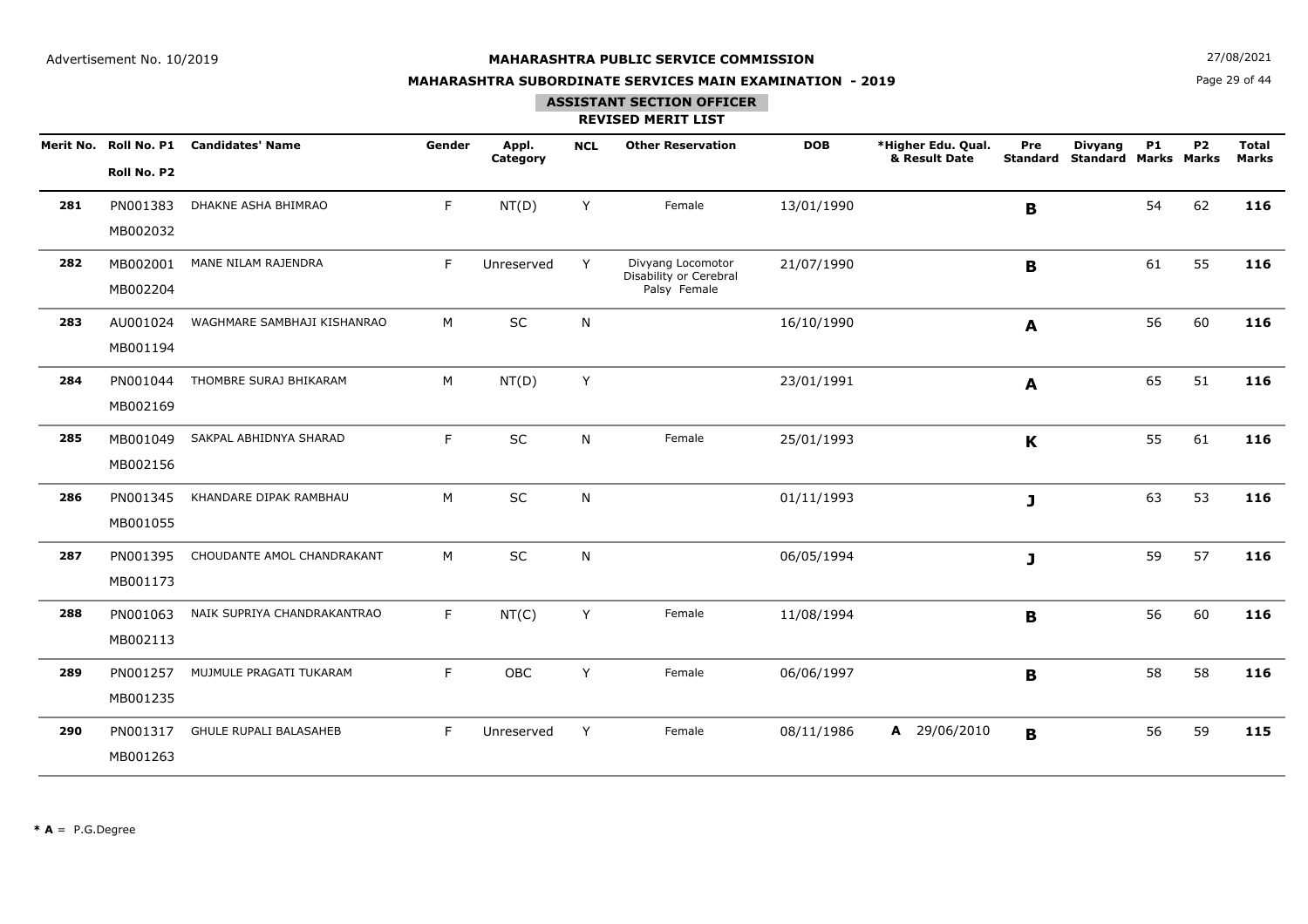Advertisement No. 10/2019

**MAHARASHTRA PUBLIC SERVICE COMMISSION**

**MAHARASHTRA SUBORDINATE SERVICES MAIN EXAMINATION - 2019**

27/08/2021

## ASSISTANT SECTION OFFICER

### REVISED MERIT LIST

| Merit No. | Roll No. P1 / Roll No. P2 | Candidates' Name | Gender | Appl. Category | NCL | Other Reservation | DOB | *Higher Edu. Qual. & Result Date | Pre Standard | Divyang Standard | P1 Marks | P2 Marks | Total Marks |
|---|---|---|---|---|---|---|---|---|---|---|---|---|---|
| **281** | PN001383 / MB002032 | DHAKNE ASHA BHIMRAO | F | NT(D) | Y | Female | 13/01/1990 | | **B** | | 54 | 62 | **116** |
| **282** | MB002001 / MB002204 | MANE NILAM RAJENDRA | F | Unreserved | Y | Divyang Locomotor Disability or Cerebral Palsy Female | 21/07/1990 | | **B** | | 61 | 55 | **116** |
| **283** | AU001024 / MB001194 | WAGHMARE SAMBHAJI KISHANRAO | M | SC | N | | 16/10/1990 | | **A** | | 56 | 60 | **116** |
| **284** | PN001044 / MB002169 | THOMBRE SURAJ BHIKARAM | M | NT(D) | Y | | 23/01/1991 | | **A** | | 65 | 51 | **116** |
| **285** | MB001049 / MB002156 | SAKPAL ABHIDNYA SHARAD | F | SC | N | Female | 25/01/1993 | | **K** | | 55 | 61 | **116** |
| **286** | PN001345 / MB001055 | KHANDARE DIPAK RAMBHAU | M | SC | N | | 01/11/1993 | | **J** | | 63 | 53 | **116** |
| **287** | PN001395 / MB001173 | CHOUDANTE AMOL CHANDRAKANT | M | SC | N | | 06/05/1994 | | **J** | | 59 | 57 | **116** |
| **288** | PN001063 / MB002113 | NAIK SUPRIYA CHANDRAKANTRAO | F | NT(C) | Y | Female | 11/08/1994 | | **B** | | 56 | 60 | **116** |
| **289** | PN001257 / MB001235 | MUJMULE PRAGATI TUKARAM | F | OBC | Y | Female | 06/06/1997 | | **B** | | 58 | 58 | **116** |
| **290** | PN001317 / MB001263 | GHULE RUPALI BALASAHEB | F | Unreserved | Y | Female | 08/11/1986 | **A** 29/06/2010 | **B** | | 56 | 59 | **115** |

**\* A** = P.G.Degree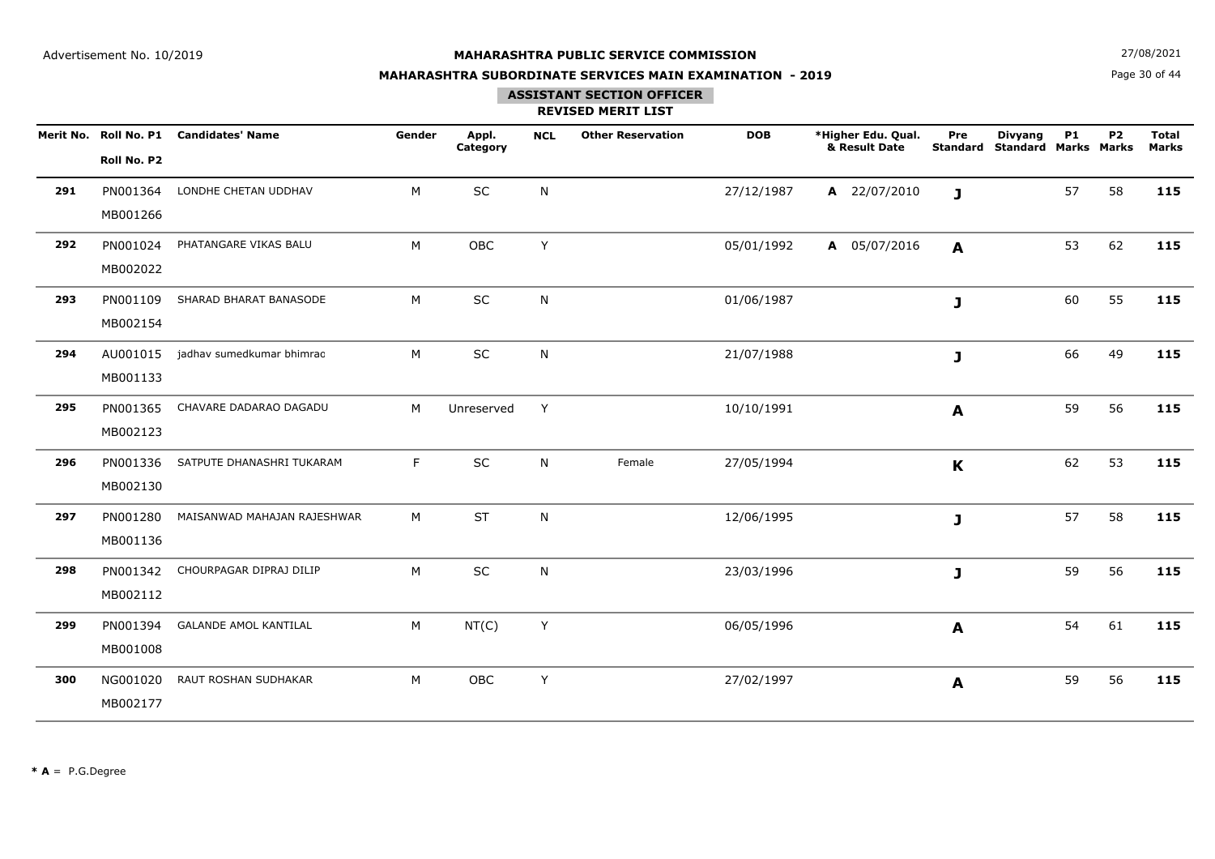Advertisement No. 10/2019

**MAHARASHTRA PUBLIC SERVICE COMMISSION**

**MAHARASHTRA SUBORDINATE SERVICES MAIN EXAMINATION - 2019**

27/08/2021

**ASSISTANT SECTION OFFICER**

**REVISED MERIT LIST**

| Merit No. | Roll No. P1 / Roll No. P2 | Candidates' Name | Gender | Appl. Category | NCL | Other Reservation | DOB | *Higher Edu. Qual. & Result Date | Pre Standard | Divyang Standard | P1 Marks | P2 Marks | Total Marks |
|---|---|---|---|---|---|---|---|---|---|---|---|---|---|
| **291** | PN001364 MB001266 | LONDHE CHETAN UDDHAV | M | SC | N | | 27/12/1987 | **A** 22/07/2010 | **J** | | 57 | 58 | **115** |
| **292** | PN001024 MB002022 | PHATANGARE VIKAS BALU | M | OBC | Y | | 05/01/1992 | **A** 05/07/2016 | **A** | | 53 | 62 | **115** |
| **293** | PN001109 MB002154 | SHARAD BHARAT BANASODE | M | SC | N | | 01/06/1987 | | **J** | | 60 | 55 | **115** |
| **294** | AU001015 MB001133 | jadhav sumedkumar bhimrao | M | SC | N | | 21/07/1988 | | **J** | | 66 | 49 | **115** |
| **295** | PN001365 MB002123 | CHAVARE DADARAO DAGADU | M | Unreserved | Y | | 10/10/1991 | | **A** | | 59 | 56 | **115** |
| **296** | PN001336 MB002130 | SATPUTE DHANASHRI TUKARAM | F | SC | N | Female | 27/05/1994 | | **K** | | 62 | 53 | **115** |
| **297** | PN001280 MB001136 | MAISANWAD MAHAJAN RAJESHWAR | M | ST | N | | 12/06/1995 | | **J** | | 57 | 58 | **115** |
| **298** | PN001342 MB002112 | CHOURPAGAR DIPRAJ DILIP | M | SC | N | | 23/03/1996 | | **J** | | 59 | 56 | **115** |
| **299** | PN001394 MB001008 | GALANDE AMOL KANTILAL | M | NT(C) | Y | | 06/05/1996 | | **A** | | 54 | 61 | **115** |
| **300** | NG001020 MB002177 | RAUT ROSHAN SUDHAKAR | M | OBC | Y | | 27/02/1997 | | **A** | | 59 | 56 | **115** |

*** A** = P.G.Degree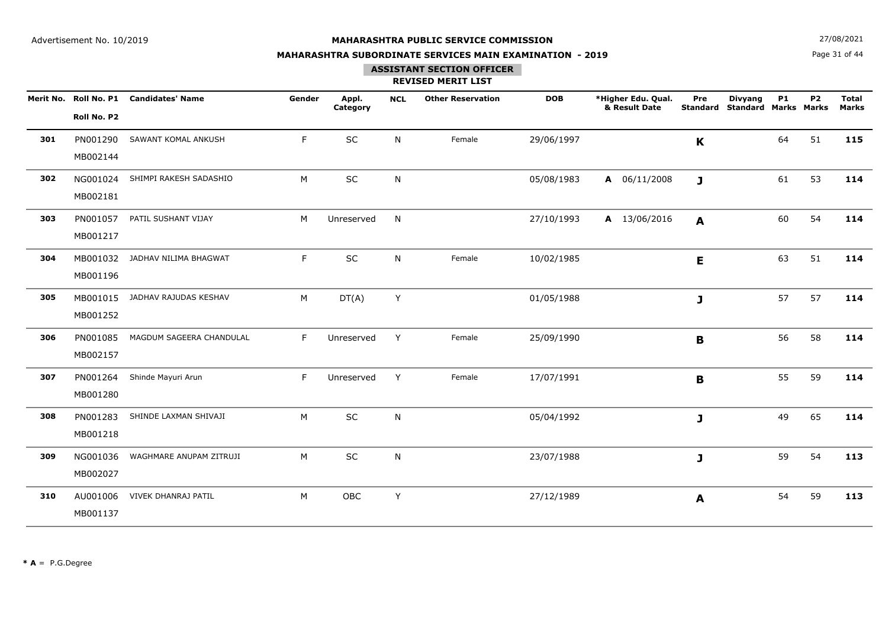Advertisement No. 10/2019

# MAHARASHTRA PUBLIC SERVICE COMMISSION

## MAHARASHTRA SUBORDINATE SERVICES MAIN EXAMINATION - 2019

### ASSISTANT SECTION OFFICER

### REVISED MERIT LIST

27/08/2021

| Merit No. | Roll No. P1 / Roll No. P2 | Candidates' Name | Gender | Appl. Category | NCL | Other Reservation | DOB | *Higher Edu. Qual. & Result Date | Pre Standard | Divyang Standard | P1 Marks | P2 Marks | Total Marks |
|---|---|---|---|---|---|---|---|---|---|---|---|---|---|
| **301** | PN001290 MB002144 | SAWANT KOMAL ANKUSH | F | SC | N | Female | 29/06/1997 | | **K** | | 64 | 51 | **115** |
| **302** | NG001024 MB002181 | SHIMPI RAKESH SADASHIO | M | SC | N | | 05/08/1983 | **A** 06/11/2008 | **J** | | 61 | 53 | **114** |
| **303** | PN001057 MB001217 | PATIL SUSHANT VIJAY | M | Unreserved | N | | 27/10/1993 | **A** 13/06/2016 | **A** | | 60 | 54 | **114** |
| **304** | MB001032 MB001196 | JADHAV NILIMA BHAGWAT | F | SC | N | Female | 10/02/1985 | | **E** | | 63 | 51 | **114** |
| **305** | MB001015 MB001252 | JADHAV RAJUDAS KESHAV | M | DT(A) | Y | | 01/05/1988 | | **J** | | 57 | 57 | **114** |
| **306** | PN001085 MB002157 | MAGDUM SAGEERA CHANDULAL | F | Unreserved | Y | Female | 25/09/1990 | | **B** | | 56 | 58 | **114** |
| **307** | PN001264 MB001280 | Shinde Mayuri Arun | F | Unreserved | Y | Female | 17/07/1991 | | **B** | | 55 | 59 | **114** |
| **308** | PN001283 MB001218 | SHINDE LAXMAN SHIVAJI | M | SC | N | | 05/04/1992 | | **J** | | 49 | 65 | **114** |
| **309** | NG001036 MB002027 | WAGHMARE ANUPAM ZITRUJI | M | SC | N | | 23/07/1988 | | **J** | | 59 | 54 | **113** |
| **310** | AU001006 MB001137 | VIVEK DHANRAJ PATIL | M | OBC | Y | | 27/12/1989 | | **A** | | 54 | 59 | **113** |

*** A** = P.G.Degree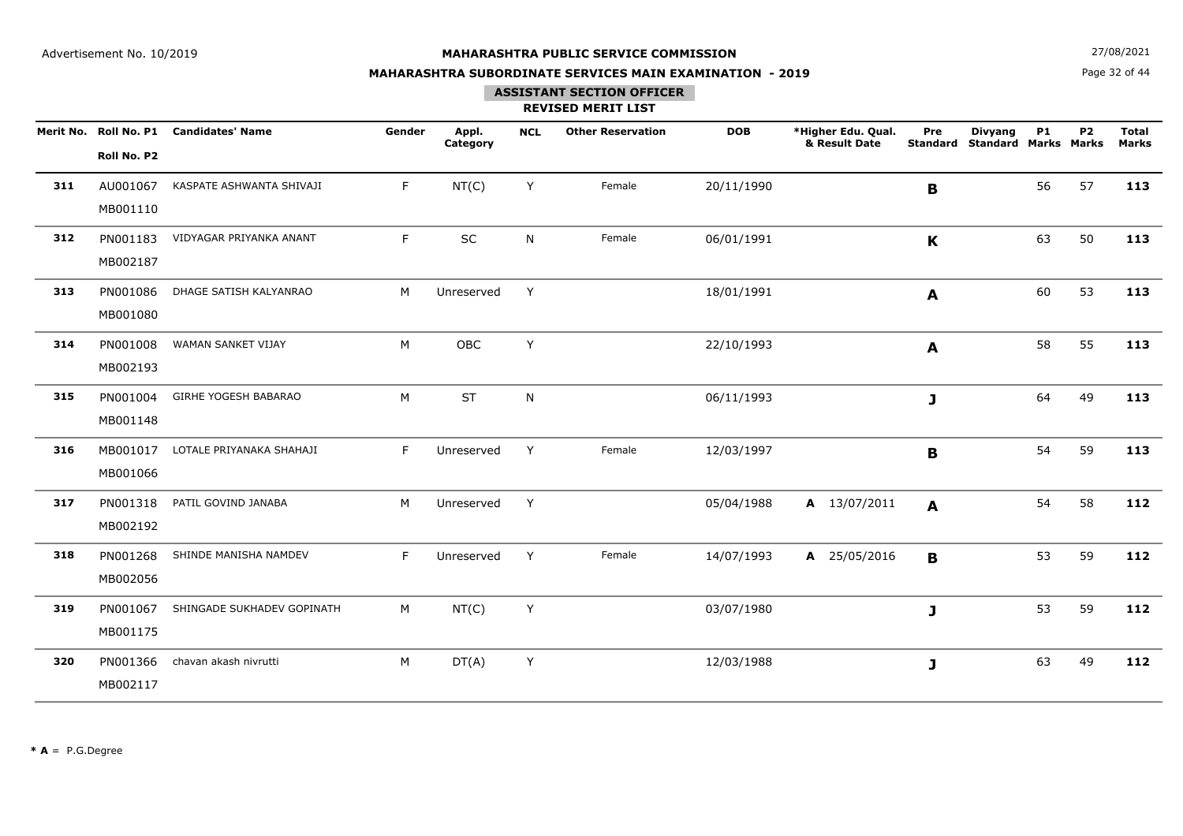Advertisement No. 10/2019

27/08/2021

**MAHARASHTRA PUBLIC SERVICE COMMISSION**

**MAHARASHTRA SUBORDINATE SERVICES MAIN EXAMINATION - 2019**

**ASSISTANT SECTION OFFICER**

**REVISED MERIT LIST**

| Merit No. | Roll No. P1 / Roll No. P2 | Candidates' Name | Gender | Appl. Category | NCL | Other Reservation | DOB | *Higher Edu. Qual. & Result Date | Pre Standard | Divyang Standard | P1 Marks | P2 Marks | Total Marks |
|---|---|---|---|---|---|---|---|---|---|---|---|---|---|
| **311** | AU001067 / MB001110 | KASPATE ASHWANTA SHIVAJI | F | NT(C) | Y | Female | 20/11/1990 | | **B** | | 56 | 57 | **113** |
| **312** | PN001183 / MB002187 | VIDYAGAR PRIYANKA ANANT | F | SC | N | Female | 06/01/1991 | | **K** | | 63 | 50 | **113** |
| **313** | PN001086 / MB001080 | DHAGE SATISH KALYANRAO | M | Unreserved | Y | | 18/01/1991 | | **A** | | 60 | 53 | **113** |
| **314** | PN001008 / MB002193 | WAMAN SANKET VIJAY | M | OBC | Y | | 22/10/1993 | | **A** | | 58 | 55 | **113** |
| **315** | PN001004 / MB001148 | GIRHE YOGESH BABARAO | M | ST | N | | 06/11/1993 | | **J** | | 64 | 49 | **113** |
| **316** | MB001017 / MB001066 | LOTALE PRIYANAKA SHAHAJI | F | Unreserved | Y | Female | 12/03/1997 | | **B** | | 54 | 59 | **113** |
| **317** | PN001318 / MB002192 | PATIL GOVIND JANABA | M | Unreserved | Y | | 05/04/1988 | **A** 13/07/2011 | **A** | | 54 | 58 | **112** |
| **318** | PN001268 / MB002056 | SHINDE MANISHA NAMDEV | F | Unreserved | Y | Female | 14/07/1993 | **A** 25/05/2016 | **B** | | 53 | 59 | **112** |
| **319** | PN001067 / MB001175 | SHINGADE SUKHADEV GOPINATH | M | NT(C) | Y | | 03/07/1980 | | **J** | | 53 | 59 | **112** |
| **320** | PN001366 / MB002117 | chavan akash nivrutti | M | DT(A) | Y | | 12/03/1988 | | **J** | | 63 | 49 | **112** |

**\* A** = P.G.Degree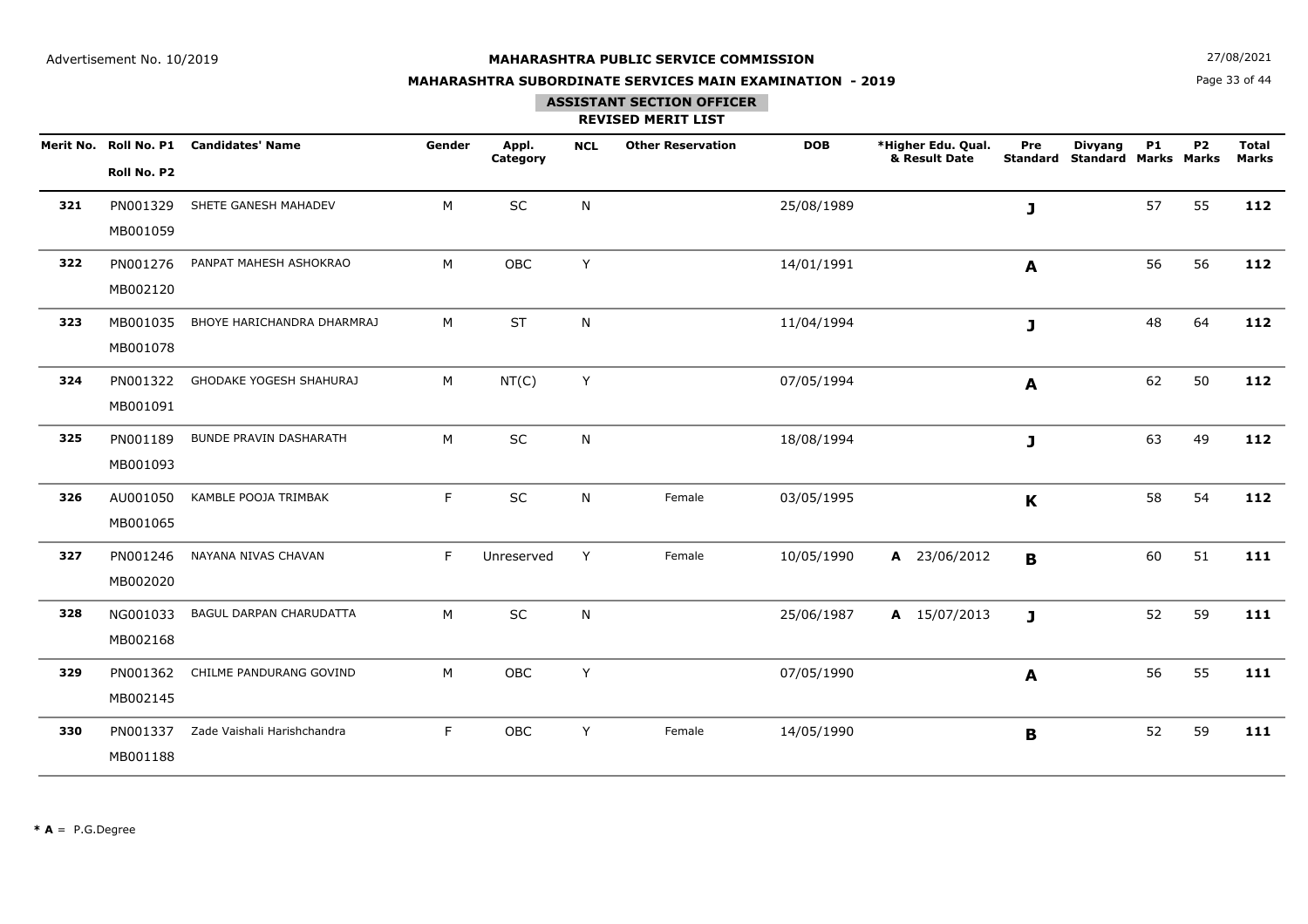Advertisement No. 10/2019

**MAHARASHTRA PUBLIC SERVICE COMMISSION**

**MAHARASHTRA SUBORDINATE SERVICES MAIN EXAMINATION - 2019**

27/08/2021

## ASSISTANT SECTION OFFICER

### REVISED MERIT LIST

| Merit No. | Roll No. P1 / Roll No. P2 | Candidates' Name | Gender | Appl. Category | NCL | Other Reservation | DOB | *Higher Edu. Qual. & Result Date | Pre Standard | Divyang Standard | P1 Marks | P2 Marks | Total Marks |
|---|---|---|---|---|---|---|---|---|---|---|---|---|---|
| **321** | PN001329 MB001059 | SHETE GANESH MAHADEV | M | SC | N | | 25/08/1989 | | **J** | | 57 | 55 | **112** |
| **322** | PN001276 MB002120 | PANPAT MAHESH ASHOKRAO | M | OBC | Y | | 14/01/1991 | | **A** | | 56 | 56 | **112** |
| **323** | MB001035 MB001078 | BHOYE HARICHANDRA DHARMRAJ | M | ST | N | | 11/04/1994 | | **J** | | 48 | 64 | **112** |
| **324** | PN001322 MB001091 | GHODAKE YOGESH SHAHURAJ | M | NT(C) | Y | | 07/05/1994 | | **A** | | 62 | 50 | **112** |
| **325** | PN001189 MB001093 | BUNDE PRAVIN DASHARATH | M | SC | N | | 18/08/1994 | | **J** | | 63 | 49 | **112** |
| **326** | AU001050 MB001065 | KAMBLE POOJA TRIMBAK | F | SC | N | Female | 03/05/1995 | | **K** | | 58 | 54 | **112** |
| **327** | PN001246 MB002020 | NAYANA NIVAS CHAVAN | F | Unreserved | Y | Female | 10/05/1990 | **A** 23/06/2012 | **B** | | 60 | 51 | **111** |
| **328** | NG001033 MB002168 | BAGUL DARPAN CHARUDATTA | M | SC | N | | 25/06/1987 | **A** 15/07/2013 | **J** | | 52 | 59 | **111** |
| **329** | PN001362 MB002145 | CHILME PANDURANG GOVIND | M | OBC | Y | | 07/05/1990 | | **A** | | 56 | 55 | **111** |
| **330** | PN001337 MB001188 | Zade Vaishali Harishchandra | F | OBC | Y | Female | 14/05/1990 | | **B** | | 52 | 59 | **111** |

*** A** = P.G.Degree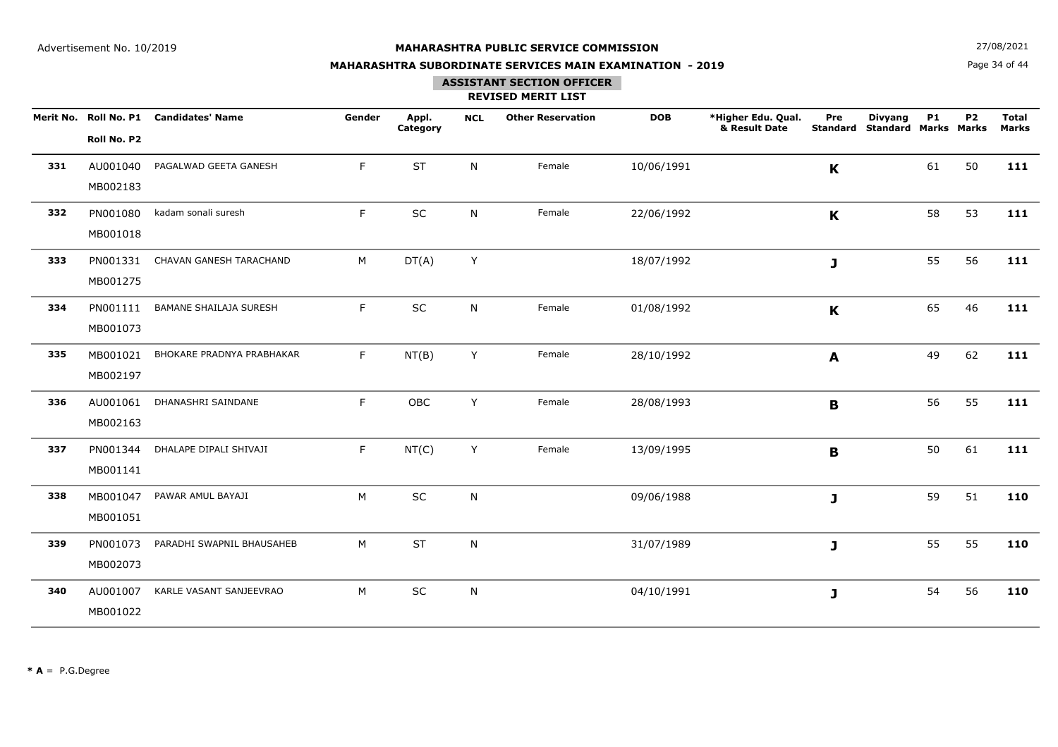Advertisement No. 10/2019

# MAHARASHTRA PUBLIC SERVICE COMMISSION

## MAHARASHTRA SUBORDINATE SERVICES MAIN EXAMINATION - 2019

27/08/2021

### ASSISTANT SECTION OFFICER

### REVISED MERIT LIST

| Merit No. | Roll No. P1 / Roll No. P2 | Candidates' Name | Gender | Appl. Category | NCL | Other Reservation | DOB | *Higher Edu. Qual. & Result Date | Pre Standard | Divyang Standard | P1 Marks | P2 Marks | Total Marks |
|---|---|---|---|---|---|---|---|---|---|---|---|---|---|
| **331** | AU001040 MB002183 | PAGALWAD GEETA GANESH | F | ST | N | Female | 10/06/1991 | | **K** | | 61 | 50 | **111** |
| **332** | PN001080 MB001018 | kadam sonali suresh | F | SC | N | Female | 22/06/1992 | | **K** | | 58 | 53 | **111** |
| **333** | PN001331 MB001275 | CHAVAN GANESH TARACHAND | M | DT(A) | Y | | 18/07/1992 | | **J** | | 55 | 56 | **111** |
| **334** | PN001111 MB001073 | BAMANE SHAILAJA SURESH | F | SC | N | Female | 01/08/1992 | | **K** | | 65 | 46 | **111** |
| **335** | MB001021 MB002197 | BHOKARE PRADNYA PRABHAKAR | F | NT(B) | Y | Female | 28/10/1992 | | **A** | | 49 | 62 | **111** |
| **336** | AU001061 MB002163 | DHANASHRI SAINDANE | F | OBC | Y | Female | 28/08/1993 | | **B** | | 56 | 55 | **111** |
| **337** | PN001344 MB001141 | DHALAPE DIPALI SHIVAJI | F | NT(C) | Y | Female | 13/09/1995 | | **B** | | 50 | 61 | **111** |
| **338** | MB001047 MB001051 | PAWAR AMUL BAYAJI | M | SC | N | | 09/06/1988 | | **J** | | 59 | 51 | **110** |
| **339** | PN001073 MB002073 | PARADHI SWAPNIL BHAUSAHEB | M | ST | N | | 31/07/1989 | | **J** | | 55 | 55 | **110** |
| **340** | AU001007 MB001022 | KARLE VASANT SANJEEVRAO | M | SC | N | | 04/10/1991 | | **J** | | 54 | 56 | **110** |

**\* A** = P.G.Degree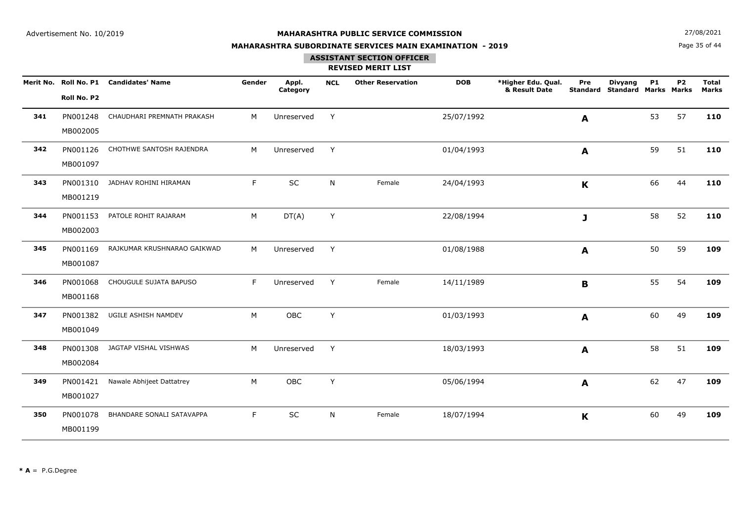Advertisement No. 10/2019

**MAHARASHTRA PUBLIC SERVICE COMMISSION**

**MAHARASHTRA SUBORDINATE SERVICES MAIN EXAMINATION - 2019**

**ASSISTANT SECTION OFFICER**

**REVISED MERIT LIST**

27/08/2021

| Merit No. | Roll No. P1 / Roll No. P2 | Candidates' Name | Gender | Appl. Category | NCL | Other Reservation | DOB | *Higher Edu. Qual. & Result Date | Pre Standard | Divyang Standard | P1 Marks | P2 Marks | Total Marks |
|---|---|---|---|---|---|---|---|---|---|---|---|---|---|
| **341** | PN001248 MB002005 | CHAUDHARI PREMNATH PRAKASH | M | Unreserved | Y | | 25/07/1992 | | **A** | | 53 | 57 | **110** |
| **342** | PN001126 MB001097 | CHOTHWE SANTOSH RAJENDRA | M | Unreserved | Y | | 01/04/1993 | | **A** | | 59 | 51 | **110** |
| **343** | PN001310 MB001219 | JADHAV ROHINI HIRAMAN | F | SC | N | Female | 24/04/1993 | | **K** | | 66 | 44 | **110** |
| **344** | PN001153 MB002003 | PATOLE ROHIT RAJARAM | M | DT(A) | Y | | 22/08/1994 | | **J** | | 58 | 52 | **110** |
| **345** | PN001169 MB001087 | RAJKUMAR KRUSHNARAO GAIKWAD | M | Unreserved | Y | | 01/08/1988 | | **A** | | 50 | 59 | **109** |
| **346** | PN001068 MB001168 | CHOUGULE SUJATA BAPUSO | F | Unreserved | Y | Female | 14/11/1989 | | **B** | | 55 | 54 | **109** |
| **347** | PN001382 MB001049 | UGILE ASHISH NAMDEV | M | OBC | Y | | 01/03/1993 | | **A** | | 60 | 49 | **109** |
| **348** | PN001308 MB002084 | JAGTAP VISHAL VISHWAS | M | Unreserved | Y | | 18/03/1993 | | **A** | | 58 | 51 | **109** |
| **349** | PN001421 MB001027 | Nawale Abhijeet Dattatrey | M | OBC | Y | | 05/06/1994 | | **A** | | 62 | 47 | **109** |
| **350** | PN001078 MB001199 | BHANDARE SONALI SATAVAPPA | F | SC | N | Female | 18/07/1994 | | **K** | | 60 | 49 | **109** |

**\* A** = P.G.Degree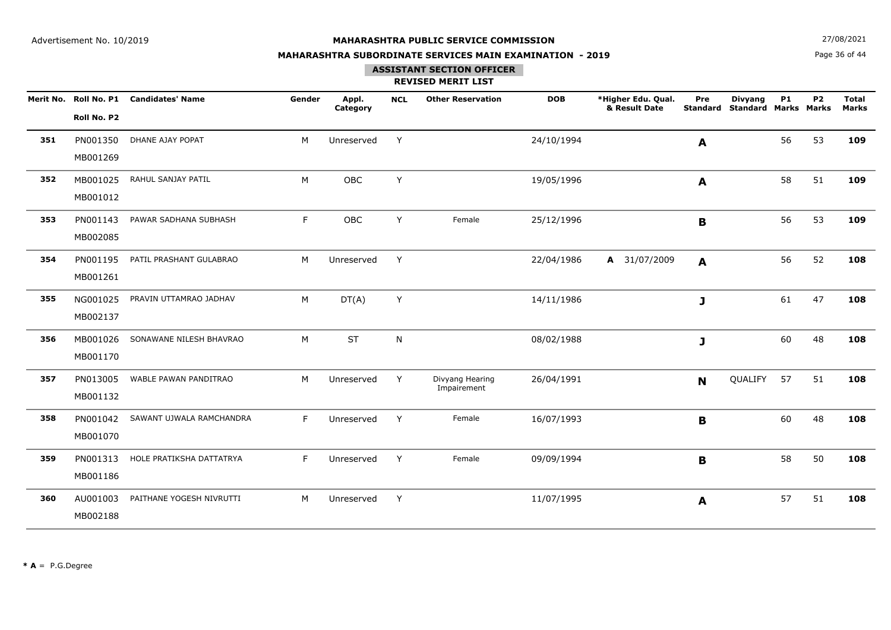Advertisement No. 10/2019

**MAHARASHTRA PUBLIC SERVICE COMMISSION**

**MAHARASHTRA SUBORDINATE SERVICES MAIN EXAMINATION - 2019**

27/08/2021

## ASSISTANT SECTION OFFICER

### REVISED MERIT LIST

| Merit No. | Roll No. P1 / Roll No. P2 | Candidates' Name | Gender | Appl. Category | NCL | Other Reservation | DOB | *Higher Edu. Qual. & Result Date | Pre Standard | Divyang Standard | P1 Marks | P2 Marks | Total Marks |
|---|---|---|---|---|---|---|---|---|---|---|---|---|---|
| **351** | PN001350 / MB001269 | DHANE AJAY POPAT | M | Unreserved | Y | | 24/10/1994 | | **A** | | 56 | 53 | **109** |
| **352** | MB001025 / MB001012 | RAHUL SANJAY PATIL | M | OBC | Y | | 19/05/1996 | | **A** | | 58 | 51 | **109** |
| **353** | PN001143 / MB002085 | PAWAR SADHANA SUBHASH | F | OBC | Y | Female | 25/12/1996 | | **B** | | 56 | 53 | **109** |
| **354** | PN001195 / MB001261 | PATIL PRASHANT GULABRAO | M | Unreserved | Y | | 22/04/1986 | **A** 31/07/2009 | **A** | | 56 | 52 | **108** |
| **355** | NG001025 / MB002137 | PRAVIN UTTAMRAO JADHAV | M | DT(A) | Y | | 14/11/1986 | | **J** | | 61 | 47 | **108** |
| **356** | MB001026 / MB001170 | SONAWANE NILESH BHAVRAO | M | ST | N | | 08/02/1988 | | **J** | | 60 | 48 | **108** |
| **357** | PN013005 / MB001132 | WABLE PAWAN PANDITRAO | M | Unreserved | Y | Divyang Hearing Impairement | 26/04/1991 | | **N** | QUALIFY | 57 | 51 | **108** |
| **358** | PN001042 / MB001070 | SAWANT UJWALA RAMCHANDRA | F | Unreserved | Y | Female | 16/07/1993 | | **B** | | 60 | 48 | **108** |
| **359** | PN001313 / MB001186 | HOLE PRATIKSHA DATTATRYA | F | Unreserved | Y | Female | 09/09/1994 | | **B** | | 58 | 50 | **108** |
| **360** | AU001003 / MB002188 | PAITHANE YOGESH NIVRUTTI | M | Unreserved | Y | | 11/07/1995 | | **A** | | 57 | 51 | **108** |

*** A** = P.G.Degree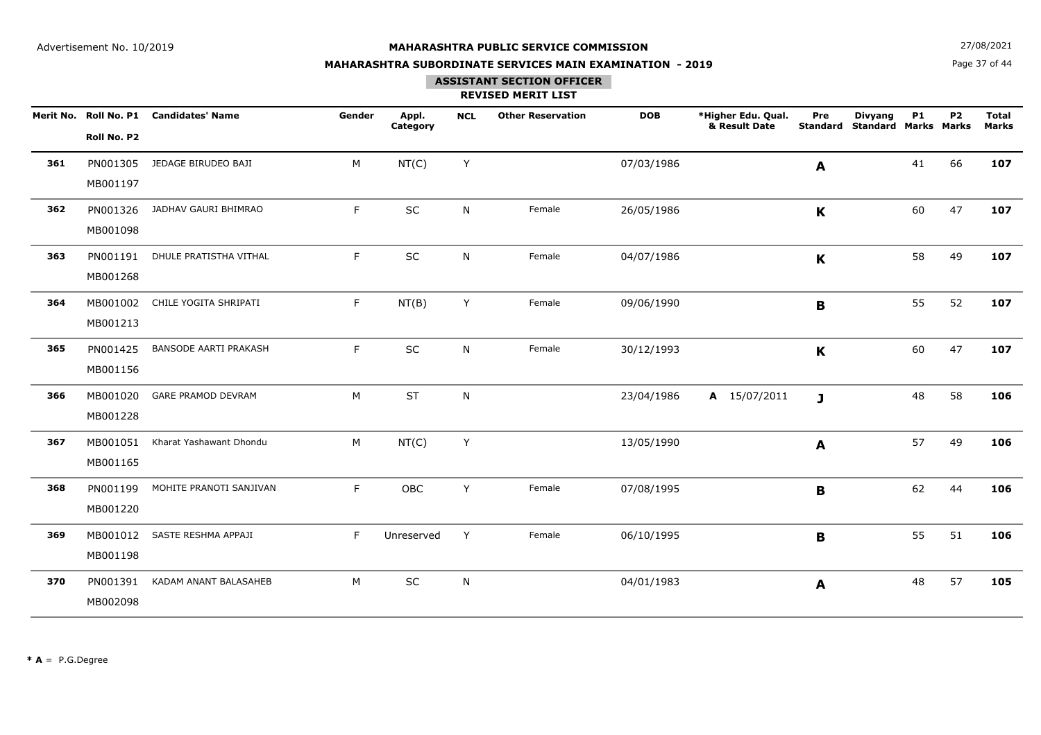Advertisement No. 10/2019

**MAHARASHTRA PUBLIC SERVICE COMMISSION**

**MAHARASHTRA SUBORDINATE SERVICES MAIN EXAMINATION - 2019**

27/08/2021

**ASSISTANT SECTION OFFICER**

**REVISED MERIT LIST**

| Merit No. | Roll No. P1 / Roll No. P2 | Candidates' Name | Gender | Appl. Category | NCL | Other Reservation | DOB | *Higher Edu. Qual. & Result Date | Pre Standard | Divyang Standard | P1 Marks | P2 Marks | Total Marks |
|---|---|---|---|---|---|---|---|---|---|---|---|---|---|
| **361** | PN001305 MB001197 | JEDAGE BIRUDEO BAJI | M | NT(C) | Y | | 07/03/1986 | | **A** | | 41 | 66 | **107** |
| **362** | PN001326 MB001098 | JADHAV GAURI BHIMRAO | F | SC | N | Female | 26/05/1986 | | **K** | | 60 | 47 | **107** |
| **363** | PN001191 MB001268 | DHULE PRATISTHA VITHAL | F | SC | N | Female | 04/07/1986 | | **K** | | 58 | 49 | **107** |
| **364** | MB001002 MB001213 | CHILE YOGITA SHRIPATI | F | NT(B) | Y | Female | 09/06/1990 | | **B** | | 55 | 52 | **107** |
| **365** | PN001425 MB001156 | BANSODE AARTI PRAKASH | F | SC | N | Female | 30/12/1993 | | **K** | | 60 | 47 | **107** |
| **366** | MB001020 MB001228 | GARE PRAMOD DEVRAM | M | ST | N | | 23/04/1986 | **A** 15/07/2011 | **J** | | 48 | 58 | **106** |
| **367** | MB001051 MB001165 | Kharat Yashawant Dhondu | M | NT(C) | Y | | 13/05/1990 | | **A** | | 57 | 49 | **106** |
| **368** | PN001199 MB001220 | MOHITE PRANOTI SANJIVAN | F | OBC | Y | Female | 07/08/1995 | | **B** | | 62 | 44 | **106** |
| **369** | MB001012 MB001198 | SASTE RESHMA APPAJI | F | Unreserved | Y | Female | 06/10/1995 | | **B** | | 55 | 51 | **106** |
| **370** | PN001391 MB002098 | KADAM ANANT BALASAHEB | M | SC | N | | 04/01/1983 | | **A** | | 48 | 57 | **105** |

**\* A** = P.G.Degree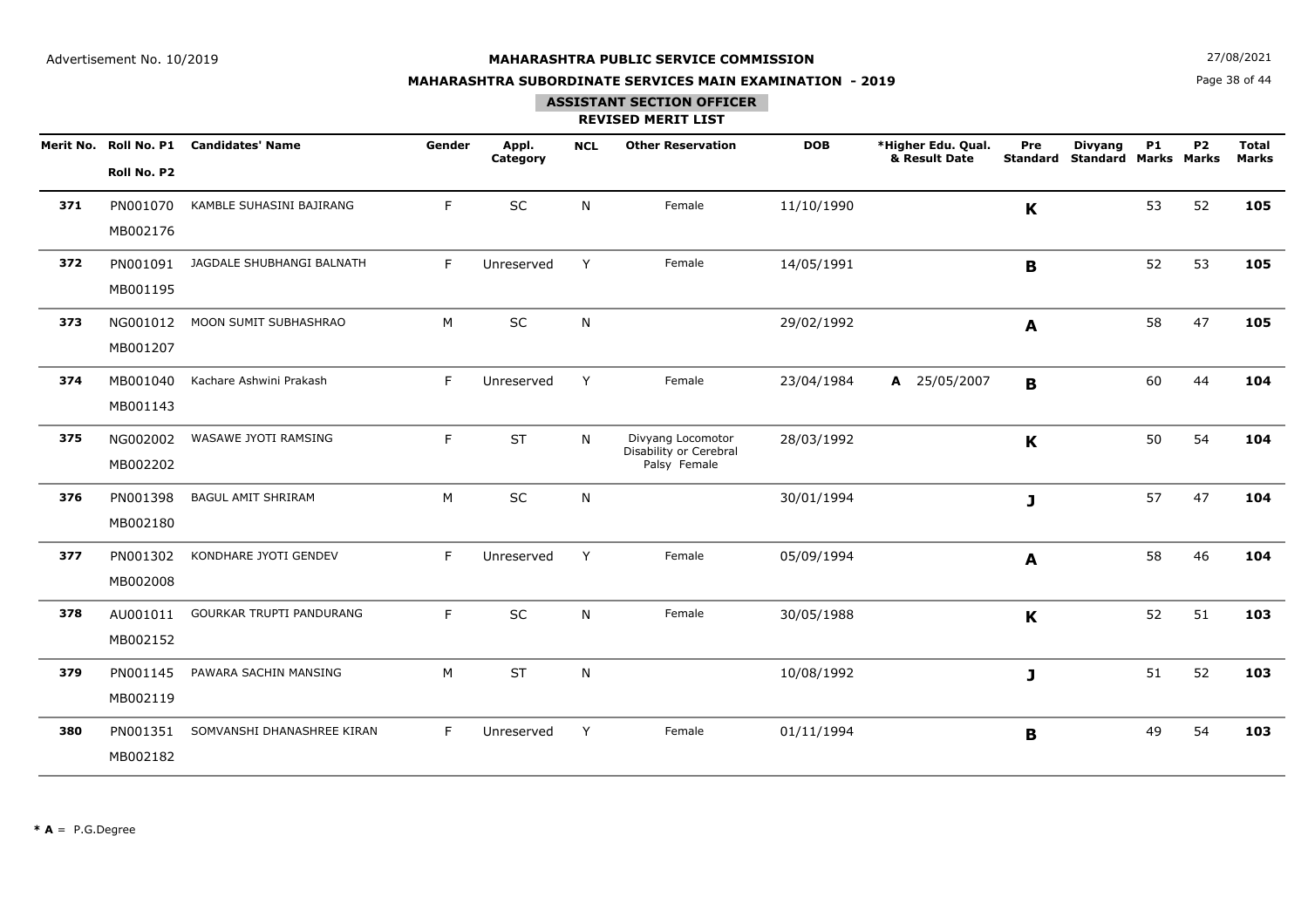Advertisement No. 10/2019

**MAHARASHTRA PUBLIC SERVICE COMMISSION**

**MAHARASHTRA SUBORDINATE SERVICES MAIN EXAMINATION - 2019**

27/08/2021

**ASSISTANT SECTION OFFICER**

**REVISED MERIT LIST**

| Merit No. | Roll No. P1 / Roll No. P2 | Candidates' Name | Gender | Appl. Category | NCL | Other Reservation | DOB | *Higher Edu. Qual. & Result Date | Pre Standard | Divyang Standard | P1 Marks | P2 Marks | Total Marks |
|---|---|---|---|---|---|---|---|---|---|---|---|---|---|
| **371** | PN001070 MB002176 | KAMBLE SUHASINI BAJIRANG | F | SC | N | Female | 11/10/1990 | | **K** | | 53 | 52 | **105** |
| **372** | PN001091 MB001195 | JAGDALE SHUBHANGI BALNATH | F | Unreserved | Y | Female | 14/05/1991 | | **B** | | 52 | 53 | **105** |
| **373** | NG001012 MB001207 | MOON SUMIT SUBHASHRAO | M | SC | N | | 29/02/1992 | | **A** | | 58 | 47 | **105** |
| **374** | MB001040 MB001143 | Kachare Ashwini Prakash | F | Unreserved | Y | Female | 23/04/1984 | **A** 25/05/2007 | **B** | | 60 | 44 | **104** |
| **375** | NG002002 MB002202 | WASAWE JYOTI RAMSING | F | ST | N | Divyang Locomotor Disability or Cerebral Palsy Female | 28/03/1992 | | **K** | | 50 | 54 | **104** |
| **376** | PN001398 MB002180 | BAGUL AMIT SHRIRAM | M | SC | N | | 30/01/1994 | | **J** | | 57 | 47 | **104** |
| **377** | PN001302 MB002008 | KONDHARE JYOTI GENDEV | F | Unreserved | Y | Female | 05/09/1994 | | **A** | | 58 | 46 | **104** |
| **378** | AU001011 MB002152 | GOURKAR TRUPTI PANDURANG | F | SC | N | Female | 30/05/1988 | | **K** | | 52 | 51 | **103** |
| **379** | PN001145 MB002119 | PAWARA SACHIN MANSING | M | ST | N | | 10/08/1992 | | **J** | | 51 | 52 | **103** |
| **380** | PN001351 MB002182 | SOMVANSHI DHANASHREE KIRAN | F | Unreserved | Y | Female | 01/11/1994 | | **B** | | 49 | 54 | **103** |

*** A** = P.G.Degree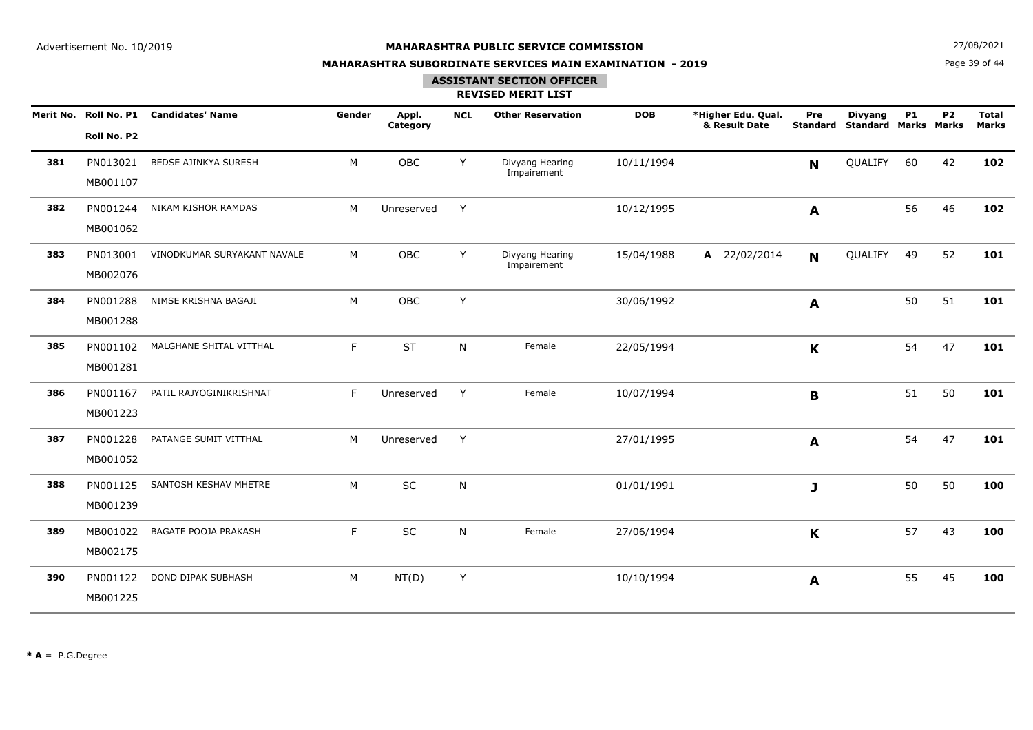Advertisement No. 10/2019

**MAHARASHTRA PUBLIC SERVICE COMMISSION**

**MAHARASHTRA SUBORDINATE SERVICES MAIN EXAMINATION - 2019**

27/08/2021

## ASSISTANT SECTION OFFICER

### REVISED MERIT LIST

| Merit No. | Roll No. P1 / Roll No. P2 | Candidates' Name | Gender | Appl. Category | NCL | Other Reservation | DOB | *Higher Edu. Qual. & Result Date | Pre Standard | Divyang Standard | P1 Marks | P2 Marks | Total Marks |
|---|---|---|---|---|---|---|---|---|---|---|---|---|---|
| **381** | PN013021 / MB001107 | BEDSE AJINKYA SURESH | M | OBC | Y | Divyang Hearing Impairement | 10/11/1994 | | **N** | QUALIFY | 60 | 42 | **102** |
| **382** | PN001244 / MB001062 | NIKAM KISHOR RAMDAS | M | Unreserved | Y | | 10/12/1995 | | **A** | | 56 | 46 | **102** |
| **383** | PN013001 / MB002076 | VINODKUMAR SURYAKANT NAVALE | M | OBC | Y | Divyang Hearing Impairement | 15/04/1988 | **A** 22/02/2014 | **N** | QUALIFY | 49 | 52 | **101** |
| **384** | PN001288 / MB001288 | NIMSE KRISHNA BAGAJI | M | OBC | Y | | 30/06/1992 | | **A** | | 50 | 51 | **101** |
| **385** | PN001102 / MB001281 | MALGHANE SHITAL VITTHAL | F | ST | N | Female | 22/05/1994 | | **K** | | 54 | 47 | **101** |
| **386** | PN001167 / MB001223 | PATIL RAJYOGINIKRISHNAT | F | Unreserved | Y | Female | 10/07/1994 | | **B** | | 51 | 50 | **101** |
| **387** | PN001228 / MB001052 | PATANGE SUMIT VITTHAL | M | Unreserved | Y | | 27/01/1995 | | **A** | | 54 | 47 | **101** |
| **388** | PN001125 / MB001239 | SANTOSH KESHAV MHETRE | M | SC | N | | 01/01/1991 | | **J** | | 50 | 50 | **100** |
| **389** | MB001022 / MB002175 | BAGATE POOJA PRAKASH | F | SC | N | Female | 27/06/1994 | | **K** | | 57 | 43 | **100** |
| **390** | PN001122 / MB001225 | DOND DIPAK SUBHASH | M | NT(D) | Y | | 10/10/1994 | | **A** | | 55 | 45 | **100** |

*** A** = P.G.Degree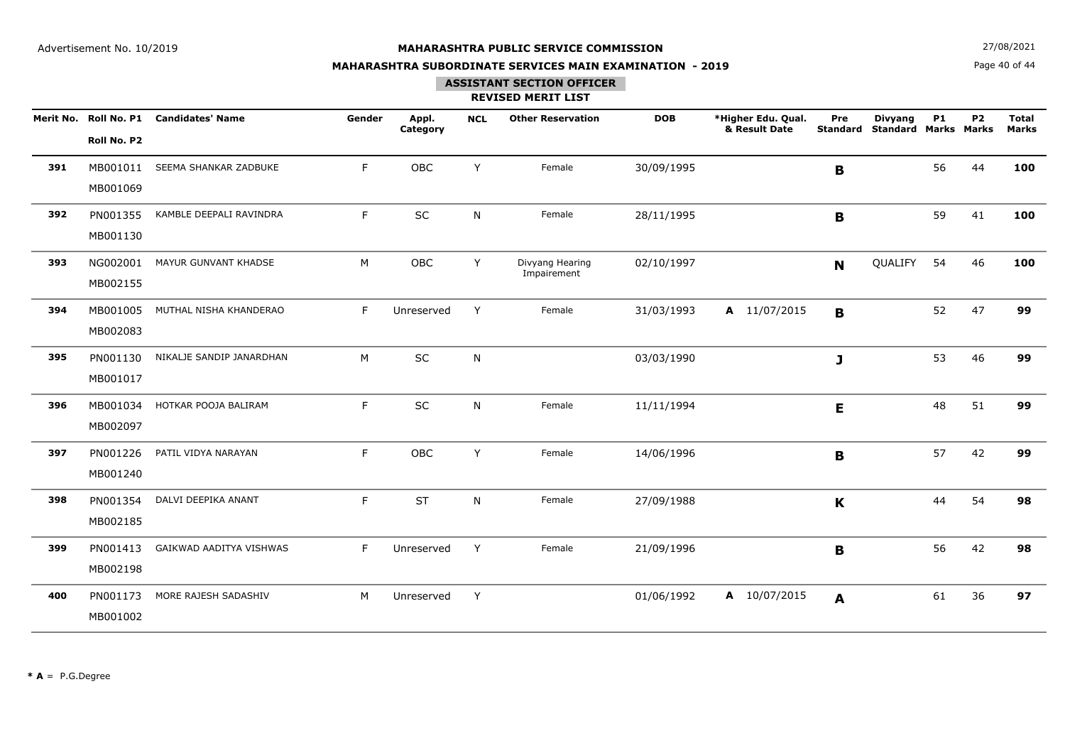# MAHARASHTRA PUBLIC SERVICE COMMISSION

## MAHARASHTRA SUBORDINATE SERVICES MAIN EXAMINATION - 2019

### ASSISTANT SECTION OFFICER

### REVISED MERIT LIST

| Merit No. | Roll No. P1 / Roll No. P2 | Candidates' Name | Gender | Appl. Category | NCL | Other Reservation | DOB | *Higher Edu. Qual. & Result Date | Pre Standard | Divyang Standard | P1 Marks | P2 Marks | Total Marks |
|---|---|---|---|---|---|---|---|---|---|---|---|---|---|
| 391 | MB001011 / MB001069 | SEEMA SHANKAR ZADBUKE | F | OBC | Y | Female | 30/09/1995 | | B | | 56 | 44 | 100 |
| 392 | PN001355 / MB001130 | KAMBLE DEEPALI RAVINDRA | F | SC | N | Female | 28/11/1995 | | B | | 59 | 41 | 100 |
| 393 | NG002001 / MB002155 | MAYUR GUNVANT KHADSE | M | OBC | Y | Divyang Hearing Impairement | 02/10/1997 | | N | QUALIFY | 54 | 46 | 100 |
| 394 | MB001005 / MB002083 | MUTHAL NISHA KHANDERAO | F | Unreserved | Y | Female | 31/03/1993 | A 11/07/2015 | B | | 52 | 47 | 99 |
| 395 | PN001130 / MB001017 | NIKALJE SANDIP JANARDHAN | M | SC | N | | 03/03/1990 | | J | | 53 | 46 | 99 |
| 396 | MB001034 / MB002097 | HOTKAR POOJA BALIRAM | F | SC | N | Female | 11/11/1994 | | E | | 48 | 51 | 99 |
| 397 | PN001226 / MB001240 | PATIL VIDYA NARAYAN | F | OBC | Y | Female | 14/06/1996 | | B | | 57 | 42 | 99 |
| 398 | PN001354 / MB002185 | DALVI DEEPIKA ANANT | F | ST | N | Female | 27/09/1988 | | K | | 44 | 54 | 98 |
| 399 | PN001413 / MB002198 | GAIKWAD AADITYA VISHWAS | F | Unreserved | Y | Female | 21/09/1996 | | B | | 56 | 42 | 98 |
| 400 | PN001173 / MB001002 | MORE RAJESH SADASHIV | M | Unreserved | Y | | 01/06/1992 | A 10/07/2015 | A | | 61 | 36 | 97 |

**\* A** = P.G.Degree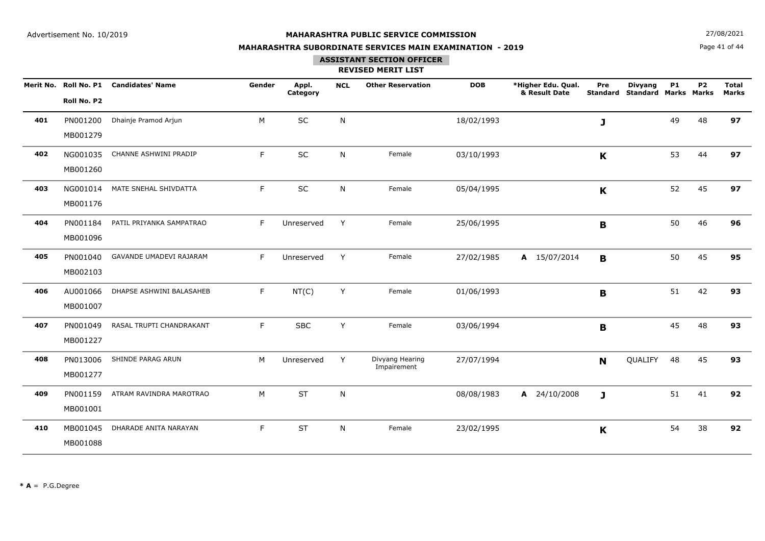Advertisement No. 10/2019

**MAHARASHTRA PUBLIC SERVICE COMMISSION**

**MAHARASHTRA SUBORDINATE SERVICES MAIN EXAMINATION - 2019**

**ASSISTANT SECTION OFFICER**

**REVISED MERIT LIST**

| Merit No. | Roll No. P1 / Roll No. P2 | Candidates' Name | Gender | Appl. Category | NCL | Other Reservation | DOB | *Higher Edu. Qual. & Result Date | Pre Standard | Divyang Standard | P1 Marks | P2 Marks | Total Marks |
|---|---|---|---|---|---|---|---|---|---|---|---|---|---|
| **401** | PN001200 MB001279 | Dhainje Pramod Arjun | M | SC | N | | 18/02/1993 | | **J** | | 49 | 48 | **97** |
| **402** | NG001035 MB001260 | CHANNE ASHWINI PRADIP | F | SC | N | Female | 03/10/1993 | | **K** | | 53 | 44 | **97** |
| **403** | NG001014 MB001176 | MATE SNEHAL SHIVDATTA | F | SC | N | Female | 05/04/1995 | | **K** | | 52 | 45 | **97** |
| **404** | PN001184 MB001096 | PATIL PRIYANKA SAMPATRAO | F | Unreserved | Y | Female | 25/06/1995 | | **B** | | 50 | 46 | **96** |
| **405** | PN001040 MB002103 | GAVANDE UMADEVI RAJARAM | F | Unreserved | Y | Female | 27/02/1985 | **A** 15/07/2014 | **B** | | 50 | 45 | **95** |
| **406** | AU001066 MB001007 | DHAPSE ASHWINI BALASAHEB | F | NT(C) | Y | Female | 01/06/1993 | | **B** | | 51 | 42 | **93** |
| **407** | PN001049 MB001227 | RASAL TRUPTI CHANDRAKANT | F | SBC | Y | Female | 03/06/1994 | | **B** | | 45 | 48 | **93** |
| **408** | PN013006 MB001277 | SHINDE PARAG ARUN | M | Unreserved | Y | Divyang Hearing Impairement | 27/07/1994 | | **N** | QUALIFY | 48 | 45 | **93** |
| **409** | PN001159 MB001001 | ATRAM RAVINDRA MAROTRAO | M | ST | N | | 08/08/1983 | **A** 24/10/2008 | **J** | | 51 | 41 | **92** |
| **410** | MB001045 MB001088 | DHARADE ANITA NARAYAN | F | ST | N | Female | 23/02/1995 | | **K** | | 54 | 38 | **92** |

**\* A** = P.G.Degree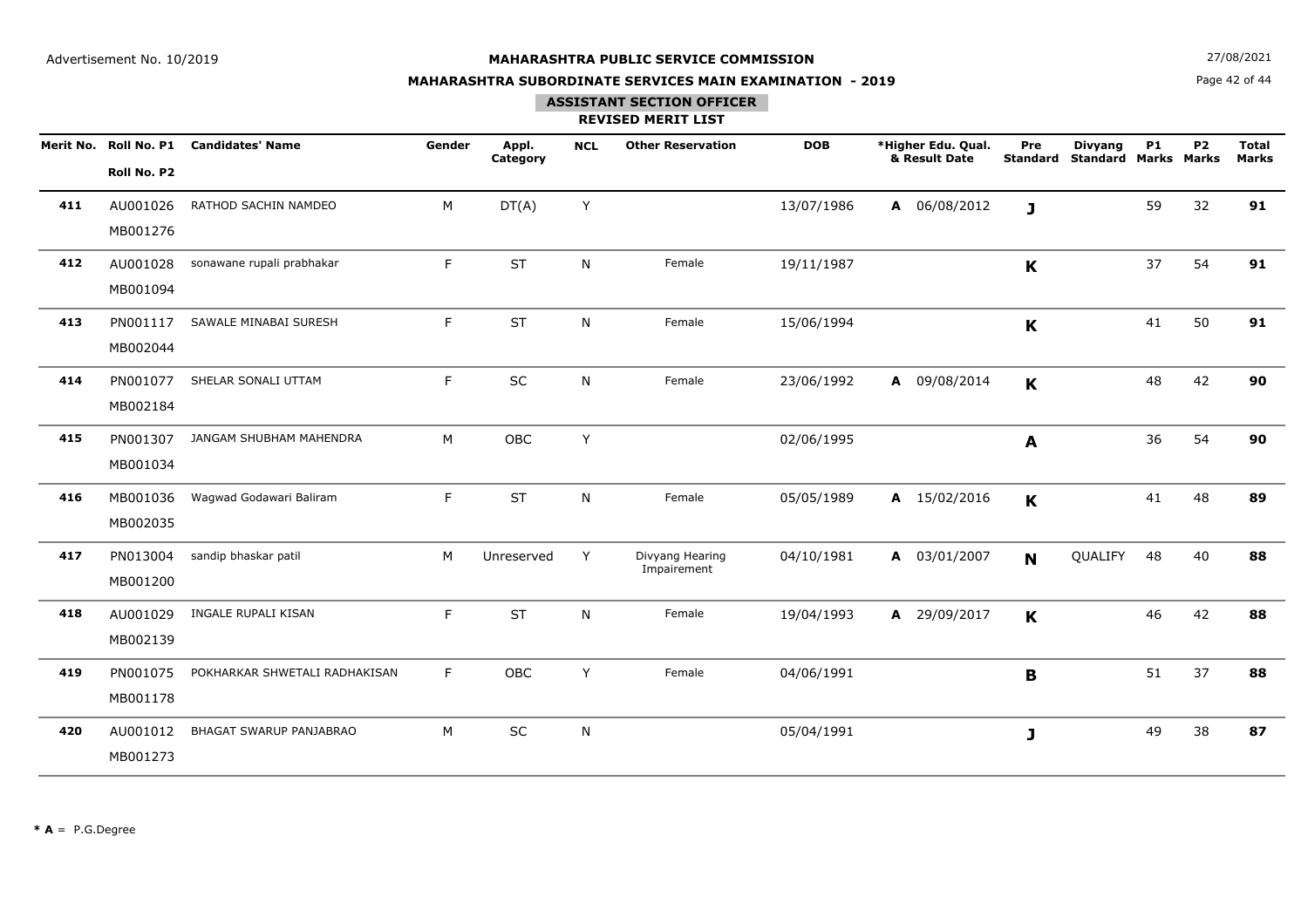Advertisement No. 10/2019

**MAHARASHTRA PUBLIC SERVICE COMMISSION**

**MAHARASHTRA SUBORDINATE SERVICES MAIN EXAMINATION - 2019**

27/08/2021

## ASSISTANT SECTION OFFICER

### REVISED MERIT LIST

| Merit No. | Roll No. P1 / Roll No. P2 | Candidates' Name | Gender | Appl. Category | NCL | Other Reservation | DOB | *Higher Edu. Qual. & Result Date | Pre Standard | Divyang Standard | P1 Marks | P2 Marks | Total Marks |
|---|---|---|---|---|---|---|---|---|---|---|---|---|---|
| **411** | AU001026 / MB001276 | RATHOD SACHIN NAMDEO | M | DT(A) | Y | | 13/07/1986 | **A** 06/08/2012 | **J** | | 59 | 32 | **91** |
| **412** | AU001028 / MB001094 | sonawane rupali prabhakar | F | ST | N | Female | 19/11/1987 | | **K** | | 37 | 54 | **91** |
| **413** | PN001117 / MB002044 | SAWALE MINABAI SURESH | F | ST | N | Female | 15/06/1994 | | **K** | | 41 | 50 | **91** |
| **414** | PN001077 / MB002184 | SHELAR SONALI UTTAM | F | SC | N | Female | 23/06/1992 | **A** 09/08/2014 | **K** | | 48 | 42 | **90** |
| **415** | PN001307 / MB001034 | JANGAM SHUBHAM MAHENDRA | M | OBC | Y | | 02/06/1995 | | **A** | | 36 | 54 | **90** |
| **416** | MB001036 / MB002035 | Wagwad Godawari Baliram | F | ST | N | Female | 05/05/1989 | **A** 15/02/2016 | **K** | | 41 | 48 | **89** |
| **417** | PN013004 / MB001200 | sandip bhaskar patil | M | Unreserved | Y | Divyang Hearing Impairement | 04/10/1981 | **A** 03/01/2007 | **N** | QUALIFY | 48 | 40 | **88** |
| **418** | AU001029 / MB002139 | INGALE RUPALI KISAN | F | ST | N | Female | 19/04/1993 | **A** 29/09/2017 | **K** | | 46 | 42 | **88** |
| **419** | PN001075 / MB001178 | POKHARKAR SHWETALI RADHAKISAN | F | OBC | Y | Female | 04/06/1991 | | **B** | | 51 | 37 | **88** |
| **420** | AU001012 / MB001273 | BHAGAT SWARUP PANJABRAO | M | SC | N | | 05/04/1991 | | **J** | | 49 | 38 | **87** |

*** A** = P.G.Degree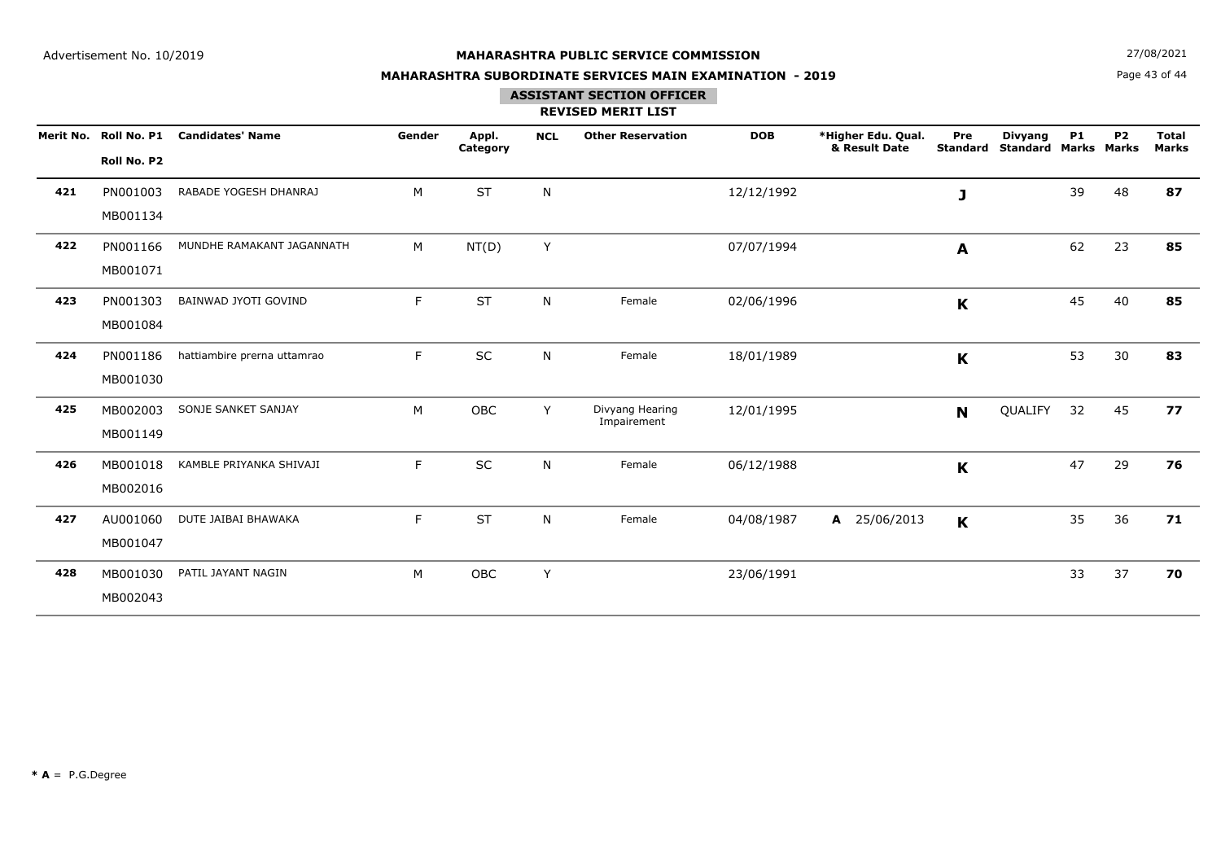Advertisement No. 10/2019

**MAHARASHTRA PUBLIC SERVICE COMMISSION**

**MAHARASHTRA SUBORDINATE SERVICES MAIN EXAMINATION - 2019**

27/08/2021

## ASSISTANT SECTION OFFICER

### REVISED MERIT LIST

| Merit No. | Roll No. P1 / Roll No. P2 | Candidates' Name | Gender | Appl. Category | NCL | Other Reservation | DOB | *Higher Edu. Qual. & Result Date | Pre Standard | Divyang Standard | P1 Marks | P2 Marks | Total Marks |
|---|---|---|---|---|---|---|---|---|---|---|---|---|---|
| **421** | PN001003 MB001134 | RABADE YOGESH DHANRAJ | M | ST | N | | 12/12/1992 | | **J** | | 39 | 48 | **87** |
| **422** | PN001166 MB001071 | MUNDHE RAMAKANT JAGANNATH | M | NT(D) | Y | | 07/07/1994 | | **A** | | 62 | 23 | **85** |
| **423** | PN001303 MB001084 | BAINWAD JYOTI GOVIND | F | ST | N | Female | 02/06/1996 | | **K** | | 45 | 40 | **85** |
| **424** | PN001186 MB001030 | hattiambire prerna uttamrao | F | SC | N | Female | 18/01/1989 | | **K** | | 53 | 30 | **83** |
| **425** | MB002003 MB001149 | SONJE SANKET SANJAY | M | OBC | Y | Divyang Hearing Impairement | 12/01/1995 | | **N** | QUALIFY | 32 | 45 | **77** |
| **426** | MB001018 MB002016 | KAMBLE PRIYANKA SHIVAJI | F | SC | N | Female | 06/12/1988 | | **K** | | 47 | 29 | **76** |
| **427** | AU001060 MB001047 | DUTE JAIBAI BHAWAKA | F | ST | N | Female | 04/08/1987 | **A** 25/06/2013 | **K** | | 35 | 36 | **71** |
| **428** | MB001030 MB002043 | PATIL JAYANT NAGIN | M | OBC | Y | | 23/06/1991 | | | | 33 | 37 | **70** |

**\* A** = P.G.Degree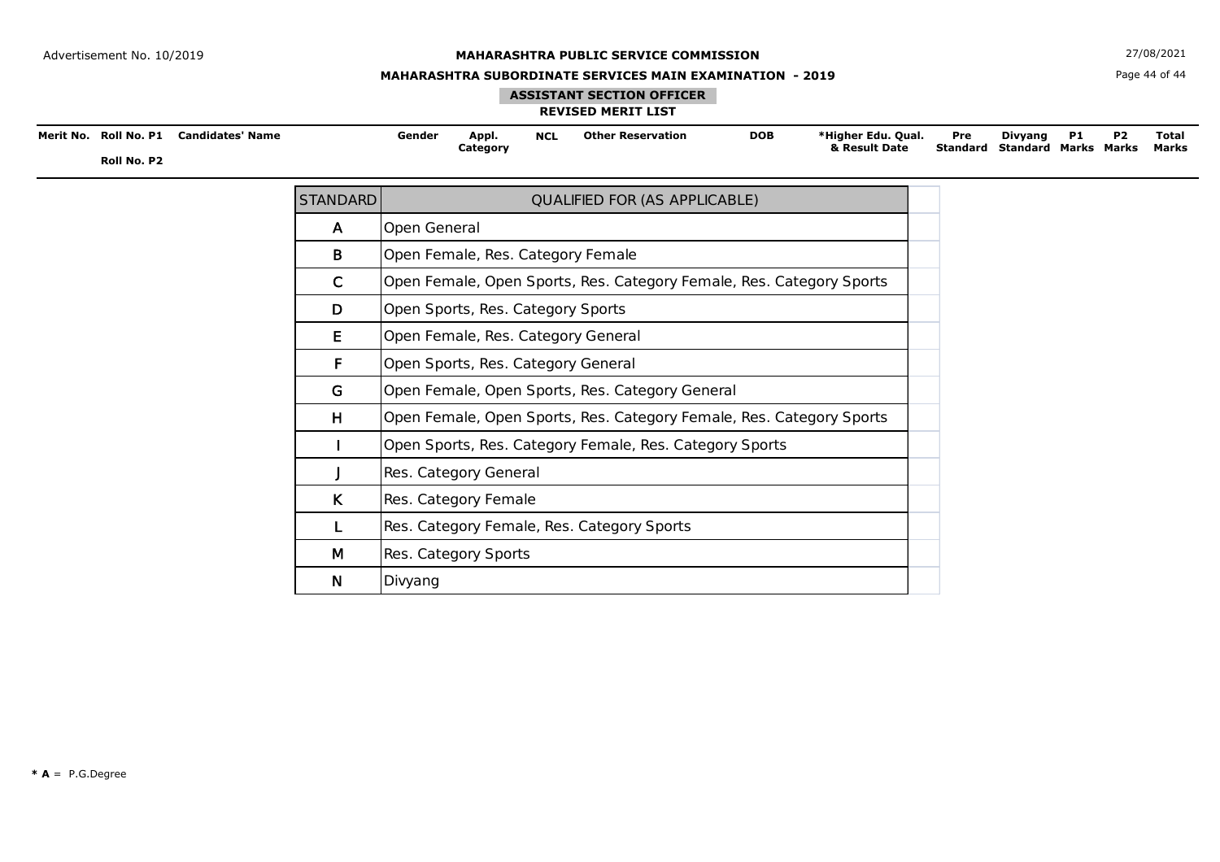Advertisement No. 10/2019

**MAHARASHTRA PUBLIC SERVICE COMMISSION**

**MAHARASHTRA SUBORDINATE SERVICES MAIN EXAMINATION - 2019**

**ASSISTANT SECTION OFFICER**

**REVISED MERIT LIST**

27/08/2021

| Merit No. | Roll No. P1 / Roll No. P2 | Candidates' Name | Gender | Appl. Category | NCL | Other Reservation | DOB | *Higher Edu. Qual. & Result Date | Pre Standard | Divyang Standard | P1 Marks | P2 Marks | Total Marks |
|---|---|---|---|---|---|---|---|---|---|---|---|---|---|

| STANDARD | QUALIFIED FOR (AS APPLICABLE) |
|---|---|
| A | Open General |
| B | Open Female, Res. Category Female |
| C | Open Female, Open Sports, Res. Category Female, Res. Category Sports |
| D | Open Sports, Res. Category Sports |
| E | Open Female, Res. Category General |
| F | Open Sports, Res. Category General |
| G | Open Female, Open Sports, Res. Category General |
| H | Open Female, Open Sports, Res. Category Female, Res. Category Sports |
| I | Open Sports, Res. Category Female, Res. Category Sports |
| J | Res. Category General |
| K | Res. Category Female |
| L | Res. Category Female, Res. Category Sports |
| M | Res. Category Sports |
| N | Divyang |

**\* A** = P.G.Degree